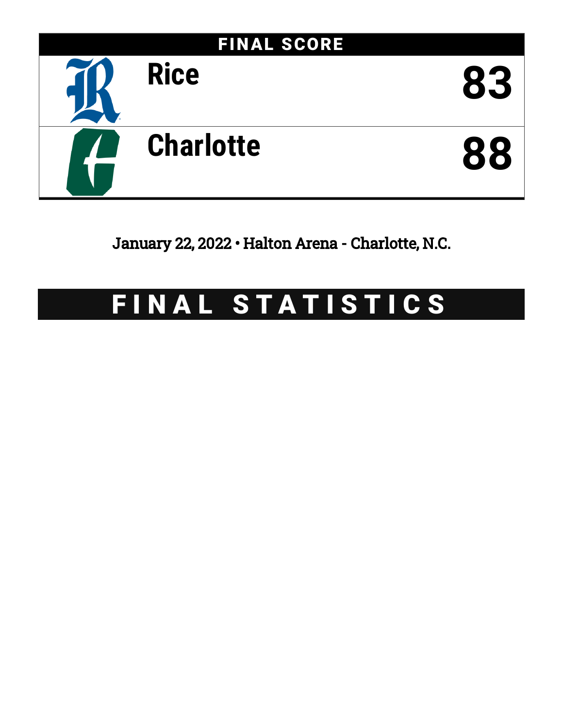## FINAL SCORE

| Team | Score |
| --- | --- |
| Rice | 83 |
| Charlotte | 88 |

January 22, 2022 • Halton Arena - Charlotte, N.C.

# FINAL STATISTICS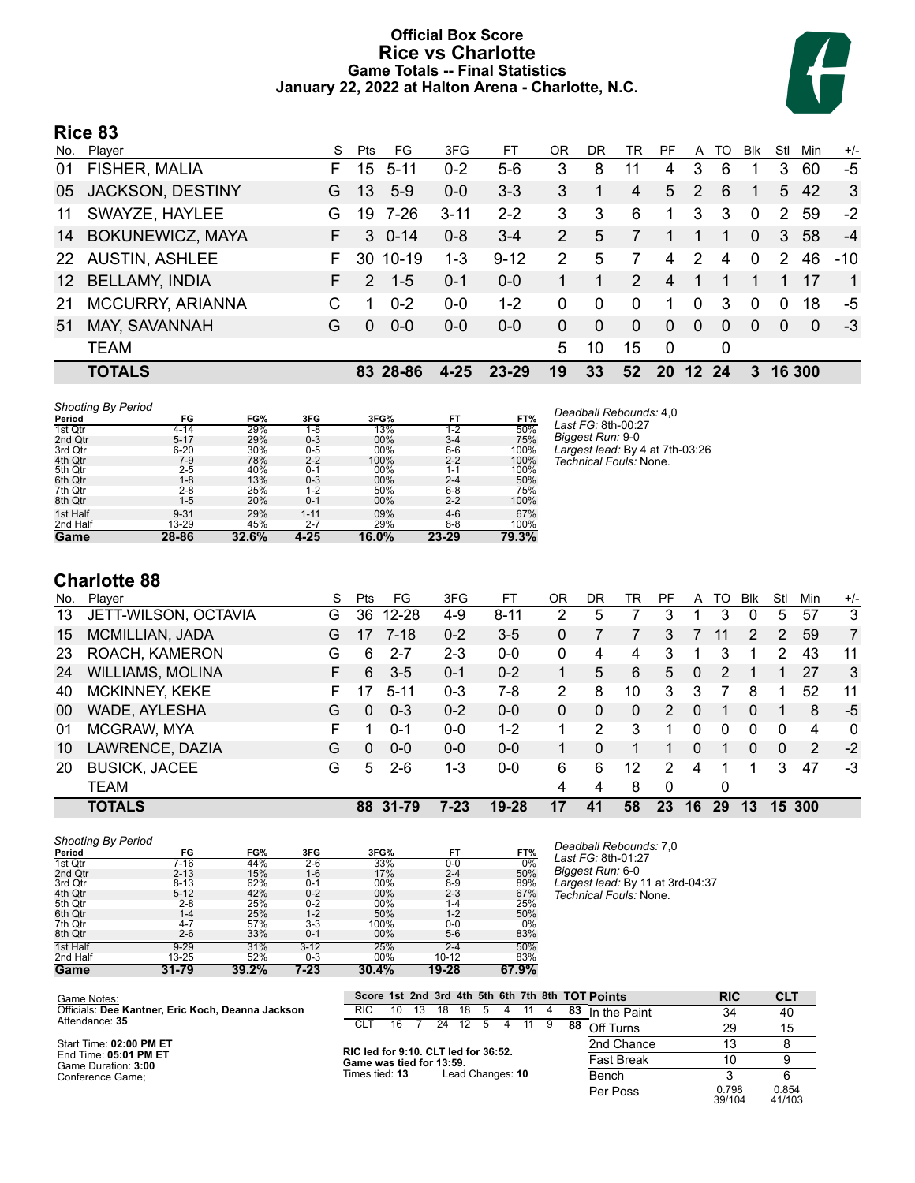# Official Box Score
## Rice vs Charlotte
### Game Totals -- Final Statistics
### January 22, 2022 at Halton Arena - Charlotte, N.C.

## Rice 83

| No. | Player | S | Pts | FG | 3FG | FT | OR | DR | TR | PF | A | TO | Blk | Stl | Min | +/- |
|---|---|---|---|---|---|---|---|---|---|---|---|---|---|---|---|---|
| 01 | FISHER, MALIA | F | 15 | 5-11 | 0-2 | 5-6 | 3 | 8 | 11 | 4 | 3 | 6 | 1 | 3 | 60 | -5 |
| 05 | JACKSON, DESTINY | G | 13 | 5-9 | 0-0 | 3-3 | 3 | 1 | 4 | 5 | 2 | 6 | 1 | 5 | 42 | 3 |
| 11 | SWAYZE, HAYLEE | G | 19 | 7-26 | 3-11 | 2-2 | 3 | 3 | 6 | 1 | 3 | 3 | 0 | 2 | 59 | -2 |
| 14 | BOKUNEWICZ, MAYA | F | 3 | 0-14 | 0-8 | 3-4 | 2 | 5 | 7 | 1 | 1 | 1 | 0 | 3 | 58 | -4 |
| 22 | AUSTIN, ASHLEE | F | 30 | 10-19 | 1-3 | 9-12 | 2 | 5 | 7 | 4 | 2 | 4 | 0 | 2 | 46 | -10 |
| 12 | BELLAMY, INDIA | F | 2 | 1-5 | 0-1 | 0-0 | 1 | 1 | 2 | 4 | 1 | 1 | 1 | 1 | 17 | 1 |
| 21 | MCCURRY, ARIANNA | C | 1 | 0-2 | 0-0 | 1-2 | 0 | 0 | 0 | 1 | 0 | 3 | 0 | 0 | 18 | -5 |
| 51 | MAY, SAVANNAH | G | 0 | 0-0 | 0-0 | 0-0 | 0 | 0 | 0 | 0 | 0 | 0 | 0 | 0 | 0 | -3 |
| | TEAM | | | | | | 5 | 10 | 15 | 0 | | 0 | | | | |
| | **TOTALS** | | **83** | **28-86** | **4-25** | **23-29** | **19** | **33** | **52** | **20** | **12** | **24** | **3** | **16** | **300** | |

*Shooting By Period*

| Period | FG | FG% | 3FG | 3FG% | FT | FT% |
|---|---|---|---|---|---|---|
| 1st Qtr | 4-14 | 29% | 1-8 | 13% | 1-2 | 50% |
| 2nd Qtr | 5-17 | 29% | 0-3 | 00% | 3-4 | 75% |
| 3rd Qtr | 6-20 | 30% | 0-5 | 00% | 6-6 | 100% |
| 4th Qtr | 7-9 | 78% | 2-2 | 100% | 2-2 | 100% |
| 5th Qtr | 2-5 | 40% | 0-1 | 00% | 1-1 | 100% |
| 6th Qtr | 1-8 | 13% | 0-3 | 00% | 2-4 | 50% |
| 7th Qtr | 2-8 | 25% | 1-2 | 50% | 6-8 | 75% |
| 8th Qtr | 1-5 | 20% | 0-1 | 00% | 2-2 | 100% |
| 1st Half | 9-31 | 29% | 1-11 | 09% | 4-6 | 67% |
| 2nd Half | 13-29 | 45% | 2-7 | 29% | 8-8 | 100% |
| **Game** | **28-86** | **32.6%** | **4-25** | **16.0%** | **23-29** | **79.3%** |

*Deadball Rebounds:* 4,0
*Last FG:* 8th-00:27
*Biggest Run:* 9-0
*Largest lead:* By 4 at 7th-03:26
*Technical Fouls:* None.

## Charlotte 88

| No. | Player | S | Pts | FG | 3FG | FT | OR | DR | TR | PF | A | TO | Blk | Stl | Min | +/- |
|---|---|---|---|---|---|---|---|---|---|---|---|---|---|---|---|---|
| 13 | JETT-WILSON, OCTAVIA | G | 36 | 12-28 | 4-9 | 8-11 | 2 | 5 | 7 | 3 | 1 | 3 | 0 | 5 | 57 | 3 |
| 15 | MCMILLIAN, JADA | G | 17 | 7-18 | 0-2 | 3-5 | 0 | 7 | 7 | 3 | 7 | 11 | 2 | 2 | 59 | 7 |
| 23 | ROACH, KAMERON | G | 6 | 2-7 | 2-3 | 0-0 | 0 | 4 | 4 | 3 | 1 | 3 | 1 | 2 | 43 | 11 |
| 24 | WILLIAMS, MOLINA | F | 6 | 3-5 | 0-1 | 0-2 | 1 | 5 | 6 | 5 | 0 | 2 | 1 | 1 | 27 | 3 |
| 40 | MCKINNEY, KEKE | F | 17 | 5-11 | 0-3 | 7-8 | 2 | 8 | 10 | 3 | 3 | 7 | 8 | 1 | 52 | 11 |
| 00 | WADE, AYLESHA | G | 0 | 0-3 | 0-2 | 0-0 | 0 | 0 | 0 | 2 | 0 | 1 | 0 | 1 | 8 | -5 |
| 01 | MCGRAW, MYA | F | 1 | 0-1 | 0-0 | 1-2 | 1 | 2 | 3 | 1 | 0 | 0 | 0 | 0 | 4 | 0 |
| 10 | LAWRENCE, DAZIA | G | 0 | 0-0 | 0-0 | 0-0 | 1 | 0 | 1 | 1 | 0 | 1 | 0 | 0 | 2 | -2 |
| 20 | BUSICK, JACEE | G | 5 | 2-6 | 1-3 | 0-0 | 6 | 6 | 12 | 2 | 4 | 1 | 1 | 3 | 47 | -3 |
| | TEAM | | | | | | 4 | 4 | 8 | 0 | | 0 | | | | |
| | **TOTALS** | | **88** | **31-79** | **7-23** | **19-28** | **17** | **41** | **58** | **23** | **16** | **29** | **13** | **15** | **300** | |

*Shooting By Period*

| Period | FG | FG% | 3FG | 3FG% | FT | FT% |
|---|---|---|---|---|---|---|
| 1st Qtr | 7-16 | 44% | 2-6 | 33% | 0-0 | 0% |
| 2nd Qtr | 2-13 | 15% | 1-6 | 17% | 2-4 | 50% |
| 3rd Qtr | 8-13 | 62% | 0-1 | 00% | 8-9 | 89% |
| 4th Qtr | 5-12 | 42% | 0-2 | 00% | 2-3 | 67% |
| 5th Qtr | 2-8 | 25% | 0-2 | 00% | 1-4 | 25% |
| 6th Qtr | 1-4 | 25% | 1-2 | 50% | 1-2 | 50% |
| 7th Qtr | 4-7 | 57% | 3-3 | 100% | 0-0 | 0% |
| 8th Qtr | 2-6 | 33% | 0-1 | 00% | 5-6 | 83% |
| 1st Half | 9-29 | 31% | 3-12 | 25% | 2-4 | 50% |
| 2nd Half | 13-25 | 52% | 0-3 | 00% | 10-12 | 83% |
| **Game** | **31-79** | **39.2%** | **7-23** | **30.4%** | **19-28** | **67.9%** |

*Deadball Rebounds:* 7,0
*Last FG:* 8th-01:27
*Biggest Run:* 6-0
*Largest lead:* By 11 at 3rd-04:37
*Technical Fouls:* None.

Game Notes:
Officials: **Dee Kantner, Eric Koch, Deanna Jackson**
Attendance: **35**

Start Time: **02:00 PM ET**
End Time: **05:01 PM ET**
Game Duration: **3:00**
Conference Game;

| Score | 1st | 2nd | 3rd | 4th | 5th | 6th | 7th | 8th | TOT |
|---|---|---|---|---|---|---|---|---|---|
| RIC | 10 | 13 | 18 | 18 | 5 | 4 | 11 | 4 | **83** |
| CLT | 16 | 7 | 24 | 12 | 5 | 4 | 11 | 9 | **88** |

**RIC led for 9:10. CLT led for 36:52.**
**Game was tied for 13:59.**
Times tied: **13** Lead Changes: **10**

| Points | RIC | CLT |
|---|---|---|
| In the Paint | 34 | 40 |
| Off Turns | 29 | 15 |
| 2nd Chance | 13 | 8 |
| Fast Break | 10 | 9 |
| Bench | 3 | 6 |
| Per Poss | 0.798 39/104 | 0.854 41/103 |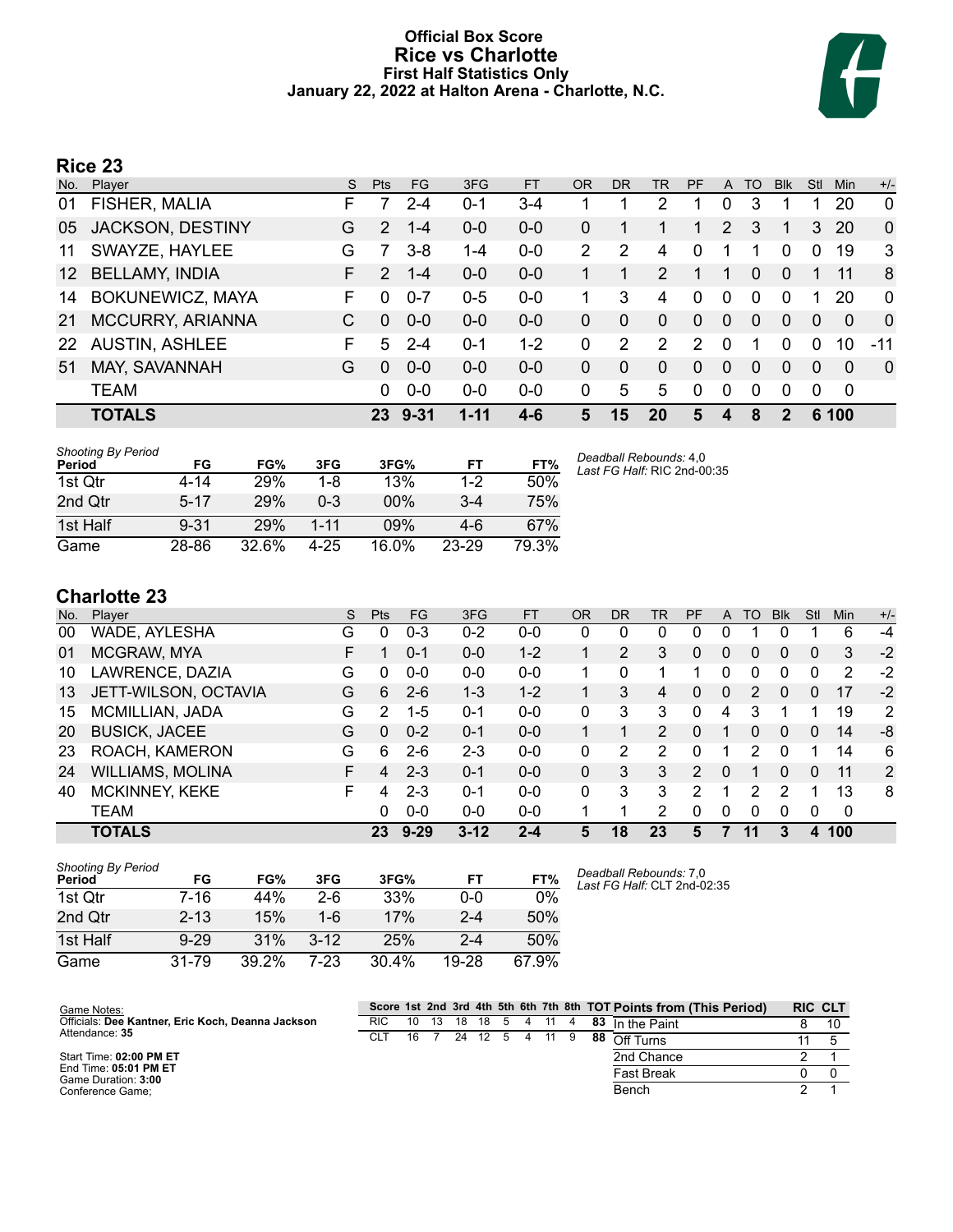# Official Box Score
## Rice vs Charlotte
### First Half Statistics Only
### January 22, 2022 at Halton Arena - Charlotte, N.C.

## Rice 23

| No. | Player | S | Pts | FG | 3FG | FT | OR | DR | TR | PF | A | TO | Blk | Stl | Min | +/- |
|---|---|---|---|---|---|---|---|---|---|---|---|---|---|---|---|---|
| 01 | FISHER, MALIA | F | 7 | 2-4 | 0-1 | 3-4 | 1 | 1 | 2 | 1 | 0 | 3 | 1 | 1 | 20 | 0 |
| 05 | JACKSON, DESTINY | G | 2 | 1-4 | 0-0 | 0-0 | 0 | 1 | 1 | 1 | 2 | 3 | 1 | 3 | 20 | 0 |
| 11 | SWAYZE, HAYLEE | G | 7 | 3-8 | 1-4 | 0-0 | 2 | 2 | 4 | 0 | 1 | 1 | 0 | 0 | 19 | 3 |
| 12 | BELLAMY, INDIA | F | 2 | 1-4 | 0-0 | 0-0 | 1 | 1 | 2 | 1 | 1 | 0 | 0 | 1 | 11 | 8 |
| 14 | BOKUNEWICZ, MAYA | F | 0 | 0-7 | 0-5 | 0-0 | 1 | 3 | 4 | 0 | 0 | 0 | 0 | 1 | 20 | 0 |
| 21 | MCCURRY, ARIANNA | C | 0 | 0-0 | 0-0 | 0-0 | 0 | 0 | 0 | 0 | 0 | 0 | 0 | 0 | 0 | 0 |
| 22 | AUSTIN, ASHLEE | F | 5 | 2-4 | 0-1 | 1-2 | 0 | 2 | 2 | 2 | 0 | 1 | 0 | 0 | 10 | -11 |
| 51 | MAY, SAVANNAH | G | 0 | 0-0 | 0-0 | 0-0 | 0 | 0 | 0 | 0 | 0 | 0 | 0 | 0 | 0 | 0 |
| | TEAM | | 0 | 0-0 | 0-0 | 0-0 | 0 | 5 | 5 | 0 | 0 | 0 | 0 | 0 | 0 | |
| | **TOTALS** | | **23** | **9-31** | **1-11** | **4-6** | **5** | **15** | **20** | **5** | **4** | **8** | **2** | **6** | **100** | |

*Shooting By Period*

| Period | FG | FG% | 3FG | 3FG% | FT | FT% |
|---|---|---|---|---|---|---|
| 1st Qtr | 4-14 | 29% | 1-8 | 13% | 1-2 | 50% |
| 2nd Qtr | 5-17 | 29% | 0-3 | 00% | 3-4 | 75% |
| 1st Half | 9-31 | 29% | 1-11 | 09% | 4-6 | 67% |
| Game | 28-86 | 32.6% | 4-25 | 16.0% | 23-29 | 79.3% |

*Deadball Rebounds:* 4,0
*Last FG Half:* RIC 2nd-00:35

## Charlotte 23

| No. | Player | S | Pts | FG | 3FG | FT | OR | DR | TR | PF | A | TO | Blk | Stl | Min | +/- |
|---|---|---|---|---|---|---|---|---|---|---|---|---|---|---|---|---|
| 00 | WADE, AYLESHA | G | 0 | 0-3 | 0-2 | 0-0 | 0 | 0 | 0 | 0 | 0 | 1 | 0 | 1 | 6 | -4 |
| 01 | MCGRAW, MYA | F | 1 | 0-1 | 0-0 | 1-2 | 1 | 2 | 3 | 0 | 0 | 0 | 0 | 0 | 3 | -2 |
| 10 | LAWRENCE, DAZIA | G | 0 | 0-0 | 0-0 | 0-0 | 1 | 0 | 1 | 1 | 0 | 0 | 0 | 0 | 2 | -2 |
| 13 | JETT-WILSON, OCTAVIA | G | 6 | 2-6 | 1-3 | 1-2 | 1 | 3 | 4 | 0 | 0 | 2 | 0 | 0 | 17 | -2 |
| 15 | MCMILLIAN, JADA | G | 2 | 1-5 | 0-1 | 0-0 | 0 | 3 | 3 | 0 | 4 | 3 | 1 | 1 | 19 | 2 |
| 20 | BUSICK, JACEE | G | 0 | 0-2 | 0-1 | 0-0 | 1 | 1 | 2 | 0 | 1 | 0 | 0 | 0 | 14 | -8 |
| 23 | ROACH, KAMERON | G | 6 | 2-6 | 2-3 | 0-0 | 0 | 2 | 2 | 0 | 1 | 2 | 0 | 1 | 14 | 6 |
| 24 | WILLIAMS, MOLINA | F | 4 | 2-3 | 0-1 | 0-0 | 0 | 3 | 3 | 2 | 0 | 1 | 0 | 0 | 11 | 2 |
| 40 | MCKINNEY, KEKE | F | 4 | 2-3 | 0-1 | 0-0 | 0 | 3 | 3 | 2 | 1 | 2 | 2 | 1 | 13 | 8 |
| | TEAM | | 0 | 0-0 | 0-0 | 0-0 | 1 | 1 | 2 | 0 | 0 | 0 | 0 | 0 | 0 | |
| | **TOTALS** | | **23** | **9-29** | **3-12** | **2-4** | **5** | **18** | **23** | **5** | **7** | **11** | **3** | **4** | **100** | |

*Shooting By Period*

| Period | FG | FG% | 3FG | 3FG% | FT | FT% |
|---|---|---|---|---|---|---|
| 1st Qtr | 7-16 | 44% | 2-6 | 33% | 0-0 | 0% |
| 2nd Qtr | 2-13 | 15% | 1-6 | 17% | 2-4 | 50% |
| 1st Half | 9-29 | 31% | 3-12 | 25% | 2-4 | 50% |
| Game | 31-79 | 39.2% | 7-23 | 30.4% | 19-28 | 67.9% |

*Deadball Rebounds:* 7,0
*Last FG Half:* CLT 2nd-02:35

Game Notes:
Officials: **Dee Kantner, Eric Koch, Deanna Jackson**
Attendance: **35**

Start Time: **02:00 PM ET**
End Time: **05:01 PM ET**
Game Duration: **3:00**
Conference Game;

| Score | 1st | 2nd | 3rd | 4th | 5th | 6th | 7th | 8th | TOT |
|---|---|---|---|---|---|---|---|---|---|
| RIC | 10 | 13 | 18 | 18 | 5 | 4 | 11 | 4 | 83 |
| CLT | 16 | 7 | 24 | 12 | 5 | 4 | 11 | 9 | 88 |

| Points from (This Period) | RIC | CLT |
|---|---|---|
| In the Paint | 8 | 10 |
| Off Turns | 11 | 5 |
| 2nd Chance | 2 | 1 |
| Fast Break | 0 | 0 |
| Bench | 2 | 1 |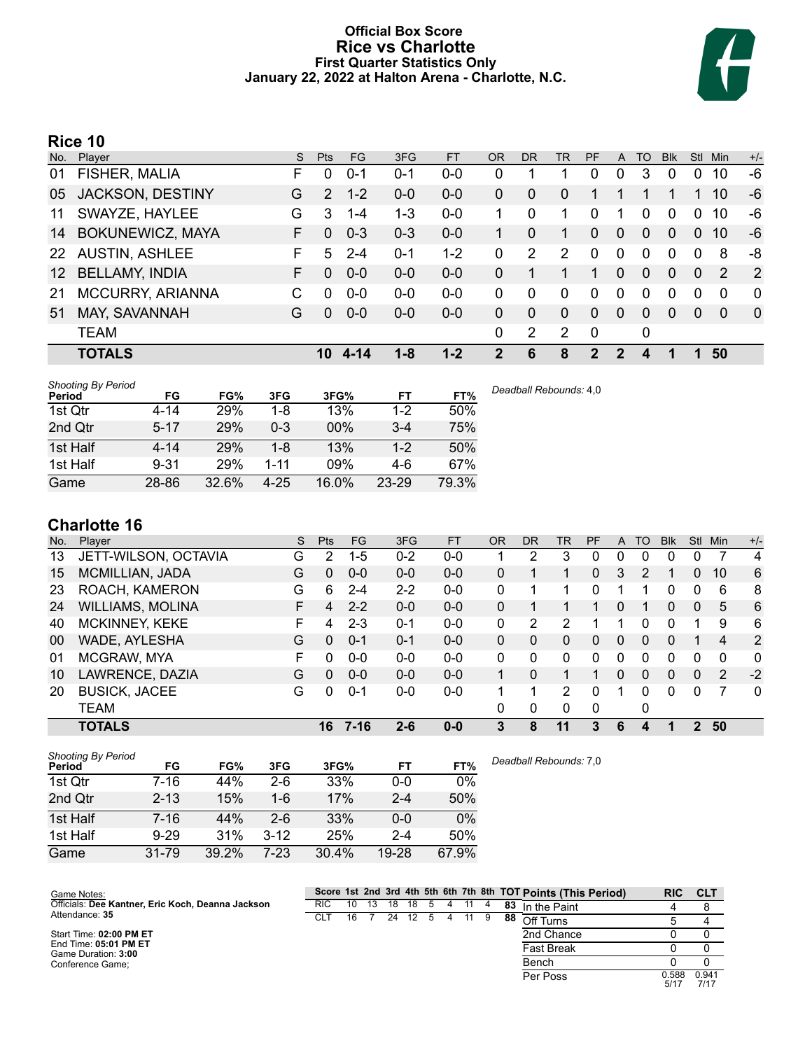# Official Box Score
## Rice vs Charlotte
### First Quarter Statistics Only
### January 22, 2022 at Halton Arena - Charlotte, N.C.

## Rice 10

| No. | Player | S | Pts | FG | 3FG | FT | OR | DR | TR | PF | A | TO | Blk | Stl | Min | +/- |
|---|---|---|---|---|---|---|---|---|---|---|---|---|---|---|---|---|
| 01 | FISHER, MALIA | F | 0 | 0-1 | 0-1 | 0-0 | 0 | 1 | 1 | 0 | 0 | 3 | 0 | 0 | 10 | -6 |
| 05 | JACKSON, DESTINY | G | 2 | 1-2 | 0-0 | 0-0 | 0 | 0 | 0 | 1 | 1 | 1 | 1 | 1 | 10 | -6 |
| 11 | SWAYZE, HAYLEE | G | 3 | 1-4 | 1-3 | 0-0 | 1 | 0 | 1 | 0 | 1 | 0 | 0 | 0 | 10 | -6 |
| 14 | BOKUNEWICZ, MAYA | F | 0 | 0-3 | 0-3 | 0-0 | 1 | 0 | 1 | 0 | 0 | 0 | 0 | 0 | 10 | -6 |
| 22 | AUSTIN, ASHLEE | F | 5 | 2-4 | 0-1 | 1-2 | 0 | 2 | 2 | 0 | 0 | 0 | 0 | 0 | 8 | -8 |
| 12 | BELLAMY, INDIA | F | 0 | 0-0 | 0-0 | 0-0 | 0 | 1 | 1 | 1 | 0 | 0 | 0 | 0 | 2 | 2 |
| 21 | MCCURRY, ARIANNA | C | 0 | 0-0 | 0-0 | 0-0 | 0 | 0 | 0 | 0 | 0 | 0 | 0 | 0 | 0 | 0 |
| 51 | MAY, SAVANNAH | G | 0 | 0-0 | 0-0 | 0-0 | 0 | 0 | 0 | 0 | 0 | 0 | 0 | 0 | 0 | 0 |
| | TEAM | | | | | | 0 | 2 | 2 | 0 | | 0 | | | | |
| | **TOTALS** | | **10** | **4-14** | **1-8** | **1-2** | **2** | **6** | **8** | **2** | **2** | **4** | **1** | **1** | **50** | |

*Shooting By Period*

| Period | FG | FG% | 3FG | 3FG% | FT | FT% |
|---|---|---|---|---|---|---|
| 1st Qtr | 4-14 | 29% | 1-8 | 13% | 1-2 | 50% |
| 2nd Qtr | 5-17 | 29% | 0-3 | 00% | 3-4 | 75% |
| 1st Half | 4-14 | 29% | 1-8 | 13% | 1-2 | 50% |
| 1st Half | 9-31 | 29% | 1-11 | 09% | 4-6 | 67% |
| Game | 28-86 | 32.6% | 4-25 | 16.0% | 23-29 | 79.3% |

*Deadball Rebounds:* 4,0

## Charlotte 16

| No. | Player | S | Pts | FG | 3FG | FT | OR | DR | TR | PF | A | TO | Blk | Stl | Min | +/- |
|---|---|---|---|---|---|---|---|---|---|---|---|---|---|---|---|---|
| 13 | JETT-WILSON, OCTAVIA | G | 2 | 1-5 | 0-2 | 0-0 | 1 | 2 | 3 | 0 | 0 | 0 | 0 | 0 | 7 | 4 |
| 15 | MCMILLIAN, JADA | G | 0 | 0-0 | 0-0 | 0-0 | 0 | 1 | 1 | 0 | 3 | 2 | 1 | 0 | 10 | 6 |
| 23 | ROACH, KAMERON | G | 6 | 2-4 | 2-2 | 0-0 | 0 | 1 | 1 | 0 | 1 | 1 | 0 | 0 | 6 | 8 |
| 24 | WILLIAMS, MOLINA | F | 4 | 2-2 | 0-0 | 0-0 | 0 | 1 | 1 | 1 | 0 | 1 | 0 | 0 | 5 | 6 |
| 40 | MCKINNEY, KEKE | F | 4 | 2-3 | 0-1 | 0-0 | 0 | 2 | 2 | 1 | 1 | 0 | 0 | 1 | 9 | 6 |
| 00 | WADE, AYLESHA | G | 0 | 0-1 | 0-1 | 0-0 | 0 | 0 | 0 | 0 | 0 | 0 | 0 | 1 | 4 | 2 |
| 01 | MCGRAW, MYA | F | 0 | 0-0 | 0-0 | 0-0 | 0 | 0 | 0 | 0 | 0 | 0 | 0 | 0 | 0 | 0 |
| 10 | LAWRENCE, DAZIA | G | 0 | 0-0 | 0-0 | 0-0 | 1 | 0 | 1 | 1 | 0 | 0 | 0 | 0 | 2 | -2 |
| 20 | BUSICK, JACEE | G | 0 | 0-1 | 0-0 | 0-0 | 1 | 1 | 2 | 0 | 1 | 0 | 0 | 0 | 7 | 0 |
| | TEAM | | | | | | 0 | 0 | 0 | 0 | | 0 | | | | |
| | **TOTALS** | | **16** | **7-16** | **2-6** | **0-0** | **3** | **8** | **11** | **3** | **6** | **4** | **1** | **2** | **50** | |

*Shooting By Period*

| Period | FG | FG% | 3FG | 3FG% | FT | FT% |
|---|---|---|---|---|---|---|
| 1st Qtr | 7-16 | 44% | 2-6 | 33% | 0-0 | 0% |
| 2nd Qtr | 2-13 | 15% | 1-6 | 17% | 2-4 | 50% |
| 1st Half | 7-16 | 44% | 2-6 | 33% | 0-0 | 0% |
| 1st Half | 9-29 | 31% | 3-12 | 25% | 2-4 | 50% |
| Game | 31-79 | 39.2% | 7-23 | 30.4% | 19-28 | 67.9% |

*Deadball Rebounds:* 7,0

Game Notes:
Officials: **Dee Kantner, Eric Koch, Deanna Jackson**
Attendance: **35**

Start Time: **02:00 PM ET**
End Time: **05:01 PM ET**
Game Duration: **3:00**
Conference Game;

| Score | 1st | 2nd | 3rd | 4th | 5th | 6th | 7th | 8th | TOT |
|---|---|---|---|---|---|---|---|---|---|
| RIC | 10 | 13 | 18 | 18 | 5 | 4 | 11 | 4 | 83 |
| CLT | 16 | 7 | 24 | 12 | 5 | 4 | 11 | 9 | 88 |

| Points (This Period) | RIC | CLT |
|---|---|---|
| In the Paint | 4 | 8 |
| Off Turns | 5 | 4 |
| 2nd Chance | 0 | 0 |
| Fast Break | 0 | 0 |
| Bench | 0 | 0 |
| Per Poss | 0.588 5/17 | 0.941 7/17 |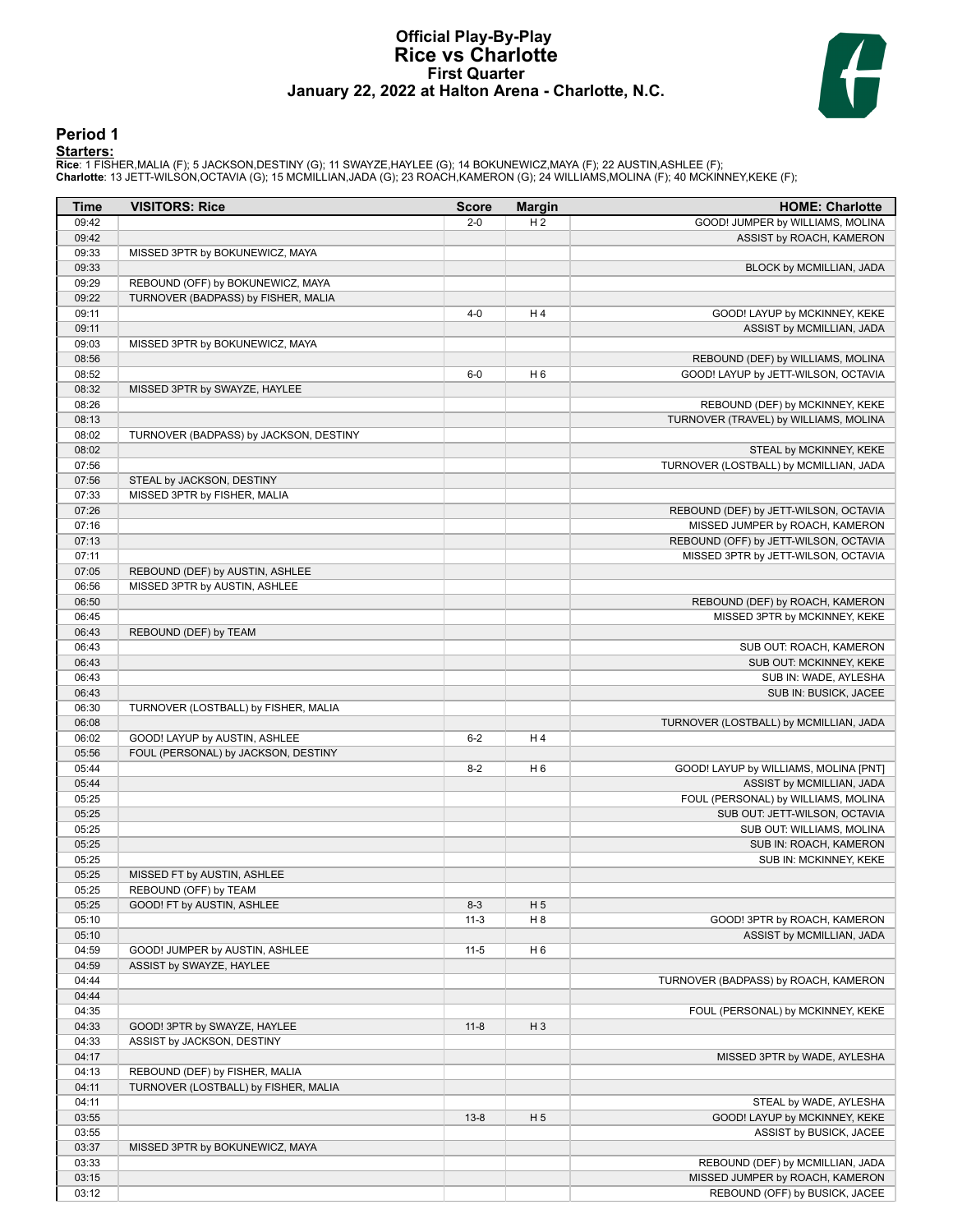# Official Play-By-Play
# Rice vs Charlotte
## First Quarter
### January 22, 2022 at Halton Arena - Charlotte, N.C.

## Period 1

**Starters:**

**Rice**: 1 FISHER,MALIA (F); 5 JACKSON,DESTINY (G); 11 SWAYZE,HAYLEE (G); 14 BOKUNEWICZ,MAYA (F); 22 AUSTIN,ASHLEE (F);
**Charlotte**: 13 JETT-WILSON,OCTAVIA (G); 15 MCMILLIAN,JADA (G); 23 ROACH,KAMERON (G); 24 WILLIAMS,MOLINA (F); 40 MCKINNEY,KEKE (F);

| Time | VISITORS: Rice | Score | Margin | HOME: Charlotte |
|---|---|---|---|---|
| 09:42 | | 2-0 | H 2 | GOOD! JUMPER by WILLIAMS, MOLINA |
| 09:42 | | | | ASSIST by ROACH, KAMERON |
| 09:33 | MISSED 3PTR by BOKUNEWICZ, MAYA | | | |
| 09:33 | | | | BLOCK by MCMILLIAN, JADA |
| 09:29 | REBOUND (OFF) by BOKUNEWICZ, MAYA | | | |
| 09:22 | TURNOVER (BADPASS) by FISHER, MALIA | | | |
| 09:11 | | 4-0 | H 4 | GOOD! LAYUP by MCKINNEY, KEKE |
| 09:11 | | | | ASSIST by MCMILLIAN, JADA |
| 09:03 | MISSED 3PTR by BOKUNEWICZ, MAYA | | | |
| 08:56 | | | | REBOUND (DEF) by WILLIAMS, MOLINA |
| 08:52 | | 6-0 | H 6 | GOOD! LAYUP by JETT-WILSON, OCTAVIA |
| 08:32 | MISSED 3PTR by SWAYZE, HAYLEE | | | |
| 08:26 | | | | REBOUND (DEF) by MCKINNEY, KEKE |
| 08:13 | | | | TURNOVER (TRAVEL) by WILLIAMS, MOLINA |
| 08:02 | TURNOVER (BADPASS) by JACKSON, DESTINY | | | |
| 08:02 | | | | STEAL by MCKINNEY, KEKE |
| 07:56 | | | | TURNOVER (LOSTBALL) by MCMILLIAN, JADA |
| 07:56 | STEAL by JACKSON, DESTINY | | | |
| 07:33 | MISSED 3PTR by FISHER, MALIA | | | |
| 07:26 | | | | REBOUND (DEF) by JETT-WILSON, OCTAVIA |
| 07:16 | | | | MISSED JUMPER by ROACH, KAMERON |
| 07:13 | | | | REBOUND (OFF) by JETT-WILSON, OCTAVIA |
| 07:11 | | | | MISSED 3PTR by JETT-WILSON, OCTAVIA |
| 07:05 | REBOUND (DEF) by AUSTIN, ASHLEE | | | |
| 06:56 | MISSED 3PTR by AUSTIN, ASHLEE | | | |
| 06:50 | | | | REBOUND (DEF) by ROACH, KAMERON |
| 06:45 | | | | MISSED 3PTR by MCKINNEY, KEKE |
| 06:43 | REBOUND (DEF) by TEAM | | | |
| 06:43 | | | | SUB OUT: ROACH, KAMERON |
| 06:43 | | | | SUB OUT: MCKINNEY, KEKE |
| 06:43 | | | | SUB IN: WADE, AYLESHA |
| 06:43 | | | | SUB IN: BUSICK, JACEE |
| 06:30 | TURNOVER (LOSTBALL) by FISHER, MALIA | | | |
| 06:08 | | | | TURNOVER (LOSTBALL) by MCMILLIAN, JADA |
| 06:02 | GOOD! LAYUP by AUSTIN, ASHLEE | 6-2 | H 4 | |
| 05:56 | FOUL (PERSONAL) by JACKSON, DESTINY | | | |
| 05:44 | | 8-2 | H 6 | GOOD! LAYUP by WILLIAMS, MOLINA [PNT] |
| 05:44 | | | | ASSIST by MCMILLIAN, JADA |
| 05:25 | | | | FOUL (PERSONAL) by WILLIAMS, MOLINA |
| 05:25 | | | | SUB OUT: JETT-WILSON, OCTAVIA |
| 05:25 | | | | SUB OUT: WILLIAMS, MOLINA |
| 05:25 | | | | SUB IN: ROACH, KAMERON |
| 05:25 | | | | SUB IN: MCKINNEY, KEKE |
| 05:25 | MISSED FT by AUSTIN, ASHLEE | | | |
| 05:25 | REBOUND (OFF) by TEAM | | | |
| 05:25 | GOOD! FT by AUSTIN, ASHLEE | 8-3 | H 5 | |
| 05:10 | | 11-3 | H 8 | GOOD! 3PTR by ROACH, KAMERON |
| 05:10 | | | | ASSIST by MCMILLIAN, JADA |
| 04:59 | GOOD! JUMPER by AUSTIN, ASHLEE | 11-5 | H 6 | |
| 04:59 | ASSIST by SWAYZE, HAYLEE | | | |
| 04:44 | | | | TURNOVER (BADPASS) by ROACH, KAMERON |
| 04:44 | | | | |
| 04:35 | | | | FOUL (PERSONAL) by MCKINNEY, KEKE |
| 04:33 | GOOD! 3PTR by SWAYZE, HAYLEE | 11-8 | H 3 | |
| 04:33 | ASSIST by JACKSON, DESTINY | | | |
| 04:17 | | | | MISSED 3PTR by WADE, AYLESHA |
| 04:13 | REBOUND (DEF) by FISHER, MALIA | | | |
| 04:11 | TURNOVER (LOSTBALL) by FISHER, MALIA | | | |
| 04:11 | | | | STEAL by WADE, AYLESHA |
| 03:55 | | 13-8 | H 5 | GOOD! LAYUP by MCKINNEY, KEKE |
| 03:55 | | | | ASSIST by BUSICK, JACEE |
| 03:37 | MISSED 3PTR by BOKUNEWICZ, MAYA | | | |
| 03:33 | | | | REBOUND (DEF) by MCMILLIAN, JADA |
| 03:15 | | | | MISSED JUMPER by ROACH, KAMERON |
| 03:12 | | | | REBOUND (OFF) by BUSICK, JACEE |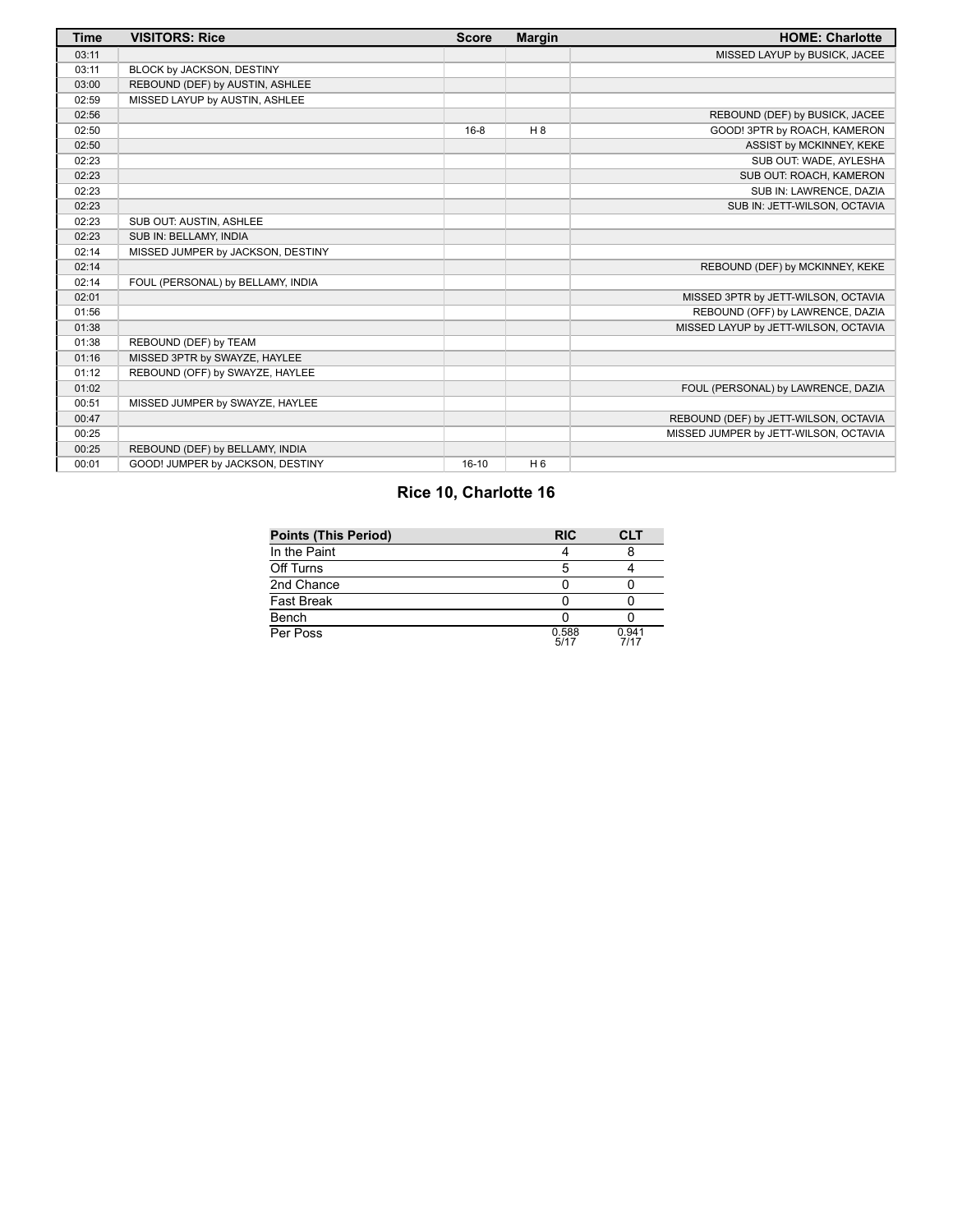| Time | VISITORS: Rice | Score | Margin | HOME: Charlotte |
|---|---|---|---|---|
| 03:11 | | | | MISSED LAYUP by BUSICK, JACEE |
| 03:11 | BLOCK by JACKSON, DESTINY | | | |
| 03:00 | REBOUND (DEF) by AUSTIN, ASHLEE | | | |
| 02:59 | MISSED LAYUP by AUSTIN, ASHLEE | | | |
| 02:56 | | | | REBOUND (DEF) by BUSICK, JACEE |
| 02:50 | | 16-8 | H 8 | GOOD! 3PTR by ROACH, KAMERON |
| 02:50 | | | | ASSIST by MCKINNEY, KEKE |
| 02:23 | | | | SUB OUT: WADE, AYLESHA |
| 02:23 | | | | SUB OUT: ROACH, KAMERON |
| 02:23 | | | | SUB IN: LAWRENCE, DAZIA |
| 02:23 | | | | SUB IN: JETT-WILSON, OCTAVIA |
| 02:23 | SUB OUT: AUSTIN, ASHLEE | | | |
| 02:23 | SUB IN: BELLAMY, INDIA | | | |
| 02:14 | MISSED JUMPER by JACKSON, DESTINY | | | |
| 02:14 | | | | REBOUND (DEF) by MCKINNEY, KEKE |
| 02:14 | FOUL (PERSONAL) by BELLAMY, INDIA | | | |
| 02:01 | | | | MISSED 3PTR by JETT-WILSON, OCTAVIA |
| 01:56 | | | | REBOUND (OFF) by LAWRENCE, DAZIA |
| 01:38 | | | | MISSED LAYUP by JETT-WILSON, OCTAVIA |
| 01:38 | REBOUND (DEF) by TEAM | | | |
| 01:16 | MISSED 3PTR by SWAYZE, HAYLEE | | | |
| 01:12 | REBOUND (OFF) by SWAYZE, HAYLEE | | | |
| 01:02 | | | | FOUL (PERSONAL) by LAWRENCE, DAZIA |
| 00:51 | MISSED JUMPER by SWAYZE, HAYLEE | | | |
| 00:47 | | | | REBOUND (DEF) by JETT-WILSON, OCTAVIA |
| 00:25 | | | | MISSED JUMPER by JETT-WILSON, OCTAVIA |
| 00:25 | REBOUND (DEF) by BELLAMY, INDIA | | | |
| 00:01 | GOOD! JUMPER by JACKSON, DESTINY | 16-10 | H 6 | |

## Rice 10, Charlotte 16

| Points (This Period) | RIC | CLT |
|---|---|---|
| In the Paint | 4 | 8 |
| Off Turns | 5 | 4 |
| 2nd Chance | 0 | 0 |
| Fast Break | 0 | 0 |
| Bench | 0 | 0 |
| Per Poss | 0.588 5/17 | 0.941 7/17 |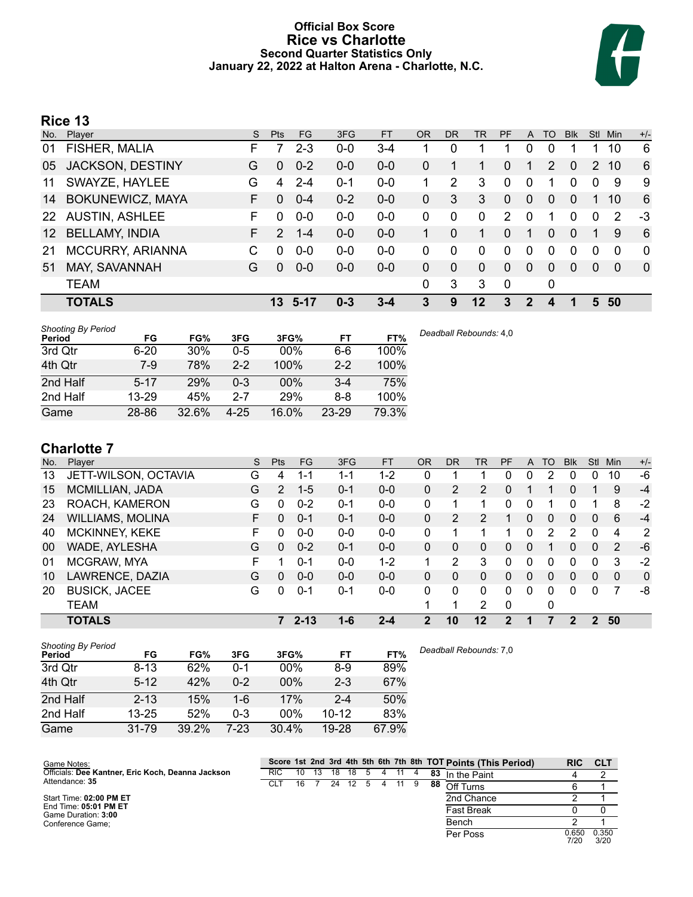# Official Box Score
## Rice vs Charlotte
### Second Quarter Statistics Only
### January 22, 2022 at Halton Arena - Charlotte, N.C.

## Rice 13

| No. | Player | S | Pts | FG | 3FG | FT | OR | DR | TR | PF | A | TO | Blk | Stl | Min | +/- |
|---|---|---|---|---|---|---|---|---|---|---|---|---|---|---|---|---|
| 01 | FISHER, MALIA | F | 7 | 2-3 | 0-0 | 3-4 | 1 | 0 | 1 | 1 | 0 | 0 | 1 | 1 | 10 | 6 |
| 05 | JACKSON, DESTINY | G | 0 | 0-2 | 0-0 | 0-0 | 0 | 1 | 1 | 0 | 1 | 2 | 0 | 2 | 10 | 6 |
| 11 | SWAYZE, HAYLEE | G | 4 | 2-4 | 0-1 | 0-0 | 1 | 2 | 3 | 0 | 0 | 1 | 0 | 0 | 9 | 9 |
| 14 | BOKUNEWICZ, MAYA | F | 0 | 0-4 | 0-2 | 0-0 | 0 | 3 | 3 | 0 | 0 | 0 | 0 | 1 | 10 | 6 |
| 22 | AUSTIN, ASHLEE | F | 0 | 0-0 | 0-0 | 0-0 | 0 | 0 | 0 | 2 | 0 | 1 | 0 | 0 | 2 | -3 |
| 12 | BELLAMY, INDIA | F | 2 | 1-4 | 0-0 | 0-0 | 1 | 0 | 1 | 0 | 1 | 0 | 0 | 1 | 9 | 6 |
| 21 | MCCURRY, ARIANNA | C | 0 | 0-0 | 0-0 | 0-0 | 0 | 0 | 0 | 0 | 0 | 0 | 0 | 0 | 0 | 0 |
| 51 | MAY, SAVANNAH | G | 0 | 0-0 | 0-0 | 0-0 | 0 | 0 | 0 | 0 | 0 | 0 | 0 | 0 | 0 | 0 |
| | TEAM | | | | | | 0 | 3 | 3 | 0 | | 0 | | | | |
| | **TOTALS** | | **13** | **5-17** | **0-3** | **3-4** | **3** | **9** | **12** | **3** | **2** | **4** | **1** | **5** | **50** | |

*Shooting By Period*

| Period | FG | FG% | 3FG | 3FG% | FT | FT% |
|---|---|---|---|---|---|---|
| 3rd Qtr | 6-20 | 30% | 0-5 | 00% | 6-6 | 100% |
| 4th Qtr | 7-9 | 78% | 2-2 | 100% | 2-2 | 100% |
| 2nd Half | 5-17 | 29% | 0-3 | 00% | 3-4 | 75% |
| 2nd Half | 13-29 | 45% | 2-7 | 29% | 8-8 | 100% |
| Game | 28-86 | 32.6% | 4-25 | 16.0% | 23-29 | 79.3% |

*Deadball Rebounds:* 4,0

## Charlotte 7

| No. | Player | S | Pts | FG | 3FG | FT | OR | DR | TR | PF | A | TO | Blk | Stl | Min | +/- |
|---|---|---|---|---|---|---|---|---|---|---|---|---|---|---|---|---|
| 13 | JETT-WILSON, OCTAVIA | G | 4 | 1-1 | 1-1 | 1-2 | 0 | 1 | 1 | 0 | 0 | 2 | 0 | 0 | 10 | -6 |
| 15 | MCMILLIAN, JADA | G | 2 | 1-5 | 0-1 | 0-0 | 0 | 2 | 2 | 0 | 1 | 1 | 0 | 1 | 9 | -4 |
| 23 | ROACH, KAMERON | G | 0 | 0-2 | 0-1 | 0-0 | 0 | 1 | 1 | 0 | 0 | 1 | 0 | 1 | 8 | -2 |
| 24 | WILLIAMS, MOLINA | F | 0 | 0-1 | 0-1 | 0-0 | 0 | 2 | 2 | 1 | 0 | 0 | 0 | 0 | 6 | -4 |
| 40 | MCKINNEY, KEKE | F | 0 | 0-0 | 0-0 | 0-0 | 0 | 1 | 1 | 1 | 0 | 2 | 2 | 0 | 4 | 2 |
| 00 | WADE, AYLESHA | G | 0 | 0-2 | 0-1 | 0-0 | 0 | 0 | 0 | 0 | 0 | 1 | 0 | 0 | 2 | -6 |
| 01 | MCGRAW, MYA | F | 1 | 0-1 | 0-0 | 1-2 | 1 | 2 | 3 | 0 | 0 | 0 | 0 | 0 | 3 | -2 |
| 10 | LAWRENCE, DAZIA | G | 0 | 0-0 | 0-0 | 0-0 | 0 | 0 | 0 | 0 | 0 | 0 | 0 | 0 | 0 | 0 |
| 20 | BUSICK, JACEE | G | 0 | 0-1 | 0-1 | 0-0 | 0 | 0 | 0 | 0 | 0 | 0 | 0 | 0 | 7 | -8 |
| | TEAM | | | | | | 1 | 1 | 2 | 0 | | 0 | | | | |
| | **TOTALS** | | **7** | **2-13** | **1-6** | **2-4** | **2** | **10** | **12** | **2** | **1** | **7** | **2** | **2** | **50** | |

*Shooting By Period*

| Period | FG | FG% | 3FG | 3FG% | FT | FT% |
|---|---|---|---|---|---|---|
| 3rd Qtr | 8-13 | 62% | 0-1 | 00% | 8-9 | 89% |
| 4th Qtr | 5-12 | 42% | 0-2 | 00% | 2-3 | 67% |
| 2nd Half | 2-13 | 15% | 1-6 | 17% | 2-4 | 50% |
| 2nd Half | 13-25 | 52% | 0-3 | 00% | 10-12 | 83% |
| Game | 31-79 | 39.2% | 7-23 | 30.4% | 19-28 | 67.9% |

*Deadball Rebounds:* 7,0

Game Notes:
Officials: **Dee Kantner, Eric Koch, Deanna Jackson**
Attendance: **35**

Start Time: **02:00 PM ET**
End Time: **05:01 PM ET**
Game Duration: **3:00**
Conference Game;

| Score | 1st | 2nd | 3rd | 4th | 5th | 6th | 7th | 8th | TOT |
|---|---|---|---|---|---|---|---|---|---|
| RIC | 10 | 13 | 18 | 18 | 5 | 4 | 11 | 4 | 83 |
| CLT | 16 | 7 | 24 | 12 | 5 | 4 | 11 | 9 | 88 |

| Points (This Period) | RIC | CLT |
|---|---|---|
| In the Paint | 4 | 2 |
| Off Turns | 6 | 1 |
| 2nd Chance | 2 | 1 |
| Fast Break | 0 | 0 |
| Bench | 2 | 1 |
| Per Poss | 0.650 7/20 | 0.350 3/20 |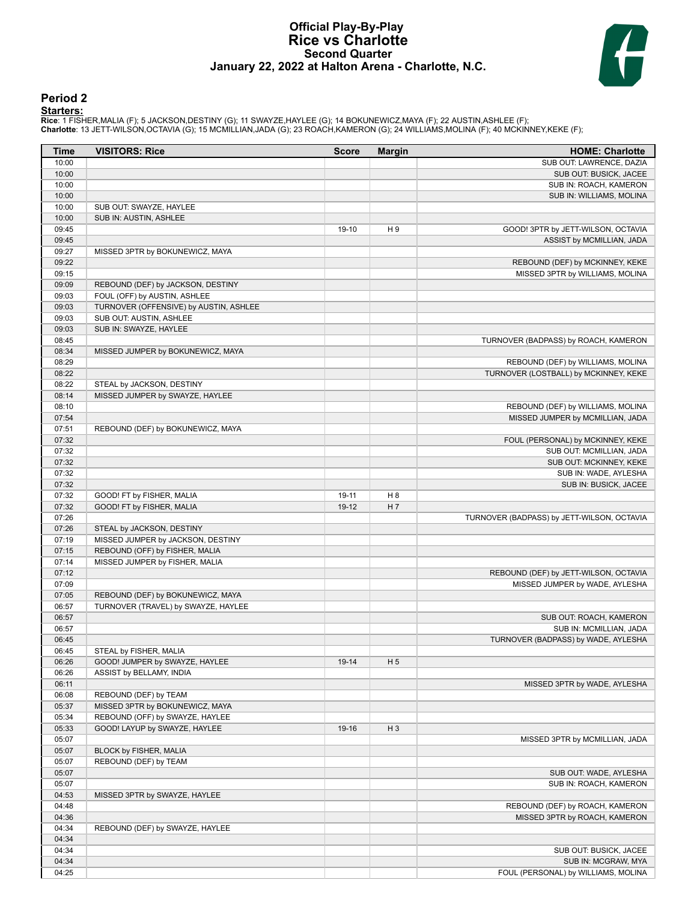# Official Play-By-Play
# Rice vs Charlotte
## Second Quarter
### January 22, 2022 at Halton Arena - Charlotte, N.C.

## Period 2

**Starters:**

**Rice**: 1 FISHER,MALIA (F); 5 JACKSON,DESTINY (G); 11 SWAYZE,HAYLEE (G); 14 BOKUNEWICZ,MAYA (F); 22 AUSTIN,ASHLEE (F);
**Charlotte**: 13 JETT-WILSON,OCTAVIA (G); 15 MCMILLIAN,JADA (G); 23 ROACH,KAMERON (G); 24 WILLIAMS,MOLINA (F); 40 MCKINNEY,KEKE (F);

| Time | VISITORS: Rice | Score | Margin | HOME: Charlotte |
|---|---|---|---|---|
| 10:00 | | | | SUB OUT: LAWRENCE, DAZIA |
| 10:00 | | | | SUB OUT: BUSICK, JACEE |
| 10:00 | | | | SUB IN: ROACH, KAMERON |
| 10:00 | | | | SUB IN: WILLIAMS, MOLINA |
| 10:00 | SUB OUT: SWAYZE, HAYLEE | | | |
| 10:00 | SUB IN: AUSTIN, ASHLEE | | | |
| 09:45 | | 19-10 | H 9 | GOOD! 3PTR by JETT-WILSON, OCTAVIA |
| 09:45 | | | | ASSIST by MCMILLIAN, JADA |
| 09:27 | MISSED 3PTR by BOKUNEWICZ, MAYA | | | |
| 09:22 | | | | REBOUND (DEF) by MCKINNEY, KEKE |
| 09:15 | | | | MISSED 3PTR by WILLIAMS, MOLINA |
| 09:09 | REBOUND (DEF) by JACKSON, DESTINY | | | |
| 09:03 | FOUL (OFF) by AUSTIN, ASHLEE | | | |
| 09:03 | TURNOVER (OFFENSIVE) by AUSTIN, ASHLEE | | | |
| 09:03 | SUB OUT: AUSTIN, ASHLEE | | | |
| 09:03 | SUB IN: SWAYZE, HAYLEE | | | |
| 08:45 | | | | TURNOVER (BADPASS) by ROACH, KAMERON |
| 08:34 | MISSED JUMPER by BOKUNEWICZ, MAYA | | | |
| 08:29 | | | | REBOUND (DEF) by WILLIAMS, MOLINA |
| 08:22 | | | | TURNOVER (LOSTBALL) by MCKINNEY, KEKE |
| 08:22 | STEAL by JACKSON, DESTINY | | | |
| 08:14 | MISSED JUMPER by SWAYZE, HAYLEE | | | |
| 08:10 | | | | REBOUND (DEF) by WILLIAMS, MOLINA |
| 07:54 | | | | MISSED JUMPER by MCMILLIAN, JADA |
| 07:51 | REBOUND (DEF) by BOKUNEWICZ, MAYA | | | |
| 07:32 | | | | FOUL (PERSONAL) by MCKINNEY, KEKE |
| 07:32 | | | | SUB OUT: MCMILLIAN, JADA |
| 07:32 | | | | SUB OUT: MCKINNEY, KEKE |
| 07:32 | | | | SUB IN: WADE, AYLESHA |
| 07:32 | | | | SUB IN: BUSICK, JACEE |
| 07:32 | GOOD! FT by FISHER, MALIA | 19-11 | H 8 | |
| 07:32 | GOOD! FT by FISHER, MALIA | 19-12 | H 7 | |
| 07:26 | | | | TURNOVER (BADPASS) by JETT-WILSON, OCTAVIA |
| 07:26 | STEAL by JACKSON, DESTINY | | | |
| 07:19 | MISSED JUMPER by JACKSON, DESTINY | | | |
| 07:15 | REBOUND (OFF) by FISHER, MALIA | | | |
| 07:14 | MISSED JUMPER by FISHER, MALIA | | | |
| 07:12 | | | | REBOUND (DEF) by JETT-WILSON, OCTAVIA |
| 07:09 | | | | MISSED JUMPER by WADE, AYLESHA |
| 07:05 | REBOUND (DEF) by BOKUNEWICZ, MAYA | | | |
| 06:57 | TURNOVER (TRAVEL) by SWAYZE, HAYLEE | | | |
| 06:57 | | | | SUB OUT: ROACH, KAMERON |
| 06:57 | | | | SUB IN: MCMILLIAN, JADA |
| 06:45 | | | | TURNOVER (BADPASS) by WADE, AYLESHA |
| 06:45 | STEAL by FISHER, MALIA | | | |
| 06:26 | GOOD! JUMPER by SWAYZE, HAYLEE | 19-14 | H 5 | |
| 06:26 | ASSIST by BELLAMY, INDIA | | | |
| 06:11 | | | | MISSED 3PTR by WADE, AYLESHA |
| 06:08 | REBOUND (DEF) by TEAM | | | |
| 05:37 | MISSED 3PTR by BOKUNEWICZ, MAYA | | | |
| 05:34 | REBOUND (OFF) by SWAYZE, HAYLEE | | | |
| 05:33 | GOOD! LAYUP by SWAYZE, HAYLEE | 19-16 | H 3 | |
| 05:07 | | | | MISSED 3PTR by MCMILLIAN, JADA |
| 05:07 | BLOCK by FISHER, MALIA | | | |
| 05:07 | REBOUND (DEF) by TEAM | | | |
| 05:07 | | | | SUB OUT: WADE, AYLESHA |
| 05:07 | | | | SUB IN: ROACH, KAMERON |
| 04:53 | MISSED 3PTR by SWAYZE, HAYLEE | | | |
| 04:48 | | | | REBOUND (DEF) by ROACH, KAMERON |
| 04:36 | | | | MISSED 3PTR by ROACH, KAMERON |
| 04:34 | REBOUND (DEF) by SWAYZE, HAYLEE | | | |
| 04:34 | | | | |
| 04:34 | | | | SUB OUT: BUSICK, JACEE |
| 04:34 | | | | SUB IN: MCGRAW, MYA |
| 04:25 | | | | FOUL (PERSONAL) by WILLIAMS, MOLINA |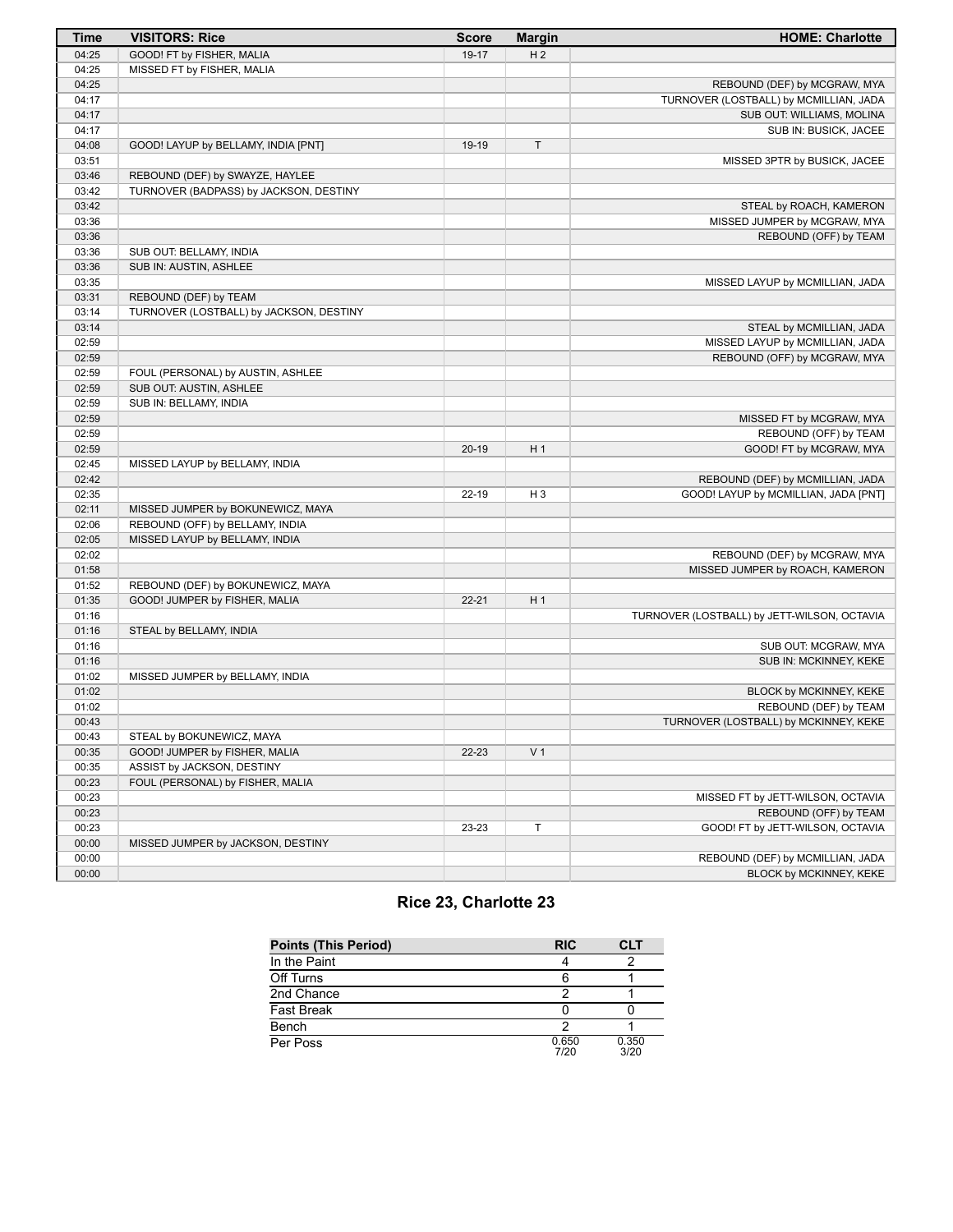| Time | VISITORS: Rice | Score | Margin | HOME: Charlotte |
|---|---|---|---|---|
| 04:25 | GOOD! FT by FISHER, MALIA | 19-17 | H 2 | |
| 04:25 | MISSED FT by FISHER, MALIA | | | |
| 04:25 | | | | REBOUND (DEF) by MCGRAW, MYA |
| 04:17 | | | | TURNOVER (LOSTBALL) by MCMILLIAN, JADA |
| 04:17 | | | | SUB OUT: WILLIAMS, MOLINA |
| 04:17 | | | | SUB IN: BUSICK, JACEE |
| 04:08 | GOOD! LAYUP by BELLAMY, INDIA [PNT] | 19-19 | T | |
| 03:51 | | | | MISSED 3PTR by BUSICK, JACEE |
| 03:46 | REBOUND (DEF) by SWAYZE, HAYLEE | | | |
| 03:42 | TURNOVER (BADPASS) by JACKSON, DESTINY | | | |
| 03:42 | | | | STEAL by ROACH, KAMERON |
| 03:36 | | | | MISSED JUMPER by MCGRAW, MYA |
| 03:36 | | | | REBOUND (OFF) by TEAM |
| 03:36 | SUB OUT: BELLAMY, INDIA | | | |
| 03:36 | SUB IN: AUSTIN, ASHLEE | | | |
| 03:35 | | | | MISSED LAYUP by MCMILLIAN, JADA |
| 03:31 | REBOUND (DEF) by TEAM | | | |
| 03:14 | TURNOVER (LOSTBALL) by JACKSON, DESTINY | | | |
| 03:14 | | | | STEAL by MCMILLIAN, JADA |
| 02:59 | | | | MISSED LAYUP by MCMILLIAN, JADA |
| 02:59 | | | | REBOUND (OFF) by MCGRAW, MYA |
| 02:59 | FOUL (PERSONAL) by AUSTIN, ASHLEE | | | |
| 02:59 | SUB OUT: AUSTIN, ASHLEE | | | |
| 02:59 | SUB IN: BELLAMY, INDIA | | | |
| 02:59 | | | | MISSED FT by MCGRAW, MYA |
| 02:59 | | | | REBOUND (OFF) by TEAM |
| 02:59 | | 20-19 | H 1 | GOOD! FT by MCGRAW, MYA |
| 02:45 | MISSED LAYUP by BELLAMY, INDIA | | | |
| 02:42 | | | | REBOUND (DEF) by MCMILLIAN, JADA |
| 02:35 | | 22-19 | H 3 | GOOD! LAYUP by MCMILLIAN, JADA [PNT] |
| 02:11 | MISSED JUMPER by BOKUNEWICZ, MAYA | | | |
| 02:06 | REBOUND (OFF) by BELLAMY, INDIA | | | |
| 02:05 | MISSED LAYUP by BELLAMY, INDIA | | | |
| 02:02 | | | | REBOUND (DEF) by MCGRAW, MYA |
| 01:58 | | | | MISSED JUMPER by ROACH, KAMERON |
| 01:52 | REBOUND (DEF) by BOKUNEWICZ, MAYA | | | |
| 01:35 | GOOD! JUMPER by FISHER, MALIA | 22-21 | H 1 | |
| 01:16 | | | | TURNOVER (LOSTBALL) by JETT-WILSON, OCTAVIA |
| 01:16 | STEAL by BELLAMY, INDIA | | | |
| 01:16 | | | | SUB OUT: MCGRAW, MYA |
| 01:16 | | | | SUB IN: MCKINNEY, KEKE |
| 01:02 | MISSED JUMPER by BELLAMY, INDIA | | | |
| 01:02 | | | | BLOCK by MCKINNEY, KEKE |
| 01:02 | | | | REBOUND (DEF) by TEAM |
| 00:43 | | | | TURNOVER (LOSTBALL) by MCKINNEY, KEKE |
| 00:43 | STEAL by BOKUNEWICZ, MAYA | | | |
| 00:35 | GOOD! JUMPER by FISHER, MALIA | 22-23 | V 1 | |
| 00:35 | ASSIST by JACKSON, DESTINY | | | |
| 00:23 | FOUL (PERSONAL) by FISHER, MALIA | | | |
| 00:23 | | | | MISSED FT by JETT-WILSON, OCTAVIA |
| 00:23 | | | | REBOUND (OFF) by TEAM |
| 00:23 | | 23-23 | T | GOOD! FT by JETT-WILSON, OCTAVIA |
| 00:00 | MISSED JUMPER by JACKSON, DESTINY | | | |
| 00:00 | | | | REBOUND (DEF) by MCMILLIAN, JADA |
| 00:00 | | | | BLOCK by MCKINNEY, KEKE |

## Rice 23, Charlotte 23

| Points (This Period) | RIC | CLT |
|---|---|---|
| In the Paint | 4 | 2 |
| Off Turns | 6 | 1 |
| 2nd Chance | 2 | 1 |
| Fast Break | 0 | 0 |
| Bench | 2 | 1 |
| Per Poss | 0.650 7/20 | 0.350 3/20 |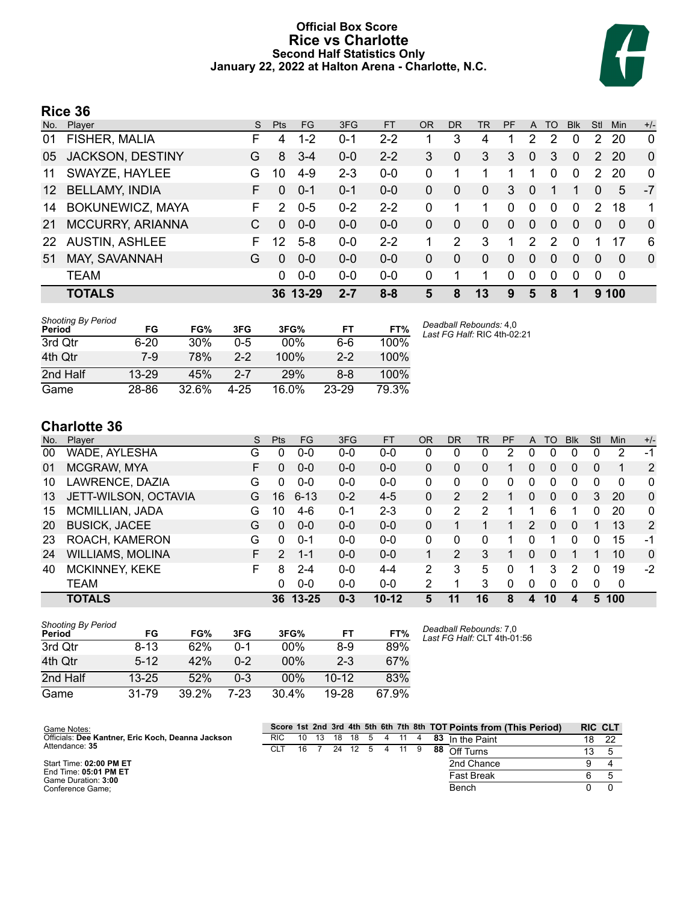# Official Box Score
## Rice vs Charlotte
### Second Half Statistics Only
### January 22, 2022 at Halton Arena - Charlotte, N.C.

## Rice 36

| No. | Player | S | Pts | FG | 3FG | FT | OR | DR | TR | PF | A | TO | Blk | Stl | Min | +/- |
|---|---|---|---|---|---|---|---|---|---|---|---|---|---|---|---|---|
| 01 | FISHER, MALIA | F | 4 | 1-2 | 0-1 | 2-2 | 1 | 3 | 4 | 1 | 2 | 2 | 0 | 2 | 20 | 0 |
| 05 | JACKSON, DESTINY | G | 8 | 3-4 | 0-0 | 2-2 | 3 | 0 | 3 | 3 | 0 | 3 | 0 | 2 | 20 | 0 |
| 11 | SWAYZE, HAYLEE | G | 10 | 4-9 | 2-3 | 0-0 | 0 | 1 | 1 | 1 | 1 | 0 | 0 | 2 | 20 | 0 |
| 12 | BELLAMY, INDIA | F | 0 | 0-1 | 0-1 | 0-0 | 0 | 0 | 0 | 3 | 0 | 1 | 1 | 0 | 5 | -7 |
| 14 | BOKUNEWICZ, MAYA | F | 2 | 0-5 | 0-2 | 2-2 | 0 | 1 | 1 | 0 | 0 | 0 | 0 | 2 | 18 | 1 |
| 21 | MCCURRY, ARIANNA | C | 0 | 0-0 | 0-0 | 0-0 | 0 | 0 | 0 | 0 | 0 | 0 | 0 | 0 | 0 | 0 |
| 22 | AUSTIN, ASHLEE | F | 12 | 5-8 | 0-0 | 2-2 | 1 | 2 | 3 | 1 | 2 | 2 | 0 | 1 | 17 | 6 |
| 51 | MAY, SAVANNAH | G | 0 | 0-0 | 0-0 | 0-0 | 0 | 0 | 0 | 0 | 0 | 0 | 0 | 0 | 0 | 0 |
| | TEAM | | 0 | 0-0 | 0-0 | 0-0 | 0 | 1 | 1 | 0 | 0 | 0 | 0 | 0 | 0 | |
| | **TOTALS** | | **36** | **13-29** | **2-7** | **8-8** | **5** | **8** | **13** | **9** | **5** | **8** | **1** | **9** | **100** | |

*Shooting By Period*

| Period | FG | FG% | 3FG | 3FG% | FT | FT% |
|---|---|---|---|---|---|---|
| 3rd Qtr | 6-20 | 30% | 0-5 | 00% | 6-6 | 100% |
| 4th Qtr | 7-9 | 78% | 2-2 | 100% | 2-2 | 100% |
| 2nd Half | 13-29 | 45% | 2-7 | 29% | 8-8 | 100% |
| Game | 28-86 | 32.6% | 4-25 | 16.0% | 23-29 | 79.3% |

*Deadball Rebounds:* 4,0
*Last FG Half:* RIC 4th-02:21

## Charlotte 36

| No. | Player | S | Pts | FG | 3FG | FT | OR | DR | TR | PF | A | TO | Blk | Stl | Min | +/- |
|---|---|---|---|---|---|---|---|---|---|---|---|---|---|---|---|---|
| 00 | WADE, AYLESHA | G | 0 | 0-0 | 0-0 | 0-0 | 0 | 0 | 0 | 2 | 0 | 0 | 0 | 0 | 2 | -1 |
| 01 | MCGRAW, MYA | F | 0 | 0-0 | 0-0 | 0-0 | 0 | 0 | 0 | 1 | 0 | 0 | 0 | 0 | 1 | 2 |
| 10 | LAWRENCE, DAZIA | G | 0 | 0-0 | 0-0 | 0-0 | 0 | 0 | 0 | 0 | 0 | 0 | 0 | 0 | 0 | 0 |
| 13 | JETT-WILSON, OCTAVIA | G | 16 | 6-13 | 0-2 | 4-5 | 0 | 2 | 2 | 1 | 0 | 0 | 0 | 3 | 20 | 0 |
| 15 | MCMILLIAN, JADA | G | 10 | 4-6 | 0-1 | 2-3 | 0 | 2 | 2 | 1 | 1 | 6 | 1 | 0 | 20 | 0 |
| 20 | BUSICK, JACEE | G | 0 | 0-0 | 0-0 | 0-0 | 0 | 1 | 1 | 1 | 2 | 0 | 0 | 1 | 13 | 2 |
| 23 | ROACH, KAMERON | G | 0 | 0-1 | 0-0 | 0-0 | 0 | 0 | 0 | 1 | 0 | 1 | 0 | 0 | 15 | -1 |
| 24 | WILLIAMS, MOLINA | F | 2 | 1-1 | 0-0 | 0-0 | 1 | 2 | 3 | 1 | 0 | 0 | 1 | 1 | 10 | 0 |
| 40 | MCKINNEY, KEKE | F | 8 | 2-4 | 0-0 | 4-4 | 2 | 3 | 5 | 0 | 1 | 3 | 2 | 0 | 19 | -2 |
| | TEAM | | 0 | 0-0 | 0-0 | 0-0 | 2 | 1 | 3 | 0 | 0 | 0 | 0 | 0 | 0 | |
| | **TOTALS** | | **36** | **13-25** | **0-3** | **10-12** | **5** | **11** | **16** | **8** | **4** | **10** | **4** | **5** | **100** | |

*Shooting By Period*

| Period | FG | FG% | 3FG | 3FG% | FT | FT% |
|---|---|---|---|---|---|---|
| 3rd Qtr | 8-13 | 62% | 0-1 | 00% | 8-9 | 89% |
| 4th Qtr | 5-12 | 42% | 0-2 | 00% | 2-3 | 67% |
| 2nd Half | 13-25 | 52% | 0-3 | 00% | 10-12 | 83% |
| Game | 31-79 | 39.2% | 7-23 | 30.4% | 19-28 | 67.9% |

*Deadball Rebounds:* 7,0
*Last FG Half:* CLT 4th-01:56

Game Notes:
Officials: **Dee Kantner, Eric Koch, Deanna Jackson**
Attendance: **35**

Start Time: **02:00 PM ET**
End Time: **05:01 PM ET**
Game Duration: **3:00**
Conference Game;

| Score | 1st | 2nd | 3rd | 4th | 5th | 6th | 7th | 8th | TOT |
|---|---|---|---|---|---|---|---|---|---|
| RIC | 10 | 13 | 18 | 18 | 5 | 4 | 11 | 4 | 83 |
| CLT | 16 | 7 | 24 | 12 | 5 | 4 | 11 | 9 | 88 |

| Points from (This Period) | RIC | CLT |
|---|---|---|
| In the Paint | 18 | 22 |
| Off Turns | 13 | 5 |
| 2nd Chance | 9 | 4 |
| Fast Break | 6 | 5 |
| Bench | 0 | 0 |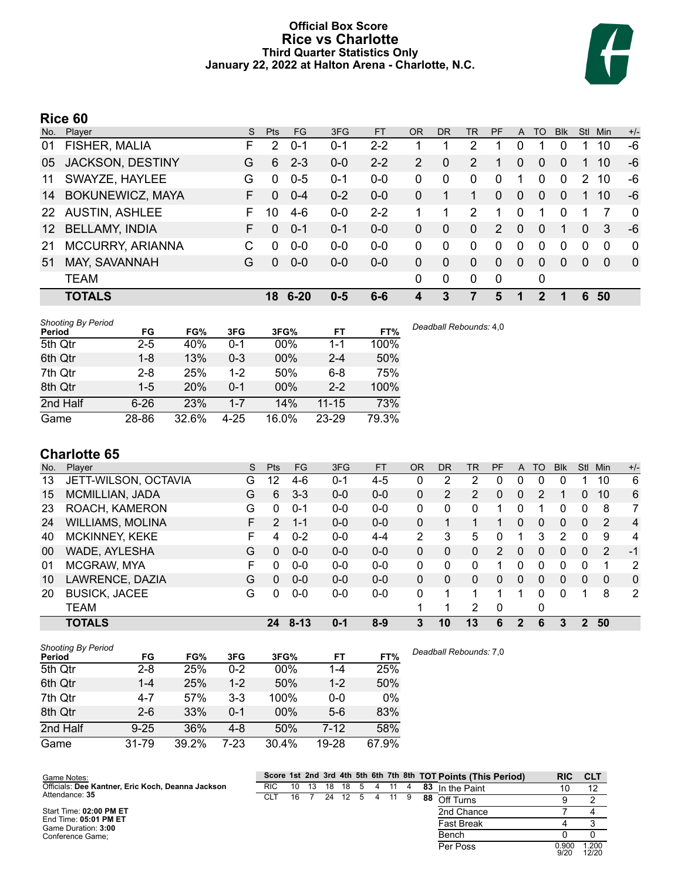# Official Box Score
# Rice vs Charlotte
### Third Quarter Statistics Only
### January 22, 2022 at Halton Arena - Charlotte, N.C.

## Rice 60

| No. | Player | S | Pts | FG | 3FG | FT | OR | DR | TR | PF | A | TO | Blk | Stl | Min | +/- |
|---|---|---|---|---|---|---|---|---|---|---|---|---|---|---|---|---|
| 01 | FISHER, MALIA | F | 2 | 0-1 | 0-1 | 2-2 | 1 | 1 | 2 | 1 | 0 | 1 | 0 | 1 | 10 | -6 |
| 05 | JACKSON, DESTINY | G | 6 | 2-3 | 0-0 | 2-2 | 2 | 0 | 2 | 1 | 0 | 0 | 0 | 1 | 10 | -6 |
| 11 | SWAYZE, HAYLEE | G | 0 | 0-5 | 0-1 | 0-0 | 0 | 0 | 0 | 0 | 1 | 0 | 0 | 2 | 10 | -6 |
| 14 | BOKUNEWICZ, MAYA | F | 0 | 0-4 | 0-2 | 0-0 | 0 | 1 | 1 | 0 | 0 | 0 | 0 | 1 | 10 | -6 |
| 22 | AUSTIN, ASHLEE | F | 10 | 4-6 | 0-0 | 2-2 | 1 | 1 | 2 | 1 | 0 | 1 | 0 | 1 | 7 | 0 |
| 12 | BELLAMY, INDIA | F | 0 | 0-1 | 0-1 | 0-0 | 0 | 0 | 0 | 2 | 0 | 0 | 1 | 0 | 3 | -6 |
| 21 | MCCURRY, ARIANNA | C | 0 | 0-0 | 0-0 | 0-0 | 0 | 0 | 0 | 0 | 0 | 0 | 0 | 0 | 0 | 0 |
| 51 | MAY, SAVANNAH | G | 0 | 0-0 | 0-0 | 0-0 | 0 | 0 | 0 | 0 | 0 | 0 | 0 | 0 | 0 | 0 |
| | TEAM | | | | | | 0 | 0 | 0 | 0 | | 0 | | | | |
| | **TOTALS** | | **18** | **6-20** | **0-5** | **6-6** | **4** | **3** | **7** | **5** | **1** | **2** | **1** | **6** | **50** | |

*Shooting By Period*

| Period | FG | FG% | 3FG | 3FG% | FT | FT% |
|---|---|---|---|---|---|---|
| 5th Qtr | 2-5 | 40% | 0-1 | 00% | 1-1 | 100% |
| 6th Qtr | 1-8 | 13% | 0-3 | 00% | 2-4 | 50% |
| 7th Qtr | 2-8 | 25% | 1-2 | 50% | 6-8 | 75% |
| 8th Qtr | 1-5 | 20% | 0-1 | 00% | 2-2 | 100% |
| 2nd Half | 6-26 | 23% | 1-7 | 14% | 11-15 | 73% |
| Game | 28-86 | 32.6% | 4-25 | 16.0% | 23-29 | 79.3% |

*Deadball Rebounds:* 4,0

## Charlotte 65

| No. | Player | S | Pts | FG | 3FG | FT | OR | DR | TR | PF | A | TO | Blk | Stl | Min | +/- |
|---|---|---|---|---|---|---|---|---|---|---|---|---|---|---|---|---|
| 13 | JETT-WILSON, OCTAVIA | G | 12 | 4-6 | 0-1 | 4-5 | 0 | 2 | 2 | 0 | 0 | 0 | 0 | 1 | 10 | 6 |
| 15 | MCMILLIAN, JADA | G | 6 | 3-3 | 0-0 | 0-0 | 0 | 2 | 2 | 0 | 0 | 2 | 1 | 0 | 10 | 6 |
| 23 | ROACH, KAMERON | G | 0 | 0-1 | 0-0 | 0-0 | 0 | 0 | 0 | 1 | 0 | 1 | 0 | 0 | 8 | 7 |
| 24 | WILLIAMS, MOLINA | F | 2 | 1-1 | 0-0 | 0-0 | 0 | 1 | 1 | 1 | 0 | 0 | 0 | 0 | 2 | 4 |
| 40 | MCKINNEY, KEKE | F | 4 | 0-2 | 0-0 | 4-4 | 2 | 3 | 5 | 0 | 1 | 3 | 2 | 0 | 9 | 4 |
| 00 | WADE, AYLESHA | G | 0 | 0-0 | 0-0 | 0-0 | 0 | 0 | 0 | 2 | 0 | 0 | 0 | 0 | 2 | -1 |
| 01 | MCGRAW, MYA | F | 0 | 0-0 | 0-0 | 0-0 | 0 | 0 | 0 | 1 | 0 | 0 | 0 | 0 | 1 | 2 |
| 10 | LAWRENCE, DAZIA | G | 0 | 0-0 | 0-0 | 0-0 | 0 | 0 | 0 | 0 | 0 | 0 | 0 | 0 | 0 | 0 |
| 20 | BUSICK, JACEE | G | 0 | 0-0 | 0-0 | 0-0 | 0 | 1 | 1 | 1 | 1 | 0 | 0 | 1 | 8 | 2 |
| | TEAM | | | | | | 1 | 1 | 2 | 0 | | 0 | | | | |
| | **TOTALS** | | **24** | **8-13** | **0-1** | **8-9** | **3** | **10** | **13** | **6** | **2** | **6** | **3** | **2** | **50** | |

*Shooting By Period*

| Period | FG | FG% | 3FG | 3FG% | FT | FT% |
|---|---|---|---|---|---|---|
| 5th Qtr | 2-8 | 25% | 0-2 | 00% | 1-4 | 25% |
| 6th Qtr | 1-4 | 25% | 1-2 | 50% | 1-2 | 50% |
| 7th Qtr | 4-7 | 57% | 3-3 | 100% | 0-0 | 0% |
| 8th Qtr | 2-6 | 33% | 0-1 | 00% | 5-6 | 83% |
| 2nd Half | 9-25 | 36% | 4-8 | 50% | 7-12 | 58% |
| Game | 31-79 | 39.2% | 7-23 | 30.4% | 19-28 | 67.9% |

*Deadball Rebounds:* 7,0

Game Notes:
Officials: **Dee Kantner, Eric Koch, Deanna Jackson**
Attendance: **35**

Start Time: **02:00 PM ET**
End Time: **05:01 PM ET**
Game Duration: **3:00**
Conference Game;

| Score | 1st | 2nd | 3rd | 4th | 5th | 6th | 7th | 8th | TOT |
|---|---|---|---|---|---|---|---|---|---|
| RIC | 10 | 13 | 18 | 18 | 5 | 4 | 11 | 4 | 83 |
| CLT | 16 | 7 | 24 | 12 | 5 | 4 | 11 | 9 | 88 |

| Points (This Period) | RIC | CLT |
|---|---|---|
| In the Paint | 10 | 12 |
| Off Turns | 9 | 2 |
| 2nd Chance | 7 | 4 |
| Fast Break | 4 | 3 |
| Bench | 0 | 0 |
| Per Poss | 0.900 9/20 | 1.200 12/20 |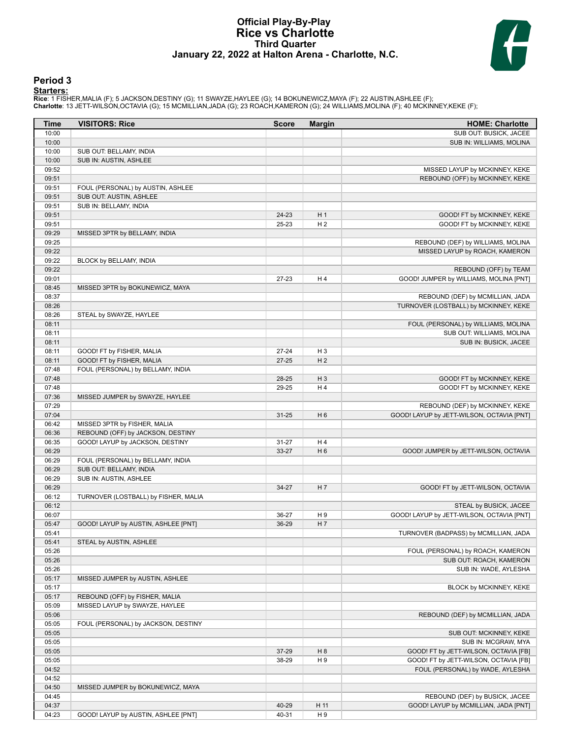# Official Play-By-Play
# Rice vs Charlotte
## Third Quarter
### January 22, 2022 at Halton Arena - Charlotte, N.C.

## Period 3

**Starters:**

**Rice**: 1 FISHER,MALIA (F); 5 JACKSON,DESTINY (G); 11 SWAYZE,HAYLEE (G); 14 BOKUNEWICZ,MAYA (F); 22 AUSTIN,ASHLEE (F);
**Charlotte**: 13 JETT-WILSON,OCTAVIA (G); 15 MCMILLIAN,JADA (G); 23 ROACH,KAMERON (G); 24 WILLIAMS,MOLINA (F); 40 MCKINNEY,KEKE (F);

| Time | VISITORS: Rice | Score | Margin | HOME: Charlotte |
|---|---|---|---|---|
| 10:00 | | | | SUB OUT: BUSICK, JACEE |
| 10:00 | | | | SUB IN: WILLIAMS, MOLINA |
| 10:00 | SUB OUT: BELLAMY, INDIA | | | |
| 10:00 | SUB IN: AUSTIN, ASHLEE | | | |
| 09:52 | | | | MISSED LAYUP by MCKINNEY, KEKE |
| 09:51 | | | | REBOUND (OFF) by MCKINNEY, KEKE |
| 09:51 | FOUL (PERSONAL) by AUSTIN, ASHLEE | | | |
| 09:51 | SUB OUT: AUSTIN, ASHLEE | | | |
| 09:51 | SUB IN: BELLAMY, INDIA | | | |
| 09:51 | | 24-23 | H 1 | GOOD! FT by MCKINNEY, KEKE |
| 09:51 | | 25-23 | H 2 | GOOD! FT by MCKINNEY, KEKE |
| 09:29 | MISSED 3PTR by BELLAMY, INDIA | | | |
| 09:25 | | | | REBOUND (DEF) by WILLIAMS, MOLINA |
| 09:22 | | | | MISSED LAYUP by ROACH, KAMERON |
| 09:22 | BLOCK by BELLAMY, INDIA | | | |
| 09:22 | | | | REBOUND (OFF) by TEAM |
| 09:01 | | 27-23 | H 4 | GOOD! JUMPER by WILLIAMS, MOLINA [PNT] |
| 08:45 | MISSED 3PTR by BOKUNEWICZ, MAYA | | | |
| 08:37 | | | | REBOUND (DEF) by MCMILLIAN, JADA |
| 08:26 | | | | TURNOVER (LOSTBALL) by MCKINNEY, KEKE |
| 08:26 | STEAL by SWAYZE, HAYLEE | | | |
| 08:11 | | | | FOUL (PERSONAL) by WILLIAMS, MOLINA |
| 08:11 | | | | SUB OUT: WILLIAMS, MOLINA |
| 08:11 | | | | SUB IN: BUSICK, JACEE |
| 08:11 | GOOD! FT by FISHER, MALIA | 27-24 | H 3 | |
| 08:11 | GOOD! FT by FISHER, MALIA | 27-25 | H 2 | |
| 07:48 | FOUL (PERSONAL) by BELLAMY, INDIA | | | |
| 07:48 | | 28-25 | H 3 | GOOD! FT by MCKINNEY, KEKE |
| 07:48 | | 29-25 | H 4 | GOOD! FT by MCKINNEY, KEKE |
| 07:36 | MISSED JUMPER by SWAYZE, HAYLEE | | | |
| 07:29 | | | | REBOUND (DEF) by MCKINNEY, KEKE |
| 07:04 | | 31-25 | H 6 | GOOD! LAYUP by JETT-WILSON, OCTAVIA [PNT] |
| 06:42 | MISSED 3PTR by FISHER, MALIA | | | |
| 06:36 | REBOUND (OFF) by JACKSON, DESTINY | | | |
| 06:35 | GOOD! LAYUP by JACKSON, DESTINY | 31-27 | H 4 | |
| 06:29 | | 33-27 | H 6 | GOOD! JUMPER by JETT-WILSON, OCTAVIA |
| 06:29 | FOUL (PERSONAL) by BELLAMY, INDIA | | | |
| 06:29 | SUB OUT: BELLAMY, INDIA | | | |
| 06:29 | SUB IN: AUSTIN, ASHLEE | | | |
| 06:29 | | 34-27 | H 7 | GOOD! FT by JETT-WILSON, OCTAVIA |
| 06:12 | TURNOVER (LOSTBALL) by FISHER, MALIA | | | |
| 06:12 | | | | STEAL by BUSICK, JACEE |
| 06:07 | | 36-27 | H 9 | GOOD! LAYUP by JETT-WILSON, OCTAVIA [PNT] |
| 05:47 | GOOD! LAYUP by AUSTIN, ASHLEE [PNT] | 36-29 | H 7 | |
| 05:41 | | | | TURNOVER (BADPASS) by MCMILLIAN, JADA |
| 05:41 | STEAL by AUSTIN, ASHLEE | | | |
| 05:26 | | | | FOUL (PERSONAL) by ROACH, KAMERON |
| 05:26 | | | | SUB OUT: ROACH, KAMERON |
| 05:26 | | | | SUB IN: WADE, AYLESHA |
| 05:17 | MISSED JUMPER by AUSTIN, ASHLEE | | | |
| 05:17 | | | | BLOCK by MCKINNEY, KEKE |
| 05:17 | REBOUND (OFF) by FISHER, MALIA | | | |
| 05:09 | MISSED LAYUP by SWAYZE, HAYLEE | | | |
| 05:06 | | | | REBOUND (DEF) by MCMILLIAN, JADA |
| 05:05 | FOUL (PERSONAL) by JACKSON, DESTINY | | | |
| 05:05 | | | | SUB OUT: MCKINNEY, KEKE |
| 05:05 | | | | SUB IN: MCGRAW, MYA |
| 05:05 | | 37-29 | H 8 | GOOD! FT by JETT-WILSON, OCTAVIA [FB] |
| 05:05 | | 38-29 | H 9 | GOOD! FT by JETT-WILSON, OCTAVIA [FB] |
| 04:52 | | | | FOUL (PERSONAL) by WADE, AYLESHA |
| 04:52 | | | | |
| 04:50 | MISSED JUMPER by BOKUNEWICZ, MAYA | | | |
| 04:45 | | | | REBOUND (DEF) by BUSICK, JACEE |
| 04:37 | | 40-29 | H 11 | GOOD! LAYUP by MCMILLIAN, JADA [PNT] |
| 04:23 | GOOD! LAYUP by AUSTIN, ASHLEE [PNT] | 40-31 | H 9 | |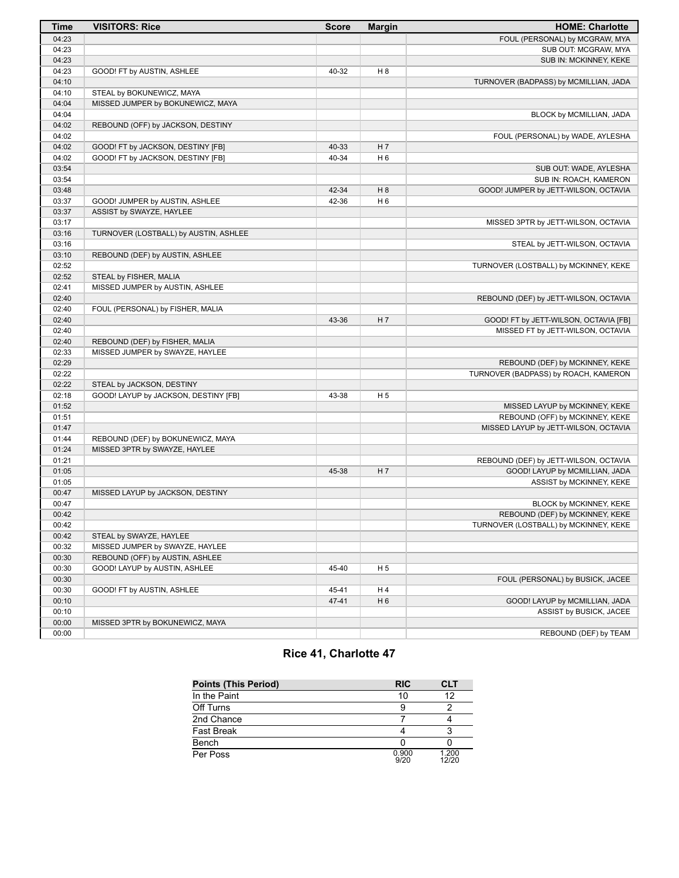| Time | VISITORS: Rice | Score | Margin | HOME: Charlotte |
|---|---|---|---|---|
| 04:23 | | | | FOUL (PERSONAL) by MCGRAW, MYA |
| 04:23 | | | | SUB OUT: MCGRAW, MYA |
| 04:23 | | | | SUB IN: MCKINNEY, KEKE |
| 04:23 | GOOD! FT by AUSTIN, ASHLEE | 40-32 | H 8 | |
| 04:10 | | | | TURNOVER (BADPASS) by MCMILLIAN, JADA |
| 04:10 | STEAL by BOKUNEWICZ, MAYA | | | |
| 04:04 | MISSED JUMPER by BOKUNEWICZ, MAYA | | | |
| 04:04 | | | | BLOCK by MCMILLIAN, JADA |
| 04:02 | REBOUND (OFF) by JACKSON, DESTINY | | | |
| 04:02 | | | | FOUL (PERSONAL) by WADE, AYLESHA |
| 04:02 | GOOD! FT by JACKSON, DESTINY [FB] | 40-33 | H 7 | |
| 04:02 | GOOD! FT by JACKSON, DESTINY [FB] | 40-34 | H 6 | |
| 03:54 | | | | SUB OUT: WADE, AYLESHA |
| 03:54 | | | | SUB IN: ROACH, KAMERON |
| 03:48 | | 42-34 | H 8 | GOOD! JUMPER by JETT-WILSON, OCTAVIA |
| 03:37 | GOOD! JUMPER by AUSTIN, ASHLEE | 42-36 | H 6 | |
| 03:37 | ASSIST by SWAYZE, HAYLEE | | | |
| 03:17 | | | | MISSED 3PTR by JETT-WILSON, OCTAVIA |
| 03:16 | TURNOVER (LOSTBALL) by AUSTIN, ASHLEE | | | |
| 03:16 | | | | STEAL by JETT-WILSON, OCTAVIA |
| 03:10 | REBOUND (DEF) by AUSTIN, ASHLEE | | | |
| 02:52 | | | | TURNOVER (LOSTBALL) by MCKINNEY, KEKE |
| 02:52 | STEAL by FISHER, MALIA | | | |
| 02:41 | MISSED JUMPER by AUSTIN, ASHLEE | | | |
| 02:40 | | | | REBOUND (DEF) by JETT-WILSON, OCTAVIA |
| 02:40 | FOUL (PERSONAL) by FISHER, MALIA | | | |
| 02:40 | | 43-36 | H 7 | GOOD! FT by JETT-WILSON, OCTAVIA [FB] |
| 02:40 | | | | MISSED FT by JETT-WILSON, OCTAVIA |
| 02:40 | REBOUND (DEF) by FISHER, MALIA | | | |
| 02:33 | MISSED JUMPER by SWAYZE, HAYLEE | | | |
| 02:29 | | | | REBOUND (DEF) by MCKINNEY, KEKE |
| 02:22 | | | | TURNOVER (BADPASS) by ROACH, KAMERON |
| 02:22 | STEAL by JACKSON, DESTINY | | | |
| 02:18 | GOOD! LAYUP by JACKSON, DESTINY [FB] | 43-38 | H 5 | |
| 01:52 | | | | MISSED LAYUP by MCKINNEY, KEKE |
| 01:51 | | | | REBOUND (OFF) by MCKINNEY, KEKE |
| 01:47 | | | | MISSED LAYUP by JETT-WILSON, OCTAVIA |
| 01:44 | REBOUND (DEF) by BOKUNEWICZ, MAYA | | | |
| 01:24 | MISSED 3PTR by SWAYZE, HAYLEE | | | |
| 01:21 | | | | REBOUND (DEF) by JETT-WILSON, OCTAVIA |
| 01:05 | | 45-38 | H 7 | GOOD! LAYUP by MCMILLIAN, JADA |
| 01:05 | | | | ASSIST by MCKINNEY, KEKE |
| 00:47 | MISSED LAYUP by JACKSON, DESTINY | | | |
| 00:47 | | | | BLOCK by MCKINNEY, KEKE |
| 00:42 | | | | REBOUND (DEF) by MCKINNEY, KEKE |
| 00:42 | | | | TURNOVER (LOSTBALL) by MCKINNEY, KEKE |
| 00:42 | STEAL by SWAYZE, HAYLEE | | | |
| 00:32 | MISSED JUMPER by SWAYZE, HAYLEE | | | |
| 00:30 | REBOUND (OFF) by AUSTIN, ASHLEE | | | |
| 00:30 | GOOD! LAYUP by AUSTIN, ASHLEE | 45-40 | H 5 | |
| 00:30 | | | | FOUL (PERSONAL) by BUSICK, JACEE |
| 00:30 | GOOD! FT by AUSTIN, ASHLEE | 45-41 | H 4 | |
| 00:10 | | 47-41 | H 6 | GOOD! LAYUP by MCMILLIAN, JADA |
| 00:10 | | | | ASSIST by BUSICK, JACEE |
| 00:00 | MISSED 3PTR by BOKUNEWICZ, MAYA | | | |
| 00:00 | | | | REBOUND (DEF) by TEAM |

## Rice 41, Charlotte 47

| Points (This Period) | RIC | CLT |
|---|---|---|
| In the Paint | 10 | 12 |
| Off Turns | 9 | 2 |
| 2nd Chance | 7 | 4 |
| Fast Break | 4 | 3 |
| Bench | 0 | 0 |
| Per Poss | 0.900 9/20 | 1.200 12/20 |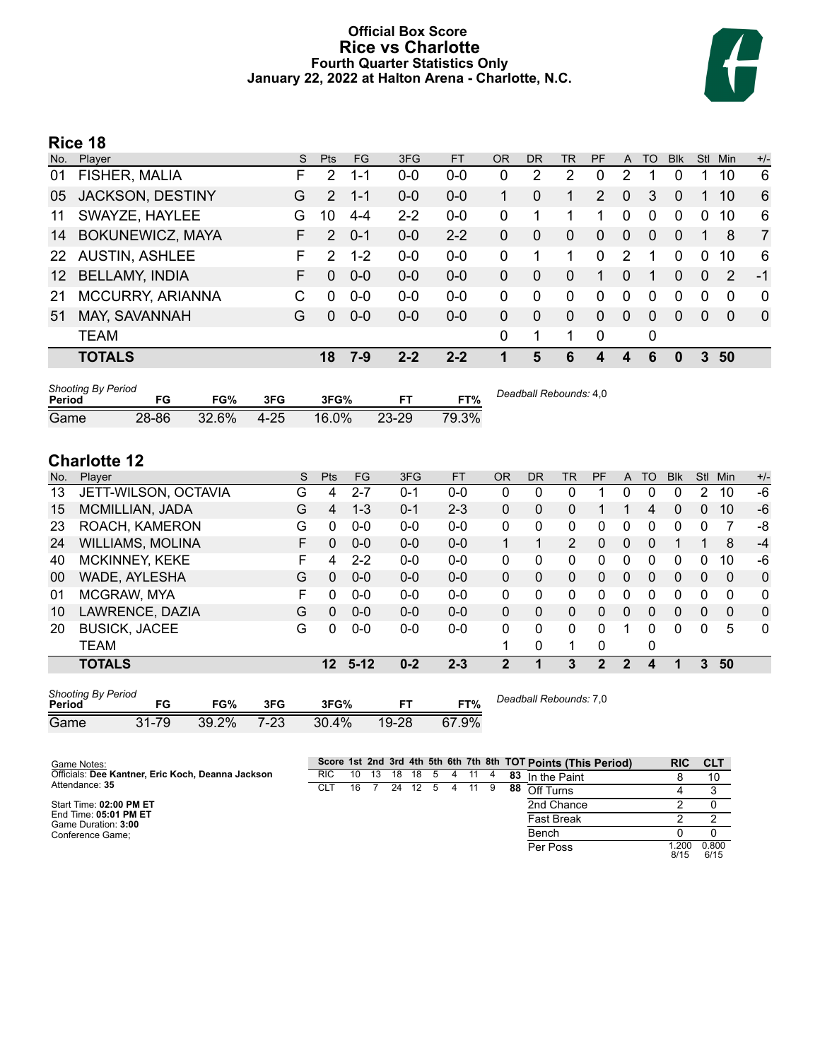# Official Box Score
# Rice vs Charlotte
## Fourth Quarter Statistics Only
### January 22, 2022 at Halton Arena - Charlotte, N.C.

## Rice 18

| No. | Player | S | Pts | FG | 3FG | FT | OR | DR | TR | PF | A | TO | Blk | Stl | Min | +/- |
|---|---|---|---|---|---|---|---|---|---|---|---|---|---|---|---|---|
| 01 | FISHER, MALIA | F | 2 | 1-1 | 0-0 | 0-0 | 0 | 2 | 2 | 0 | 2 | 1 | 0 | 1 | 10 | 6 |
| 05 | JACKSON, DESTINY | G | 2 | 1-1 | 0-0 | 0-0 | 1 | 0 | 1 | 2 | 0 | 3 | 0 | 1 | 10 | 6 |
| 11 | SWAYZE, HAYLEE | G | 10 | 4-4 | 2-2 | 0-0 | 0 | 1 | 1 | 1 | 0 | 0 | 0 | 0 | 10 | 6 |
| 14 | BOKUNEWICZ, MAYA | F | 2 | 0-1 | 0-0 | 2-2 | 0 | 0 | 0 | 0 | 0 | 0 | 0 | 1 | 8 | 7 |
| 22 | AUSTIN, ASHLEE | F | 2 | 1-2 | 0-0 | 0-0 | 0 | 1 | 1 | 0 | 2 | 1 | 0 | 0 | 10 | 6 |
| 12 | BELLAMY, INDIA | F | 0 | 0-0 | 0-0 | 0-0 | 0 | 0 | 0 | 1 | 0 | 1 | 0 | 0 | 2 | -1 |
| 21 | MCCURRY, ARIANNA | C | 0 | 0-0 | 0-0 | 0-0 | 0 | 0 | 0 | 0 | 0 | 0 | 0 | 0 | 0 | 0 |
| 51 | MAY, SAVANNAH | G | 0 | 0-0 | 0-0 | 0-0 | 0 | 0 | 0 | 0 | 0 | 0 | 0 | 0 | 0 | 0 |
| | TEAM | | | | | | 0 | 1 | 1 | 0 | | 0 | | | | |
| | **TOTALS** | | **18** | **7-9** | **2-2** | **2-2** | **1** | **5** | **6** | **4** | **4** | **6** | **0** | **3** | **50** | |

*Shooting By Period*

| Period | FG | FG% | 3FG | 3FG% | FT | FT% |
|---|---|---|---|---|---|---|
| Game | 28-86 | 32.6% | 4-25 | 16.0% | 23-29 | 79.3% |

*Deadball Rebounds:* 4,0

## Charlotte 12

| No. | Player | S | Pts | FG | 3FG | FT | OR | DR | TR | PF | A | TO | Blk | Stl | Min | +/- |
|---|---|---|---|---|---|---|---|---|---|---|---|---|---|---|---|---|
| 13 | JETT-WILSON, OCTAVIA | G | 4 | 2-7 | 0-1 | 0-0 | 0 | 0 | 0 | 1 | 0 | 0 | 0 | 2 | 10 | -6 |
| 15 | MCMILLIAN, JADA | G | 4 | 1-3 | 0-1 | 2-3 | 0 | 0 | 0 | 1 | 1 | 4 | 0 | 0 | 10 | -6 |
| 23 | ROACH, KAMERON | G | 0 | 0-0 | 0-0 | 0-0 | 0 | 0 | 0 | 0 | 0 | 0 | 0 | 0 | 7 | -8 |
| 24 | WILLIAMS, MOLINA | F | 0 | 0-0 | 0-0 | 0-0 | 1 | 1 | 2 | 0 | 0 | 0 | 1 | 1 | 8 | -4 |
| 40 | MCKINNEY, KEKE | F | 4 | 2-2 | 0-0 | 0-0 | 0 | 0 | 0 | 0 | 0 | 0 | 0 | 0 | 10 | -6 |
| 00 | WADE, AYLESHA | G | 0 | 0-0 | 0-0 | 0-0 | 0 | 0 | 0 | 0 | 0 | 0 | 0 | 0 | 0 | 0 |
| 01 | MCGRAW, MYA | F | 0 | 0-0 | 0-0 | 0-0 | 0 | 0 | 0 | 0 | 0 | 0 | 0 | 0 | 0 | 0 |
| 10 | LAWRENCE, DAZIA | G | 0 | 0-0 | 0-0 | 0-0 | 0 | 0 | 0 | 0 | 0 | 0 | 0 | 0 | 0 | 0 |
| 20 | BUSICK, JACEE | G | 0 | 0-0 | 0-0 | 0-0 | 0 | 0 | 0 | 0 | 1 | 0 | 0 | 0 | 5 | 0 |
| | TEAM | | | | | | 1 | 0 | 1 | 0 | | 0 | | | | |
| | **TOTALS** | | **12** | **5-12** | **0-2** | **2-3** | **2** | **1** | **3** | **2** | **2** | **4** | **1** | **3** | **50** | |

*Shooting By Period*

| Period | FG | FG% | 3FG | 3FG% | FT | FT% |
|---|---|---|---|---|---|---|
| Game | 31-79 | 39.2% | 7-23 | 30.4% | 19-28 | 67.9% |

*Deadball Rebounds:* 7,0

Game Notes:
Officials: **Dee Kantner, Eric Koch, Deanna Jackson**
Attendance: **35**

Start Time: **02:00 PM ET**
End Time: **05:01 PM ET**
Game Duration: **3:00**
Conference Game;

| Score | 1st | 2nd | 3rd | 4th | 5th | 6th | 7th | 8th | TOT |
|---|---|---|---|---|---|---|---|---|---|
| RIC | 10 | 13 | 18 | 18 | 5 | 4 | 11 | 4 | **83** |
| CLT | 16 | 7 | 24 | 12 | 5 | 4 | 11 | 9 | **88** |

| Points (This Period) | RIC | CLT |
|---|---|---|
| In the Paint | 8 | 10 |
| Off Turns | 4 | 3 |
| 2nd Chance | 2 | 0 |
| Fast Break | 2 | 2 |
| Bench | 0 | 0 |
| Per Poss | 1.200 8/15 | 0.800 6/15 |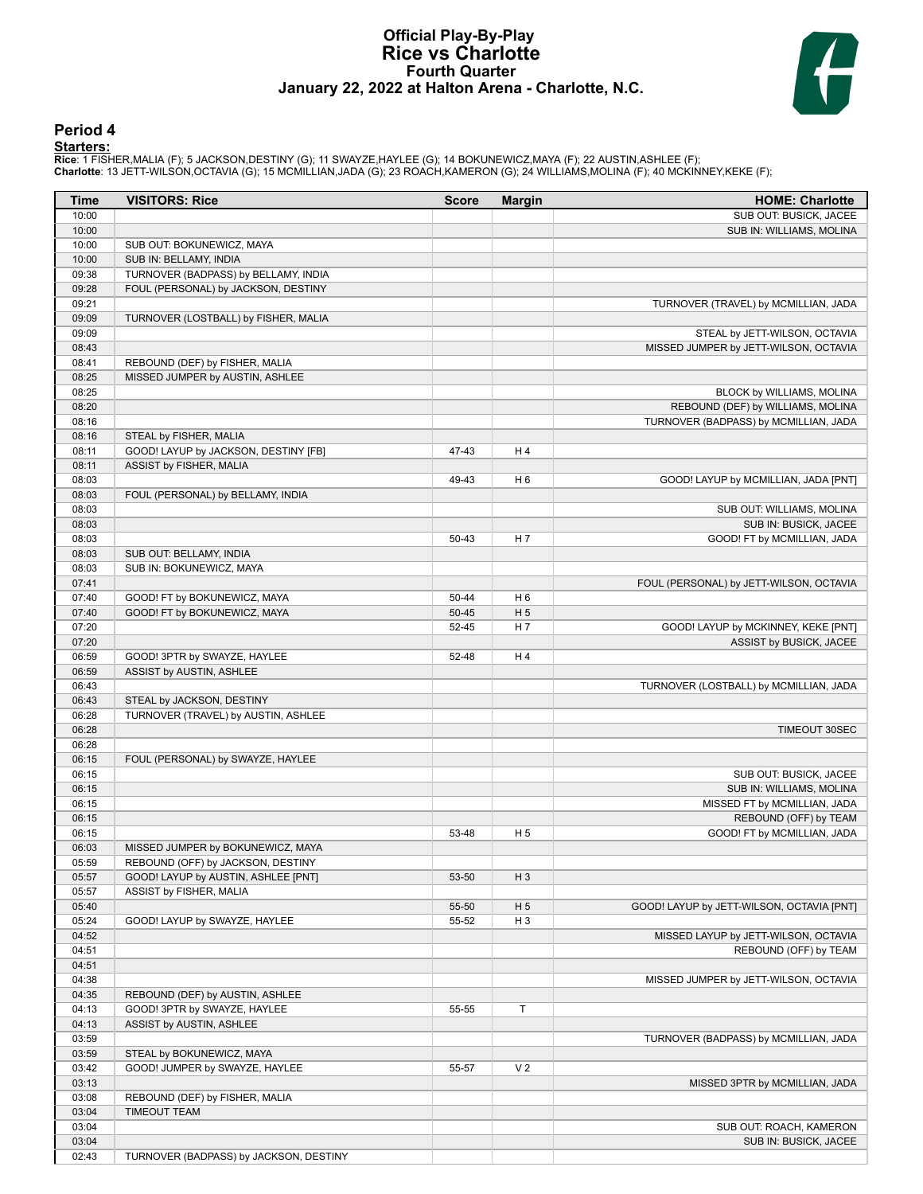# Official Play-By-Play
# Rice vs Charlotte
# Fourth Quarter
# January 22, 2022 at Halton Arena - Charlotte, N.C.

## Period 4

**Starters:**

**Rice**: 1 FISHER,MALIA (F); 5 JACKSON,DESTINY (G); 11 SWAYZE,HAYLEE (G); 14 BOKUNEWICZ,MAYA (F); 22 AUSTIN,ASHLEE (F);
**Charlotte**: 13 JETT-WILSON,OCTAVIA (G); 15 MCMILLIAN,JADA (G); 23 ROACH,KAMERON (G); 24 WILLIAMS,MOLINA (F); 40 MCKINNEY,KEKE (F);

| Time | VISITORS: Rice | Score | Margin | HOME: Charlotte |
|---|---|---|---|---|
| 10:00 | | | | SUB OUT: BUSICK, JACEE |
| 10:00 | | | | SUB IN: WILLIAMS, MOLINA |
| 10:00 | SUB OUT: BOKUNEWICZ, MAYA | | | |
| 10:00 | SUB IN: BELLAMY, INDIA | | | |
| 09:38 | TURNOVER (BADPASS) by BELLAMY, INDIA | | | |
| 09:28 | FOUL (PERSONAL) by JACKSON, DESTINY | | | |
| 09:21 | | | | TURNOVER (TRAVEL) by MCMILLIAN, JADA |
| 09:09 | TURNOVER (LOSTBALL) by FISHER, MALIA | | | |
| 09:09 | | | | STEAL by JETT-WILSON, OCTAVIA |
| 08:43 | | | | MISSED JUMPER by JETT-WILSON, OCTAVIA |
| 08:41 | REBOUND (DEF) by FISHER, MALIA | | | |
| 08:25 | MISSED JUMPER by AUSTIN, ASHLEE | | | |
| 08:25 | | | | BLOCK by WILLIAMS, MOLINA |
| 08:20 | | | | REBOUND (DEF) by WILLIAMS, MOLINA |
| 08:16 | | | | TURNOVER (BADPASS) by MCMILLIAN, JADA |
| 08:16 | STEAL by FISHER, MALIA | | | |
| 08:11 | GOOD! LAYUP by JACKSON, DESTINY [FB] | 47-43 | H 4 | |
| 08:11 | ASSIST by FISHER, MALIA | | | |
| 08:03 | | 49-43 | H 6 | GOOD! LAYUP by MCMILLIAN, JADA [PNT] |
| 08:03 | FOUL (PERSONAL) by BELLAMY, INDIA | | | |
| 08:03 | | | | SUB OUT: WILLIAMS, MOLINA |
| 08:03 | | | | SUB IN: BUSICK, JACEE |
| 08:03 | | 50-43 | H 7 | GOOD! FT by MCMILLIAN, JADA |
| 08:03 | SUB OUT: BELLAMY, INDIA | | | |
| 08:03 | SUB IN: BOKUNEWICZ, MAYA | | | |
| 07:41 | | | | FOUL (PERSONAL) by JETT-WILSON, OCTAVIA |
| 07:40 | GOOD! FT by BOKUNEWICZ, MAYA | 50-44 | H 6 | |
| 07:40 | GOOD! FT by BOKUNEWICZ, MAYA | 50-45 | H 5 | |
| 07:20 | | 52-45 | H 7 | GOOD! LAYUP by MCKINNEY, KEKE [PNT] |
| 07:20 | | | | ASSIST by BUSICK, JACEE |
| 06:59 | GOOD! 3PTR by SWAYZE, HAYLEE | 52-48 | H 4 | |
| 06:59 | ASSIST by AUSTIN, ASHLEE | | | |
| 06:43 | | | | TURNOVER (LOSTBALL) by MCMILLIAN, JADA |
| 06:43 | STEAL by JACKSON, DESTINY | | | |
| 06:28 | TURNOVER (TRAVEL) by AUSTIN, ASHLEE | | | |
| 06:28 | | | | TIMEOUT 30SEC |
| 06:28 | | | | |
| 06:15 | FOUL (PERSONAL) by SWAYZE, HAYLEE | | | |
| 06:15 | | | | SUB OUT: BUSICK, JACEE |
| 06:15 | | | | SUB IN: WILLIAMS, MOLINA |
| 06:15 | | | | MISSED FT by MCMILLIAN, JADA |
| 06:15 | | | | REBOUND (OFF) by TEAM |
| 06:15 | | 53-48 | H 5 | GOOD! FT by MCMILLIAN, JADA |
| 06:03 | MISSED JUMPER by BOKUNEWICZ, MAYA | | | |
| 05:59 | REBOUND (OFF) by JACKSON, DESTINY | | | |
| 05:57 | GOOD! LAYUP by AUSTIN, ASHLEE [PNT] | 53-50 | H 3 | |
| 05:57 | ASSIST by FISHER, MALIA | | | |
| 05:40 | | 55-50 | H 5 | GOOD! LAYUP by JETT-WILSON, OCTAVIA [PNT] |
| 05:24 | GOOD! LAYUP by SWAYZE, HAYLEE | 55-52 | H 3 | |
| 04:52 | | | | MISSED LAYUP by JETT-WILSON, OCTAVIA |
| 04:51 | | | | REBOUND (OFF) by TEAM |
| 04:51 | | | | |
| 04:38 | | | | MISSED JUMPER by JETT-WILSON, OCTAVIA |
| 04:35 | REBOUND (DEF) by AUSTIN, ASHLEE | | | |
| 04:13 | GOOD! 3PTR by SWAYZE, HAYLEE | 55-55 | T | |
| 04:13 | ASSIST by AUSTIN, ASHLEE | | | |
| 03:59 | | | | TURNOVER (BADPASS) by MCMILLIAN, JADA |
| 03:59 | STEAL by BOKUNEWICZ, MAYA | | | |
| 03:42 | GOOD! JUMPER by SWAYZE, HAYLEE | 55-57 | V 2 | |
| 03:13 | | | | MISSED 3PTR by MCMILLIAN, JADA |
| 03:08 | REBOUND (DEF) by FISHER, MALIA | | | |
| 03:04 | TIMEOUT TEAM | | | |
| 03:04 | | | | SUB OUT: ROACH, KAMERON |
| 03:04 | | | | SUB IN: BUSICK, JACEE |
| 02:43 | TURNOVER (BADPASS) by JACKSON, DESTINY | | | |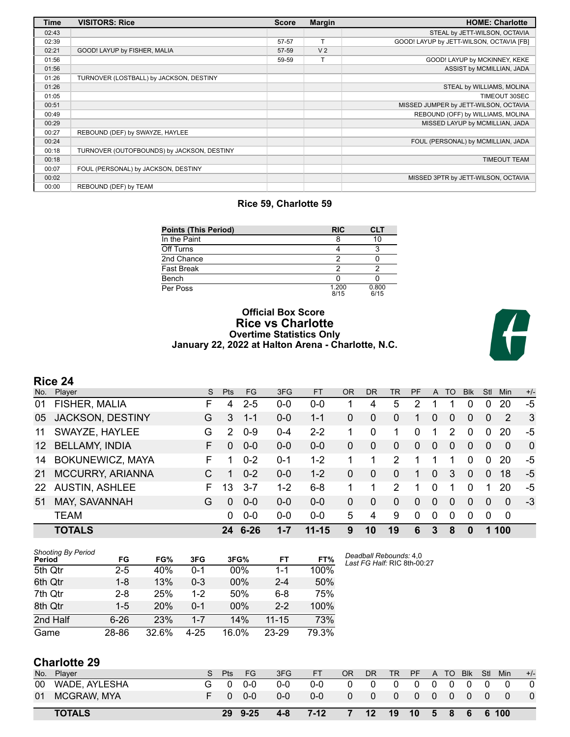| Time | VISITORS: Rice | Score | Margin | HOME: Charlotte |
|---|---|---|---|---|
| 02:43 | | | | STEAL by JETT-WILSON, OCTAVIA |
| 02:39 | | 57-57 | T | GOOD! LAYUP by JETT-WILSON, OCTAVIA [FB] |
| 02:21 | GOOD! LAYUP by FISHER, MALIA | 57-59 | V 2 | |
| 01:56 | | 59-59 | T | GOOD! LAYUP by MCKINNEY, KEKE |
| 01:56 | | | | ASSIST by MCMILLIAN, JADA |
| 01:26 | TURNOVER (LOSTBALL) by JACKSON, DESTINY | | | |
| 01:26 | | | | STEAL by WILLIAMS, MOLINA |
| 01:05 | | | | TIMEOUT 30SEC |
| 00:51 | | | | MISSED JUMPER by JETT-WILSON, OCTAVIA |
| 00:49 | | | | REBOUND (OFF) by WILLIAMS, MOLINA |
| 00:29 | | | | MISSED LAYUP by MCMILLIAN, JADA |
| 00:27 | REBOUND (DEF) by SWAYZE, HAYLEE | | | |
| 00:24 | | | | FOUL (PERSONAL) by MCMILLIAN, JADA |
| 00:18 | TURNOVER (OUTOFBOUNDS) by JACKSON, DESTINY | | | |
| 00:18 | | | | TIMEOUT TEAM |
| 00:07 | FOUL (PERSONAL) by JACKSON, DESTINY | | | |
| 00:02 | | | | MISSED 3PTR by JETT-WILSON, OCTAVIA |
| 00:00 | REBOUND (DEF) by TEAM | | | |

### Rice 59, Charlotte 59

| Points (This Period) | RIC | CLT |
|---|---|---|
| In the Paint | 8 | 10 |
| Off Turns | 4 | 3 |
| 2nd Chance | 2 | 0 |
| Fast Break | 2 | 2 |
| Bench | 0 | 0 |
| Per Poss | 1.200 8/15 | 0.800 6/15 |

## Official Box Score
## Rice vs Charlotte
### Overtime Statistics Only
### January 22, 2022 at Halton Arena - Charlotte, N.C.

## Rice 24

| No. | Player | S | Pts | FG | 3FG | FT | OR | DR | TR | PF | A | TO | Blk | Stl | Min | +/- |
|---|---|---|---|---|---|---|---|---|---|---|---|---|---|---|---|---|
| 01 | FISHER, MALIA | F | 4 | 2-5 | 0-0 | 0-0 | 1 | 4 | 5 | 2 | 1 | 1 | 0 | 0 | 20 | -5 |
| 05 | JACKSON, DESTINY | G | 3 | 1-1 | 0-0 | 1-1 | 0 | 0 | 0 | 1 | 0 | 0 | 0 | 0 | 2 | 3 |
| 11 | SWAYZE, HAYLEE | G | 2 | 0-9 | 0-4 | 2-2 | 1 | 0 | 1 | 0 | 1 | 2 | 0 | 0 | 20 | -5 |
| 12 | BELLAMY, INDIA | F | 0 | 0-0 | 0-0 | 0-0 | 0 | 0 | 0 | 0 | 0 | 0 | 0 | 0 | 0 | 0 |
| 14 | BOKUNEWICZ, MAYA | F | 1 | 0-2 | 0-1 | 1-2 | 1 | 1 | 2 | 1 | 1 | 1 | 0 | 0 | 20 | -5 |
| 21 | MCCURRY, ARIANNA | C | 1 | 0-2 | 0-0 | 1-2 | 0 | 0 | 0 | 1 | 0 | 3 | 0 | 0 | 18 | -5 |
| 22 | AUSTIN, ASHLEE | F | 13 | 3-7 | 1-2 | 6-8 | 1 | 1 | 2 | 1 | 0 | 1 | 0 | 1 | 20 | -5 |
| 51 | MAY, SAVANNAH | G | 0 | 0-0 | 0-0 | 0-0 | 0 | 0 | 0 | 0 | 0 | 0 | 0 | 0 | 0 | -3 |
| | TEAM | | 0 | 0-0 | 0-0 | 0-0 | 5 | 4 | 9 | 0 | 0 | 0 | 0 | 0 | 0 | |
| | **TOTALS** | | **24** | **6-26** | **1-7** | **11-15** | **9** | **10** | **19** | **6** | **3** | **8** | **0** | **1** | **100** | |

*Shooting By Period*

| Period | FG | FG% | 3FG | 3FG% | FT | FT% |
|---|---|---|---|---|---|---|
| 5th Qtr | 2-5 | 40% | 0-1 | 00% | 1-1 | 100% |
| 6th Qtr | 1-8 | 13% | 0-3 | 00% | 2-4 | 50% |
| 7th Qtr | 2-8 | 25% | 1-2 | 50% | 6-8 | 75% |
| 8th Qtr | 1-5 | 20% | 0-1 | 00% | 2-2 | 100% |
| 2nd Half | 6-26 | 23% | 1-7 | 14% | 11-15 | 73% |
| Game | 28-86 | 32.6% | 4-25 | 16.0% | 23-29 | 79.3% |

*Deadball Rebounds:* 4,0
*Last FG Half:* RIC 8th-00:27

## Charlotte 29

| No. | Player | S | Pts | FG | 3FG | FT | OR | DR | TR | PF | A | TO | Blk | Stl | Min | +/- |
|---|---|---|---|---|---|---|---|---|---|---|---|---|---|---|---|---|
| 00 | WADE, AYLESHA | G | 0 | 0-0 | 0-0 | 0-0 | 0 | 0 | 0 | 0 | 0 | 0 | 0 | 0 | 0 | 0 |
| 01 | MCGRAW, MYA | F | 0 | 0-0 | 0-0 | 0-0 | 0 | 0 | 0 | 0 | 0 | 0 | 0 | 0 | 0 | 0 |
| | **TOTALS** | | **29** | **9-25** | **4-8** | **7-12** | **7** | **12** | **19** | **10** | **5** | **8** | **6** | **6** | **100** | |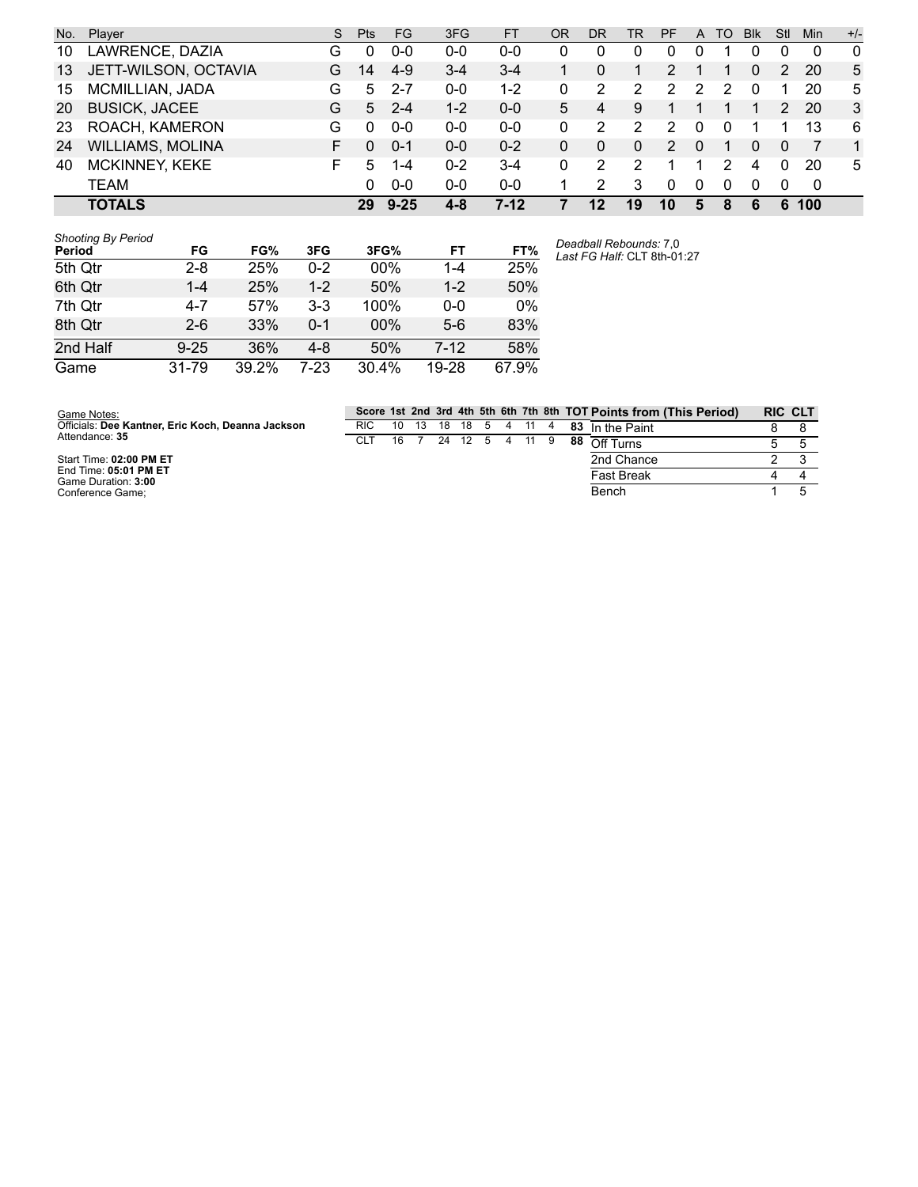| No. | Player | S | Pts | FG | 3FG | FT | OR | DR | TR | PF | A | TO | Blk | Stl | Min | +/- |
|---|---|---|---|---|---|---|---|---|---|---|---|---|---|---|---|---|
| 10 | LAWRENCE, DAZIA | G | 0 | 0-0 | 0-0 | 0-0 | 0 | 0 | 0 | 0 | 0 | 1 | 0 | 0 | 0 | 0 |
| 13 | JETT-WILSON, OCTAVIA | G | 14 | 4-9 | 3-4 | 3-4 | 1 | 0 | 1 | 2 | 1 | 1 | 0 | 2 | 20 | 5 |
| 15 | MCMILLIAN, JADA | G | 5 | 2-7 | 0-0 | 1-2 | 0 | 2 | 2 | 2 | 2 | 2 | 0 | 1 | 20 | 5 |
| 20 | BUSICK, JACEE | G | 5 | 2-4 | 1-2 | 0-0 | 5 | 4 | 9 | 1 | 1 | 1 | 1 | 2 | 20 | 3 |
| 23 | ROACH, KAMERON | G | 0 | 0-0 | 0-0 | 0-0 | 0 | 2 | 2 | 2 | 0 | 0 | 1 | 1 | 13 | 6 |
| 24 | WILLIAMS, MOLINA | F | 0 | 0-1 | 0-0 | 0-2 | 0 | 0 | 0 | 2 | 0 | 1 | 0 | 0 | 7 | 1 |
| 40 | MCKINNEY, KEKE | F | 5 | 1-4 | 0-2 | 3-4 | 0 | 2 | 2 | 1 | 1 | 2 | 4 | 0 | 20 | 5 |
| | TEAM | | 0 | 0-0 | 0-0 | 0-0 | 1 | 2 | 3 | 0 | 0 | 0 | 0 | 0 | 0 | |
| | **TOTALS** | | **29** | **9-25** | **4-8** | **7-12** | **7** | **12** | **19** | **10** | **5** | **8** | **6** | **6** | **100** | |

*Shooting By Period*

| Period | FG | FG% | 3FG | 3FG% | FT | FT% |
|---|---|---|---|---|---|---|
| 5th Qtr | 2-8 | 25% | 0-2 | 00% | 1-4 | 25% |
| 6th Qtr | 1-4 | 25% | 1-2 | 50% | 1-2 | 50% |
| 7th Qtr | 4-7 | 57% | 3-3 | 100% | 0-0 | 0% |
| 8th Qtr | 2-6 | 33% | 0-1 | 00% | 5-6 | 83% |
| 2nd Half | 9-25 | 36% | 4-8 | 50% | 7-12 | 58% |
| Game | 31-79 | 39.2% | 7-23 | 30.4% | 19-28 | 67.9% |

*Deadball Rebounds:* 7,0
*Last FG Half:* CLT 8th-01:27

Game Notes:
Officials: **Dee Kantner, Eric Koch, Deanna Jackson**
Attendance: **35**

Start Time: **02:00 PM ET**
End Time: **05:01 PM ET**
Game Duration: **3:00**
Conference Game;

| Score | 1st | 2nd | 3rd | 4th | 5th | 6th | 7th | 8th | TOT |
|---|---|---|---|---|---|---|---|---|---|
| RIC | 10 | 13 | 18 | 18 | 5 | 4 | 11 | 4 | **83** |
| CLT | 16 | 7 | 24 | 12 | 5 | 4 | 11 | 9 | **88** |

| Points from (This Period) | RIC | CLT |
|---|---|---|
| In the Paint | 8 | 8 |
| Off Turns | 5 | 5 |
| 2nd Chance | 2 | 3 |
| Fast Break | 4 | 4 |
| Bench | 1 | 5 |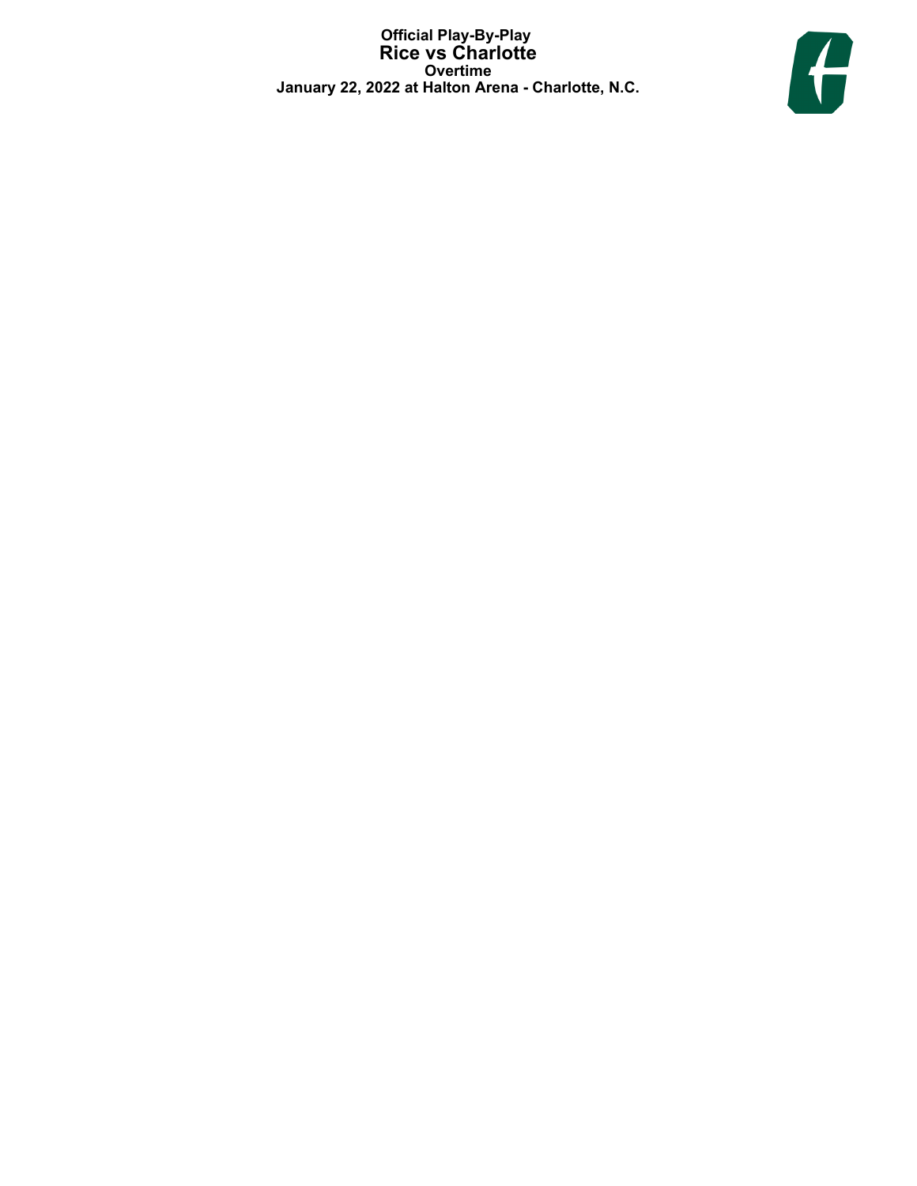**Official Play-By-Play**
**Rice vs Charlotte**
**Overtime**
**January 22, 2022 at Halton Arena - Charlotte, N.C.**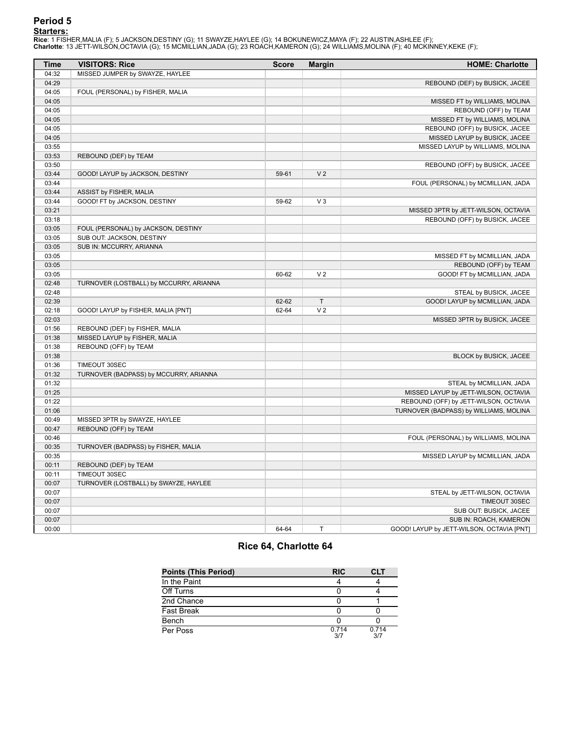## Period 5

**Starters:**

**Rice**: 1 FISHER,MALIA (F); 5 JACKSON,DESTINY (G); 11 SWAYZE,HAYLEE (G); 14 BOKUNEWICZ,MAYA (F); 22 AUSTIN,ASHLEE (F);
**Charlotte**: 13 JETT-WILSON,OCTAVIA (G); 15 MCMILLIAN,JADA (G); 23 ROACH,KAMERON (G); 24 WILLIAMS,MOLINA (F); 40 MCKINNEY,KEKE (F);

| Time | VISITORS: Rice | Score | Margin | HOME: Charlotte |
|---|---|---|---|---|
| 04:32 | MISSED JUMPER by SWAYZE, HAYLEE | | | |
| 04:29 | | | | REBOUND (DEF) by BUSICK, JACEE |
| 04:05 | FOUL (PERSONAL) by FISHER, MALIA | | | |
| 04:05 | | | | MISSED FT by WILLIAMS, MOLINA |
| 04:05 | | | | REBOUND (OFF) by TEAM |
| 04:05 | | | | MISSED FT by WILLIAMS, MOLINA |
| 04:05 | | | | REBOUND (OFF) by BUSICK, JACEE |
| 04:05 | | | | MISSED LAYUP by BUSICK, JACEE |
| 03:55 | | | | MISSED LAYUP by WILLIAMS, MOLINA |
| 03:53 | REBOUND (DEF) by TEAM | | | |
| 03:50 | | | | REBOUND (OFF) by BUSICK, JACEE |
| 03:44 | GOOD! LAYUP by JACKSON, DESTINY | 59-61 | V 2 | |
| 03:44 | | | | FOUL (PERSONAL) by MCMILLIAN, JADA |
| 03:44 | ASSIST by FISHER, MALIA | | | |
| 03:44 | GOOD! FT by JACKSON, DESTINY | 59-62 | V 3 | |
| 03:21 | | | | MISSED 3PTR by JETT-WILSON, OCTAVIA |
| 03:18 | | | | REBOUND (OFF) by BUSICK, JACEE |
| 03:05 | FOUL (PERSONAL) by JACKSON, DESTINY | | | |
| 03:05 | SUB OUT: JACKSON, DESTINY | | | |
| 03:05 | SUB IN: MCCURRY, ARIANNA | | | |
| 03:05 | | | | MISSED FT by MCMILLIAN, JADA |
| 03:05 | | | | REBOUND (OFF) by TEAM |
| 03:05 | | 60-62 | V 2 | GOOD! FT by MCMILLIAN, JADA |
| 02:48 | TURNOVER (LOSTBALL) by MCCURRY, ARIANNA | | | |
| 02:48 | | | | STEAL by BUSICK, JACEE |
| 02:39 | | 62-62 | T | GOOD! LAYUP by MCMILLIAN, JADA |
| 02:18 | GOOD! LAYUP by FISHER, MALIA [PNT] | 62-64 | V 2 | |
| 02:03 | | | | MISSED 3PTR by BUSICK, JACEE |
| 01:56 | REBOUND (DEF) by FISHER, MALIA | | | |
| 01:38 | MISSED LAYUP by FISHER, MALIA | | | |
| 01:38 | REBOUND (OFF) by TEAM | | | |
| 01:38 | | | | BLOCK by BUSICK, JACEE |
| 01:36 | TIMEOUT 30SEC | | | |
| 01:32 | TURNOVER (BADPASS) by MCCURRY, ARIANNA | | | |
| 01:32 | | | | STEAL by MCMILLIAN, JADA |
| 01:25 | | | | MISSED LAYUP by JETT-WILSON, OCTAVIA |
| 01:22 | | | | REBOUND (OFF) by JETT-WILSON, OCTAVIA |
| 01:06 | | | | TURNOVER (BADPASS) by WILLIAMS, MOLINA |
| 00:49 | MISSED 3PTR by SWAYZE, HAYLEE | | | |
| 00:47 | REBOUND (OFF) by TEAM | | | |
| 00:46 | | | | FOUL (PERSONAL) by WILLIAMS, MOLINA |
| 00:35 | TURNOVER (BADPASS) by FISHER, MALIA | | | |
| 00:35 | | | | MISSED LAYUP by MCMILLIAN, JADA |
| 00:11 | REBOUND (DEF) by TEAM | | | |
| 00:11 | TIMEOUT 30SEC | | | |
| 00:07 | TURNOVER (LOSTBALL) by SWAYZE, HAYLEE | | | |
| 00:07 | | | | STEAL by JETT-WILSON, OCTAVIA |
| 00:07 | | | | TIMEOUT 30SEC |
| 00:07 | | | | SUB OUT: BUSICK, JACEE |
| 00:07 | | | | SUB IN: ROACH, KAMERON |
| 00:00 | | 64-64 | T | GOOD! LAYUP by JETT-WILSON, OCTAVIA [PNT] |

## Rice 64, Charlotte 64

| Points (This Period) | RIC | CLT |
|---|---|---|
| In the Paint | 4 | 4 |
| Off Turns | 0 | 4 |
| 2nd Chance | 0 | 1 |
| Fast Break | 0 | 0 |
| Bench | 0 | 0 |
| Per Poss | 0.714 3/7 | 0.714 3/7 |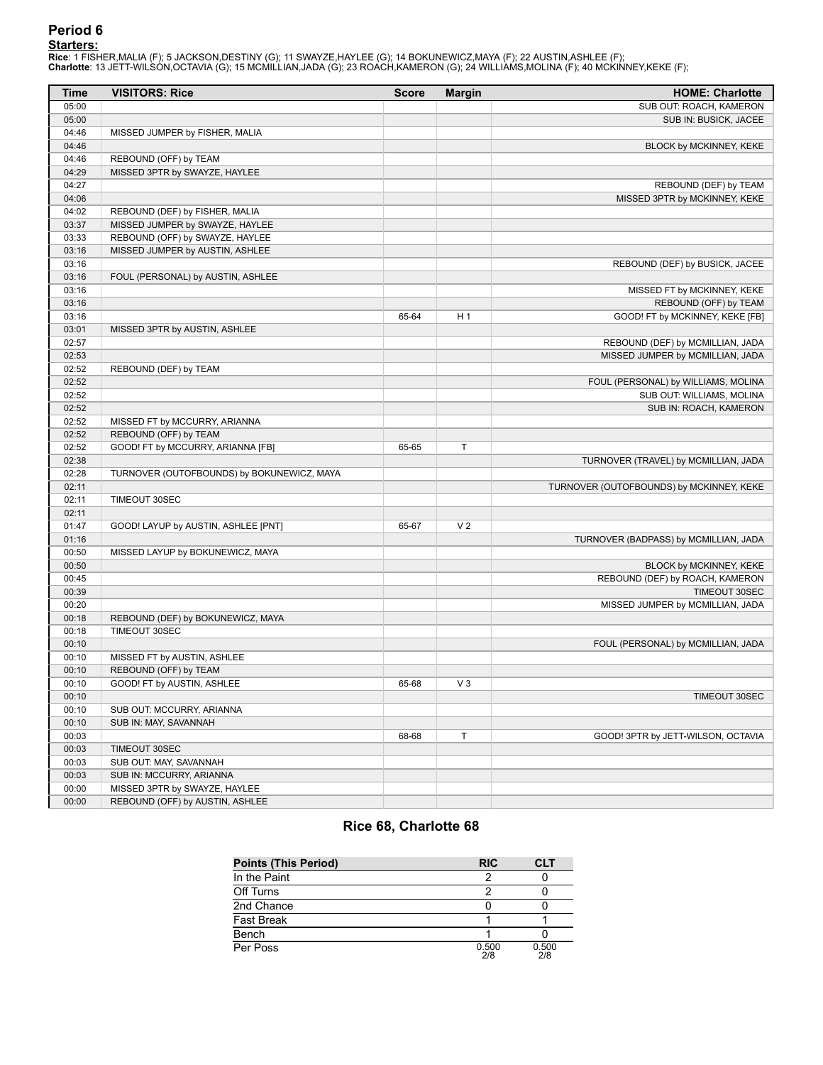## Period 6

**Starters:**

**Rice**: 1 FISHER,MALIA (F); 5 JACKSON,DESTINY (G); 11 SWAYZE,HAYLEE (G); 14 BOKUNEWICZ,MAYA (F); 22 AUSTIN,ASHLEE (F);
**Charlotte**: 13 JETT-WILSON,OCTAVIA (G); 15 MCMILLIAN,JADA (G); 23 ROACH,KAMERON (G); 24 WILLIAMS,MOLINA (F); 40 MCKINNEY,KEKE (F);

| Time | VISITORS: Rice | Score | Margin | HOME: Charlotte |
|---|---|---|---|---|
| 05:00 | | | | SUB OUT: ROACH, KAMERON |
| 05:00 | | | | SUB IN: BUSICK, JACEE |
| 04:46 | MISSED JUMPER by FISHER, MALIA | | | |
| 04:46 | | | | BLOCK by MCKINNEY, KEKE |
| 04:46 | REBOUND (OFF) by TEAM | | | |
| 04:29 | MISSED 3PTR by SWAYZE, HAYLEE | | | |
| 04:27 | | | | REBOUND (DEF) by TEAM |
| 04:06 | | | | MISSED 3PTR by MCKINNEY, KEKE |
| 04:02 | REBOUND (DEF) by FISHER, MALIA | | | |
| 03:37 | MISSED JUMPER by SWAYZE, HAYLEE | | | |
| 03:33 | REBOUND (OFF) by SWAYZE, HAYLEE | | | |
| 03:16 | MISSED JUMPER by AUSTIN, ASHLEE | | | |
| 03:16 | | | | REBOUND (DEF) by BUSICK, JACEE |
| 03:16 | FOUL (PERSONAL) by AUSTIN, ASHLEE | | | |
| 03:16 | | | | MISSED FT by MCKINNEY, KEKE |
| 03:16 | | | | REBOUND (OFF) by TEAM |
| 03:16 | | 65-64 | H 1 | GOOD! FT by MCKINNEY, KEKE [FB] |
| 03:01 | MISSED 3PTR by AUSTIN, ASHLEE | | | |
| 02:57 | | | | REBOUND (DEF) by MCMILLIAN, JADA |
| 02:53 | | | | MISSED JUMPER by MCMILLIAN, JADA |
| 02:52 | REBOUND (DEF) by TEAM | | | |
| 02:52 | | | | FOUL (PERSONAL) by WILLIAMS, MOLINA |
| 02:52 | | | | SUB OUT: WILLIAMS, MOLINA |
| 02:52 | | | | SUB IN: ROACH, KAMERON |
| 02:52 | MISSED FT by MCCURRY, ARIANNA | | | |
| 02:52 | REBOUND (OFF) by TEAM | | | |
| 02:52 | GOOD! FT by MCCURRY, ARIANNA [FB] | 65-65 | T | |
| 02:38 | | | | TURNOVER (TRAVEL) by MCMILLIAN, JADA |
| 02:28 | TURNOVER (OUTOFBOUNDS) by BOKUNEWICZ, MAYA | | | |
| 02:11 | | | | TURNOVER (OUTOFBOUNDS) by MCKINNEY, KEKE |
| 02:11 | TIMEOUT 30SEC | | | |
| 02:11 | | | | |
| 01:47 | GOOD! LAYUP by AUSTIN, ASHLEE [PNT] | 65-67 | V 2 | |
| 01:16 | | | | TURNOVER (BADPASS) by MCMILLIAN, JADA |
| 00:50 | MISSED LAYUP by BOKUNEWICZ, MAYA | | | |
| 00:50 | | | | BLOCK by MCKINNEY, KEKE |
| 00:45 | | | | REBOUND (DEF) by ROACH, KAMERON |
| 00:39 | | | | TIMEOUT 30SEC |
| 00:20 | | | | MISSED JUMPER by MCMILLIAN, JADA |
| 00:18 | REBOUND (DEF) by BOKUNEWICZ, MAYA | | | |
| 00:18 | TIMEOUT 30SEC | | | |
| 00:10 | | | | FOUL (PERSONAL) by MCMILLIAN, JADA |
| 00:10 | MISSED FT by AUSTIN, ASHLEE | | | |
| 00:10 | REBOUND (OFF) by TEAM | | | |
| 00:10 | GOOD! FT by AUSTIN, ASHLEE | 65-68 | V 3 | |
| 00:10 | | | | TIMEOUT 30SEC |
| 00:10 | SUB OUT: MCCURRY, ARIANNA | | | |
| 00:10 | SUB IN: MAY, SAVANNAH | | | |
| 00:03 | | 68-68 | T | GOOD! 3PTR by JETT-WILSON, OCTAVIA |
| 00:03 | TIMEOUT 30SEC | | | |
| 00:03 | SUB OUT: MAY, SAVANNAH | | | |
| 00:03 | SUB IN: MCCURRY, ARIANNA | | | |
| 00:00 | MISSED 3PTR by SWAYZE, HAYLEE | | | |
| 00:00 | REBOUND (OFF) by AUSTIN, ASHLEE | | | |

## Rice 68, Charlotte 68

| Points (This Period) | RIC | CLT |
|---|---|---|
| In the Paint | 2 | 0 |
| Off Turns | 2 | 0 |
| 2nd Chance | 0 | 0 |
| Fast Break | 1 | 1 |
| Bench | 1 | 0 |
| Per Poss | 0.500 2/8 | 0.500 2/8 |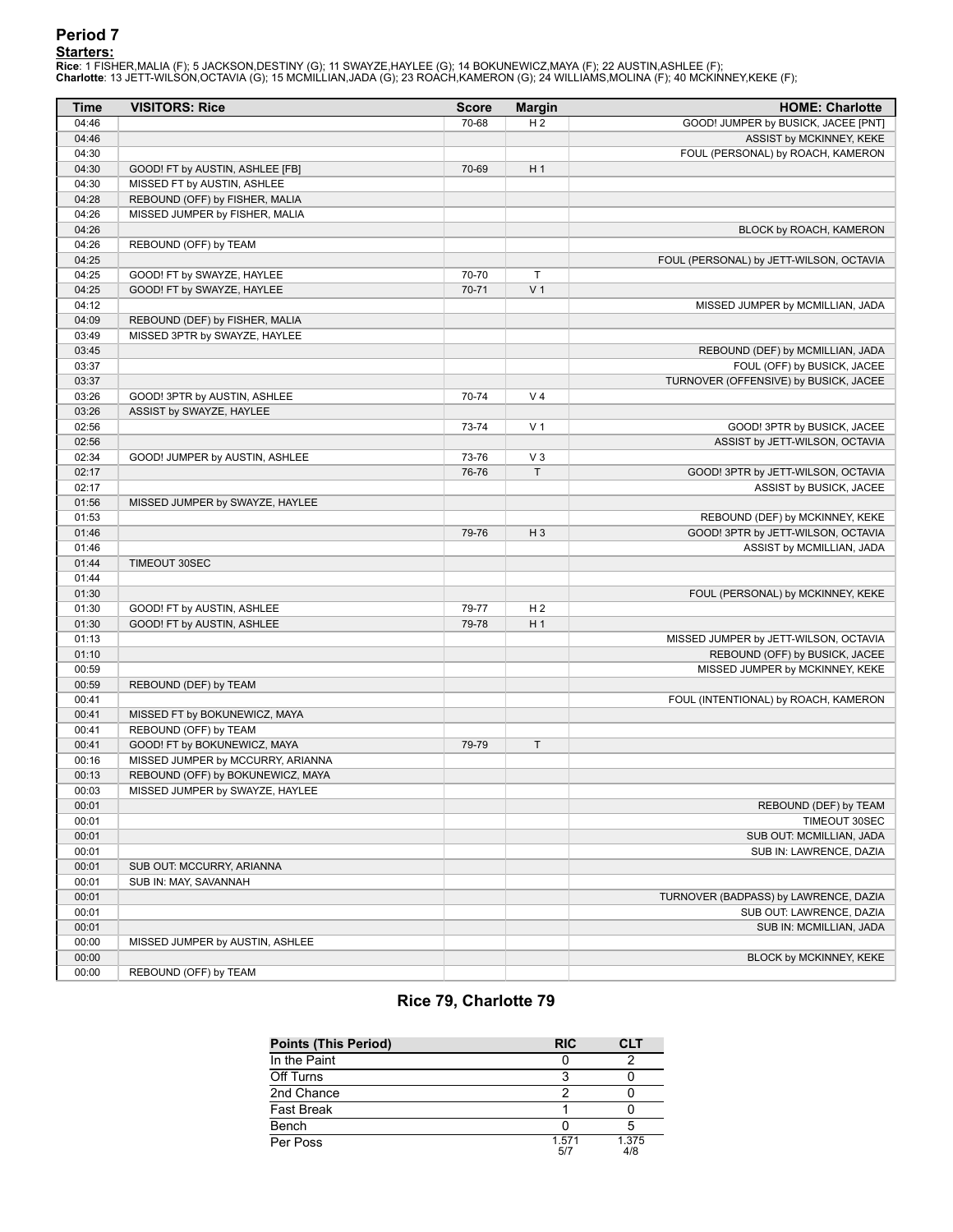# Period 7

**Starters:**

**Rice**: 1 FISHER,MALIA (F); 5 JACKSON,DESTINY (G); 11 SWAYZE,HAYLEE (G); 14 BOKUNEWICZ,MAYA (F); 22 AUSTIN,ASHLEE (F);
**Charlotte**: 13 JETT-WILSON,OCTAVIA (G); 15 MCMILLIAN,JADA (G); 23 ROACH,KAMERON (G); 24 WILLIAMS,MOLINA (F); 40 MCKINNEY,KEKE (F);

| Time | VISITORS: Rice | Score | Margin | HOME: Charlotte |
|---|---|---|---|---|
| 04:46 | | 70-68 | H 2 | GOOD! JUMPER by BUSICK, JACEE [PNT] |
| 04:46 | | | | ASSIST by MCKINNEY, KEKE |
| 04:30 | | | | FOUL (PERSONAL) by ROACH, KAMERON |
| 04:30 | GOOD! FT by AUSTIN, ASHLEE [FB] | 70-69 | H 1 | |
| 04:30 | MISSED FT by AUSTIN, ASHLEE | | | |
| 04:28 | REBOUND (OFF) by FISHER, MALIA | | | |
| 04:26 | MISSED JUMPER by FISHER, MALIA | | | |
| 04:26 | | | | BLOCK by ROACH, KAMERON |
| 04:26 | REBOUND (OFF) by TEAM | | | |
| 04:25 | | | | FOUL (PERSONAL) by JETT-WILSON, OCTAVIA |
| 04:25 | GOOD! FT by SWAYZE, HAYLEE | 70-70 | T | |
| 04:25 | GOOD! FT by SWAYZE, HAYLEE | 70-71 | V 1 | |
| 04:12 | | | | MISSED JUMPER by MCMILLIAN, JADA |
| 04:09 | REBOUND (DEF) by FISHER, MALIA | | | |
| 03:49 | MISSED 3PTR by SWAYZE, HAYLEE | | | |
| 03:45 | | | | REBOUND (DEF) by MCMILLIAN, JADA |
| 03:37 | | | | FOUL (OFF) by BUSICK, JACEE |
| 03:37 | | | | TURNOVER (OFFENSIVE) by BUSICK, JACEE |
| 03:26 | GOOD! 3PTR by AUSTIN, ASHLEE | 70-74 | V 4 | |
| 03:26 | ASSIST by SWAYZE, HAYLEE | | | |
| 02:56 | | 73-74 | V 1 | GOOD! 3PTR by BUSICK, JACEE |
| 02:56 | | | | ASSIST by JETT-WILSON, OCTAVIA |
| 02:34 | GOOD! JUMPER by AUSTIN, ASHLEE | 73-76 | V 3 | |
| 02:17 | | 76-76 | T | GOOD! 3PTR by JETT-WILSON, OCTAVIA |
| 02:17 | | | | ASSIST by BUSICK, JACEE |
| 01:56 | MISSED JUMPER by SWAYZE, HAYLEE | | | |
| 01:53 | | | | REBOUND (DEF) by MCKINNEY, KEKE |
| 01:46 | | 79-76 | H 3 | GOOD! 3PTR by JETT-WILSON, OCTAVIA |
| 01:46 | | | | ASSIST by MCMILLIAN, JADA |
| 01:44 | TIMEOUT 30SEC | | | |
| 01:44 | | | | |
| 01:30 | | | | FOUL (PERSONAL) by MCKINNEY, KEKE |
| 01:30 | GOOD! FT by AUSTIN, ASHLEE | 79-77 | H 2 | |
| 01:30 | GOOD! FT by AUSTIN, ASHLEE | 79-78 | H 1 | |
| 01:13 | | | | MISSED JUMPER by JETT-WILSON, OCTAVIA |
| 01:10 | | | | REBOUND (OFF) by BUSICK, JACEE |
| 00:59 | | | | MISSED JUMPER by MCKINNEY, KEKE |
| 00:59 | REBOUND (DEF) by TEAM | | | |
| 00:41 | | | | FOUL (INTENTIONAL) by ROACH, KAMERON |
| 00:41 | MISSED FT by BOKUNEWICZ, MAYA | | | |
| 00:41 | REBOUND (OFF) by TEAM | | | |
| 00:41 | GOOD! FT by BOKUNEWICZ, MAYA | 79-79 | T | |
| 00:16 | MISSED JUMPER by MCCURRY, ARIANNA | | | |
| 00:13 | REBOUND (OFF) by BOKUNEWICZ, MAYA | | | |
| 00:03 | MISSED JUMPER by SWAYZE, HAYLEE | | | |
| 00:01 | | | | REBOUND (DEF) by TEAM |
| 00:01 | | | | TIMEOUT 30SEC |
| 00:01 | | | | SUB OUT: MCMILLIAN, JADA |
| 00:01 | | | | SUB IN: LAWRENCE, DAZIA |
| 00:01 | SUB OUT: MCCURRY, ARIANNA | | | |
| 00:01 | SUB IN: MAY, SAVANNAH | | | |
| 00:01 | | | | TURNOVER (BADPASS) by LAWRENCE, DAZIA |
| 00:01 | | | | SUB OUT: LAWRENCE, DAZIA |
| 00:01 | | | | SUB IN: MCMILLIAN, JADA |
| 00:00 | MISSED JUMPER by AUSTIN, ASHLEE | | | |
| 00:00 | | | | BLOCK by MCKINNEY, KEKE |
| 00:00 | REBOUND (OFF) by TEAM | | | |

## Rice 79, Charlotte 79

| Points (This Period) | RIC | CLT |
|---|---|---|
| In the Paint | 0 | 2 |
| Off Turns | 3 | 0 |
| 2nd Chance | 2 | 0 |
| Fast Break | 1 | 0 |
| Bench | 0 | 5 |
| Per Poss | 1.571 5/7 | 1.375 4/8 |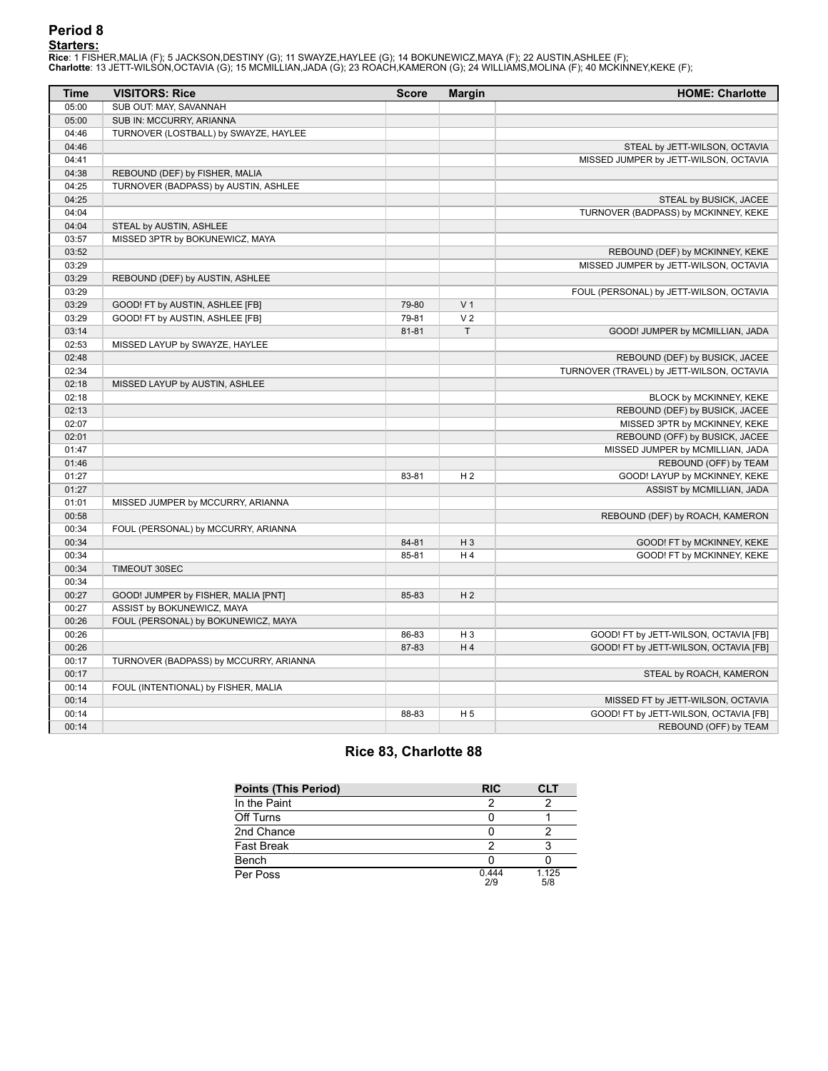## Period 8

**Starters:**

**Rice**: 1 FISHER,MALIA (F); 5 JACKSON,DESTINY (G); 11 SWAYZE,HAYLEE (G); 14 BOKUNEWICZ,MAYA (F); 22 AUSTIN,ASHLEE (F);
**Charlotte**: 13 JETT-WILSON,OCTAVIA (G); 15 MCMILLIAN,JADA (G); 23 ROACH,KAMERON (G); 24 WILLIAMS,MOLINA (F); 40 MCKINNEY,KEKE (F);

| Time | VISITORS: Rice | Score | Margin | HOME: Charlotte |
|---|---|---|---|---|
| 05:00 | SUB OUT: MAY, SAVANNAH | | | |
| 05:00 | SUB IN: MCCURRY, ARIANNA | | | |
| 04:46 | TURNOVER (LOSTBALL) by SWAYZE, HAYLEE | | | |
| 04:46 | | | | STEAL by JETT-WILSON, OCTAVIA |
| 04:41 | | | | MISSED JUMPER by JETT-WILSON, OCTAVIA |
| 04:38 | REBOUND (DEF) by FISHER, MALIA | | | |
| 04:25 | TURNOVER (BADPASS) by AUSTIN, ASHLEE | | | |
| 04:25 | | | | STEAL by BUSICK, JACEE |
| 04:04 | | | | TURNOVER (BADPASS) by MCKINNEY, KEKE |
| 04:04 | STEAL by AUSTIN, ASHLEE | | | |
| 03:57 | MISSED 3PTR by BOKUNEWICZ, MAYA | | | |
| 03:52 | | | | REBOUND (DEF) by MCKINNEY, KEKE |
| 03:29 | | | | MISSED JUMPER by JETT-WILSON, OCTAVIA |
| 03:29 | REBOUND (DEF) by AUSTIN, ASHLEE | | | |
| 03:29 | | | | FOUL (PERSONAL) by JETT-WILSON, OCTAVIA |
| 03:29 | GOOD! FT by AUSTIN, ASHLEE [FB] | 79-80 | V 1 | |
| 03:29 | GOOD! FT by AUSTIN, ASHLEE [FB] | 79-81 | V 2 | |
| 03:14 | | 81-81 | T | GOOD! JUMPER by MCMILLIAN, JADA |
| 02:53 | MISSED LAYUP by SWAYZE, HAYLEE | | | |
| 02:48 | | | | REBOUND (DEF) by BUSICK, JACEE |
| 02:34 | | | | TURNOVER (TRAVEL) by JETT-WILSON, OCTAVIA |
| 02:18 | MISSED LAYUP by AUSTIN, ASHLEE | | | |
| 02:18 | | | | BLOCK by MCKINNEY, KEKE |
| 02:13 | | | | REBOUND (DEF) by BUSICK, JACEE |
| 02:07 | | | | MISSED 3PTR by MCKINNEY, KEKE |
| 02:01 | | | | REBOUND (OFF) by BUSICK, JACEE |
| 01:47 | | | | MISSED JUMPER by MCMILLIAN, JADA |
| 01:46 | | | | REBOUND (OFF) by TEAM |
| 01:27 | | 83-81 | H 2 | GOOD! LAYUP by MCKINNEY, KEKE |
| 01:27 | | | | ASSIST by MCMILLIAN, JADA |
| 01:01 | MISSED JUMPER by MCCURRY, ARIANNA | | | |
| 00:58 | | | | REBOUND (DEF) by ROACH, KAMERON |
| 00:34 | FOUL (PERSONAL) by MCCURRY, ARIANNA | | | |
| 00:34 | | 84-81 | H 3 | GOOD! FT by MCKINNEY, KEKE |
| 00:34 | | 85-81 | H 4 | GOOD! FT by MCKINNEY, KEKE |
| 00:34 | TIMEOUT 30SEC | | | |
| 00:34 | | | | |
| 00:27 | GOOD! JUMPER by FISHER, MALIA [PNT] | 85-83 | H 2 | |
| 00:27 | ASSIST by BOKUNEWICZ, MAYA | | | |
| 00:26 | FOUL (PERSONAL) by BOKUNEWICZ, MAYA | | | |
| 00:26 | | 86-83 | H 3 | GOOD! FT by JETT-WILSON, OCTAVIA [FB] |
| 00:26 | | 87-83 | H 4 | GOOD! FT by JETT-WILSON, OCTAVIA [FB] |
| 00:17 | TURNOVER (BADPASS) by MCCURRY, ARIANNA | | | |
| 00:17 | | | | STEAL by ROACH, KAMERON |
| 00:14 | FOUL (INTENTIONAL) by FISHER, MALIA | | | |
| 00:14 | | | | MISSED FT by JETT-WILSON, OCTAVIA |
| 00:14 | | 88-83 | H 5 | GOOD! FT by JETT-WILSON, OCTAVIA [FB] |
| 00:14 | | | | REBOUND (OFF) by TEAM |

## Rice 83, Charlotte 88

| Points (This Period) | RIC | CLT |
|---|---|---|
| In the Paint | 2 | 2 |
| Off Turns | 0 | 1 |
| 2nd Chance | 0 | 2 |
| Fast Break | 2 | 3 |
| Bench | 0 | 0 |
| Per Poss | 0.444 2/9 | 1.125 5/8 |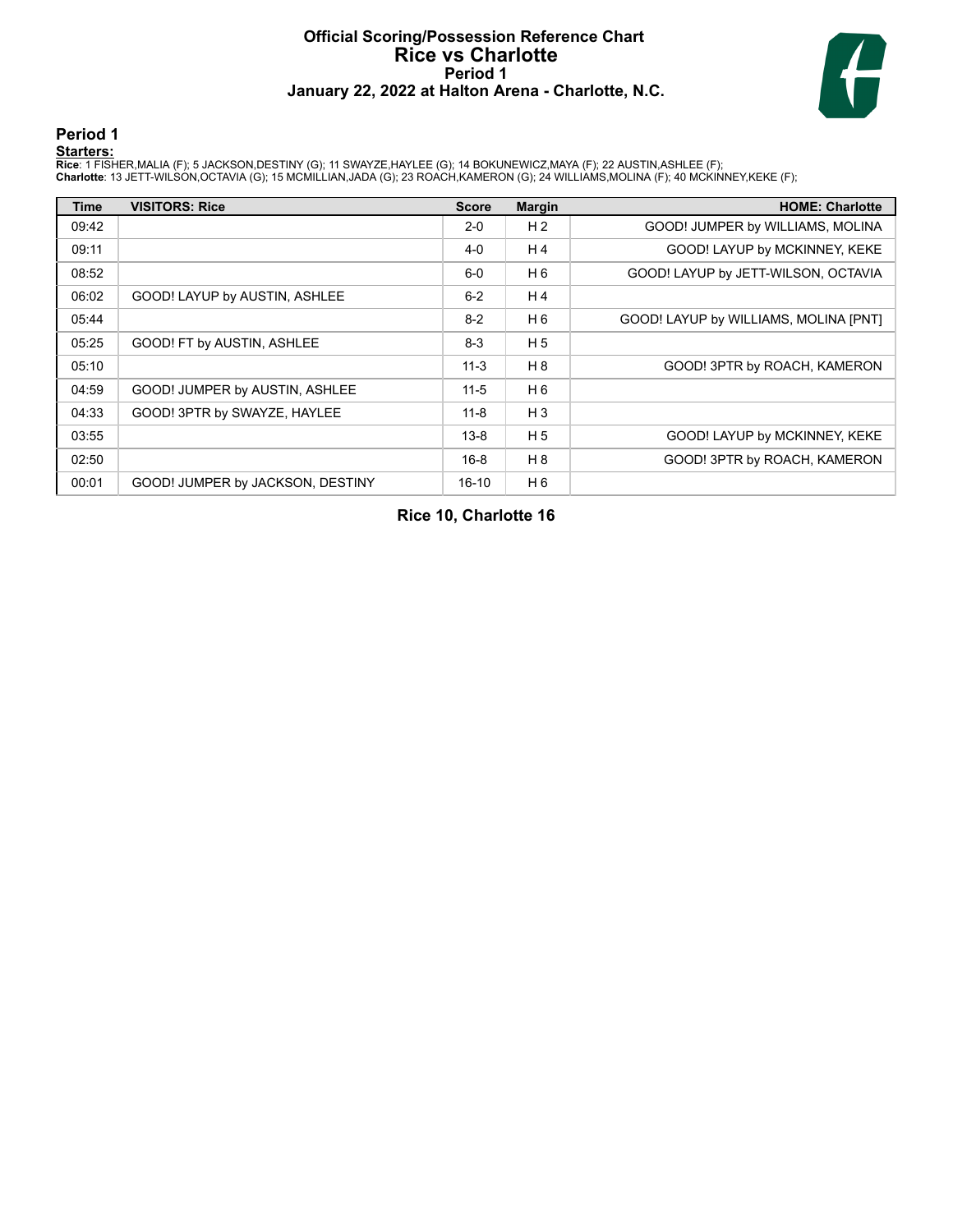# Official Scoring/Possession Reference Chart
# Rice vs Charlotte
## Period 1
### January 22, 2022 at Halton Arena - Charlotte, N.C.

## Period 1

**Starters:**

**Rice**: 1 FISHER,MALIA (F); 5 JACKSON,DESTINY (G); 11 SWAYZE,HAYLEE (G); 14 BOKUNEWICZ,MAYA (F); 22 AUSTIN,ASHLEE (F);
**Charlotte**: 13 JETT-WILSON,OCTAVIA (G); 15 MCMILLIAN,JADA (G); 23 ROACH,KAMERON (G); 24 WILLIAMS,MOLINA (F); 40 MCKINNEY,KEKE (F);

| Time | VISITORS: Rice | Score | Margin | HOME: Charlotte |
|---|---|---|---|---|
| 09:42 | | 2-0 | H 2 | GOOD! JUMPER by WILLIAMS, MOLINA |
| 09:11 | | 4-0 | H 4 | GOOD! LAYUP by MCKINNEY, KEKE |
| 08:52 | | 6-0 | H 6 | GOOD! LAYUP by JETT-WILSON, OCTAVIA |
| 06:02 | GOOD! LAYUP by AUSTIN, ASHLEE | 6-2 | H 4 | |
| 05:44 | | 8-2 | H 6 | GOOD! LAYUP by WILLIAMS, MOLINA [PNT] |
| 05:25 | GOOD! FT by AUSTIN, ASHLEE | 8-3 | H 5 | |
| 05:10 | | 11-3 | H 8 | GOOD! 3PTR by ROACH, KAMERON |
| 04:59 | GOOD! JUMPER by AUSTIN, ASHLEE | 11-5 | H 6 | |
| 04:33 | GOOD! 3PTR by SWAYZE, HAYLEE | 11-8 | H 3 | |
| 03:55 | | 13-8 | H 5 | GOOD! LAYUP by MCKINNEY, KEKE |
| 02:50 | | 16-8 | H 8 | GOOD! 3PTR by ROACH, KAMERON |
| 00:01 | GOOD! JUMPER by JACKSON, DESTINY | 16-10 | H 6 | |

**Rice 10, Charlotte 16**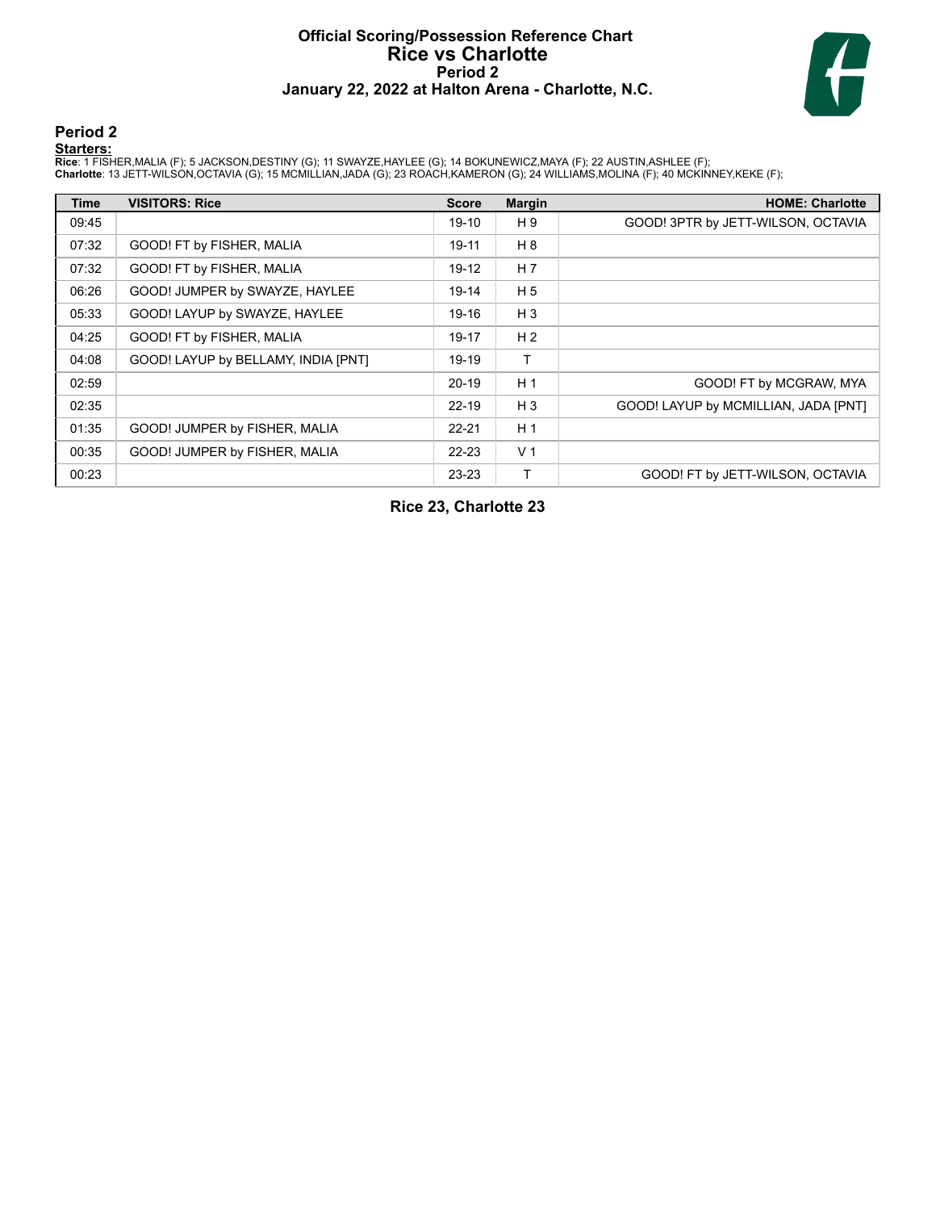# Official Scoring/Possession Reference Chart
# Rice vs Charlotte
### Period 2
### January 22, 2022 at Halton Arena - Charlotte, N.C.

## Period 2

**Starters:**

**Rice**: 1 FISHER,MALIA (F); 5 JACKSON,DESTINY (G); 11 SWAYZE,HAYLEE (G); 14 BOKUNEWICZ,MAYA (F); 22 AUSTIN,ASHLEE (F);
**Charlotte**: 13 JETT-WILSON,OCTAVIA (G); 15 MCMILLIAN,JADA (G); 23 ROACH,KAMERON (G); 24 WILLIAMS,MOLINA (F); 40 MCKINNEY,KEKE (F);

| Time | VISITORS: Rice | Score | Margin | HOME: Charlotte |
|---|---|---|---|---|
| 09:45 | | 19-10 | H 9 | GOOD! 3PTR by JETT-WILSON, OCTAVIA |
| 07:32 | GOOD! FT by FISHER, MALIA | 19-11 | H 8 | |
| 07:32 | GOOD! FT by FISHER, MALIA | 19-12 | H 7 | |
| 06:26 | GOOD! JUMPER by SWAYZE, HAYLEE | 19-14 | H 5 | |
| 05:33 | GOOD! LAYUP by SWAYZE, HAYLEE | 19-16 | H 3 | |
| 04:25 | GOOD! FT by FISHER, MALIA | 19-17 | H 2 | |
| 04:08 | GOOD! LAYUP by BELLAMY, INDIA [PNT] | 19-19 | T | |
| 02:59 | | 20-19 | H 1 | GOOD! FT by MCGRAW, MYA |
| 02:35 | | 22-19 | H 3 | GOOD! LAYUP by MCMILLIAN, JADA [PNT] |
| 01:35 | GOOD! JUMPER by FISHER, MALIA | 22-21 | H 1 | |
| 00:35 | GOOD! JUMPER by FISHER, MALIA | 22-23 | V 1 | |
| 00:23 | | 23-23 | T | GOOD! FT by JETT-WILSON, OCTAVIA |

**Rice 23, Charlotte 23**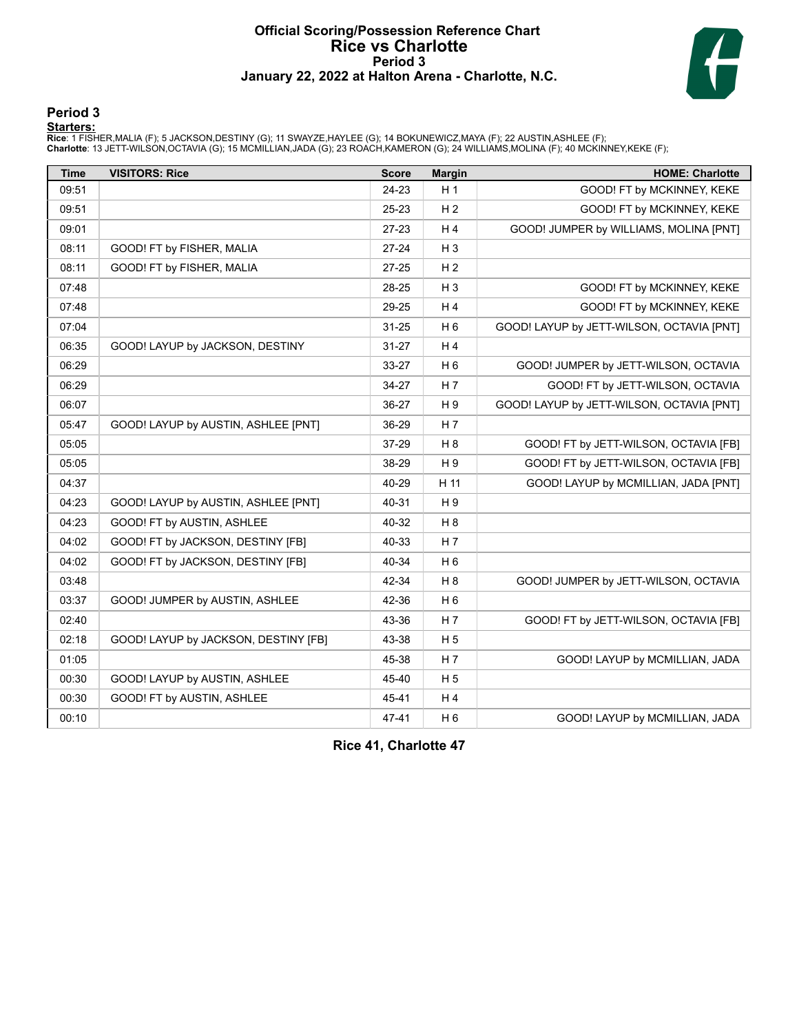# Official Scoring/Possession Reference Chart
# Rice vs Charlotte
# Period 3
# January 22, 2022 at Halton Arena - Charlotte, N.C.

## Period 3

**Starters:**

**Rice**: 1 FISHER,MALIA (F); 5 JACKSON,DESTINY (G); 11 SWAYZE,HAYLEE (G); 14 BOKUNEWICZ,MAYA (F); 22 AUSTIN,ASHLEE (F);
**Charlotte**: 13 JETT-WILSON,OCTAVIA (G); 15 MCMILLIAN,JADA (G); 23 ROACH,KAMERON (G); 24 WILLIAMS,MOLINA (F); 40 MCKINNEY,KEKE (F);

| Time | VISITORS: Rice | Score | Margin | HOME: Charlotte |
|---|---|---|---|---|
| 09:51 | | 24-23 | H 1 | GOOD! FT by MCKINNEY, KEKE |
| 09:51 | | 25-23 | H 2 | GOOD! FT by MCKINNEY, KEKE |
| 09:01 | | 27-23 | H 4 | GOOD! JUMPER by WILLIAMS, MOLINA [PNT] |
| 08:11 | GOOD! FT by FISHER, MALIA | 27-24 | H 3 | |
| 08:11 | GOOD! FT by FISHER, MALIA | 27-25 | H 2 | |
| 07:48 | | 28-25 | H 3 | GOOD! FT by MCKINNEY, KEKE |
| 07:48 | | 29-25 | H 4 | GOOD! FT by MCKINNEY, KEKE |
| 07:04 | | 31-25 | H 6 | GOOD! LAYUP by JETT-WILSON, OCTAVIA [PNT] |
| 06:35 | GOOD! LAYUP by JACKSON, DESTINY | 31-27 | H 4 | |
| 06:29 | | 33-27 | H 6 | GOOD! JUMPER by JETT-WILSON, OCTAVIA |
| 06:29 | | 34-27 | H 7 | GOOD! FT by JETT-WILSON, OCTAVIA |
| 06:07 | | 36-27 | H 9 | GOOD! LAYUP by JETT-WILSON, OCTAVIA [PNT] |
| 05:47 | GOOD! LAYUP by AUSTIN, ASHLEE [PNT] | 36-29 | H 7 | |
| 05:05 | | 37-29 | H 8 | GOOD! FT by JETT-WILSON, OCTAVIA [FB] |
| 05:05 | | 38-29 | H 9 | GOOD! FT by JETT-WILSON, OCTAVIA [FB] |
| 04:37 | | 40-29 | H 11 | GOOD! LAYUP by MCMILLIAN, JADA [PNT] |
| 04:23 | GOOD! LAYUP by AUSTIN, ASHLEE [PNT] | 40-31 | H 9 | |
| 04:23 | GOOD! FT by AUSTIN, ASHLEE | 40-32 | H 8 | |
| 04:02 | GOOD! FT by JACKSON, DESTINY [FB] | 40-33 | H 7 | |
| 04:02 | GOOD! FT by JACKSON, DESTINY [FB] | 40-34 | H 6 | |
| 03:48 | | 42-34 | H 8 | GOOD! JUMPER by JETT-WILSON, OCTAVIA |
| 03:37 | GOOD! JUMPER by AUSTIN, ASHLEE | 42-36 | H 6 | |
| 02:40 | | 43-36 | H 7 | GOOD! FT by JETT-WILSON, OCTAVIA [FB] |
| 02:18 | GOOD! LAYUP by JACKSON, DESTINY [FB] | 43-38 | H 5 | |
| 01:05 | | 45-38 | H 7 | GOOD! LAYUP by MCMILLIAN, JADA |
| 00:30 | GOOD! LAYUP by AUSTIN, ASHLEE | 45-40 | H 5 | |
| 00:30 | GOOD! FT by AUSTIN, ASHLEE | 45-41 | H 4 | |
| 00:10 | | 47-41 | H 6 | GOOD! LAYUP by MCMILLIAN, JADA |

**Rice 41, Charlotte 47**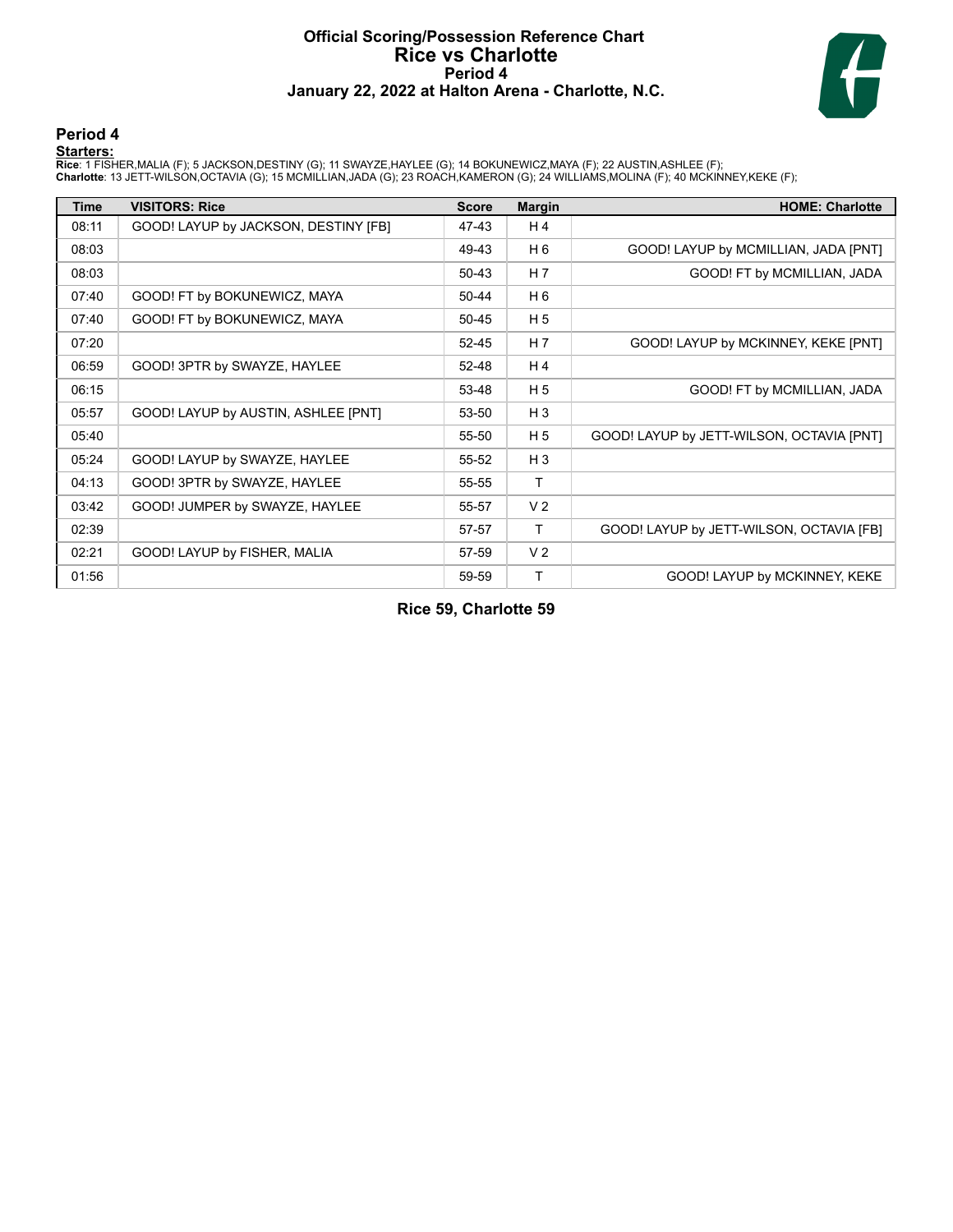# Official Scoring/Possession Reference Chart
# Rice vs Charlotte
## Period 4
### January 22, 2022 at Halton Arena - Charlotte, N.C.

## Period 4

**Starters:**

**Rice**: 1 FISHER,MALIA (F); 5 JACKSON,DESTINY (G); 11 SWAYZE,HAYLEE (G); 14 BOKUNEWICZ,MAYA (F); 22 AUSTIN,ASHLEE (F);
**Charlotte**: 13 JETT-WILSON,OCTAVIA (G); 15 MCMILLIAN,JADA (G); 23 ROACH,KAMERON (G); 24 WILLIAMS,MOLINA (F); 40 MCKINNEY,KEKE (F);

| Time | VISITORS: Rice | Score | Margin | HOME: Charlotte |
|---|---|---|---|---|
| 08:11 | GOOD! LAYUP by JACKSON, DESTINY [FB] | 47-43 | H 4 | |
| 08:03 | | 49-43 | H 6 | GOOD! LAYUP by MCMILLIAN, JADA [PNT] |
| 08:03 | | 50-43 | H 7 | GOOD! FT by MCMILLIAN, JADA |
| 07:40 | GOOD! FT by BOKUNEWICZ, MAYA | 50-44 | H 6 | |
| 07:40 | GOOD! FT by BOKUNEWICZ, MAYA | 50-45 | H 5 | |
| 07:20 | | 52-45 | H 7 | GOOD! LAYUP by MCKINNEY, KEKE [PNT] |
| 06:59 | GOOD! 3PTR by SWAYZE, HAYLEE | 52-48 | H 4 | |
| 06:15 | | 53-48 | H 5 | GOOD! FT by MCMILLIAN, JADA |
| 05:57 | GOOD! LAYUP by AUSTIN, ASHLEE [PNT] | 53-50 | H 3 | |
| 05:40 | | 55-50 | H 5 | GOOD! LAYUP by JETT-WILSON, OCTAVIA [PNT] |
| 05:24 | GOOD! LAYUP by SWAYZE, HAYLEE | 55-52 | H 3 | |
| 04:13 | GOOD! 3PTR by SWAYZE, HAYLEE | 55-55 | T | |
| 03:42 | GOOD! JUMPER by SWAYZE, HAYLEE | 55-57 | V 2 | |
| 02:39 | | 57-57 | T | GOOD! LAYUP by JETT-WILSON, OCTAVIA [FB] |
| 02:21 | GOOD! LAYUP by FISHER, MALIA | 57-59 | V 2 | |
| 01:56 | | 59-59 | T | GOOD! LAYUP by MCKINNEY, KEKE |

**Rice 59, Charlotte 59**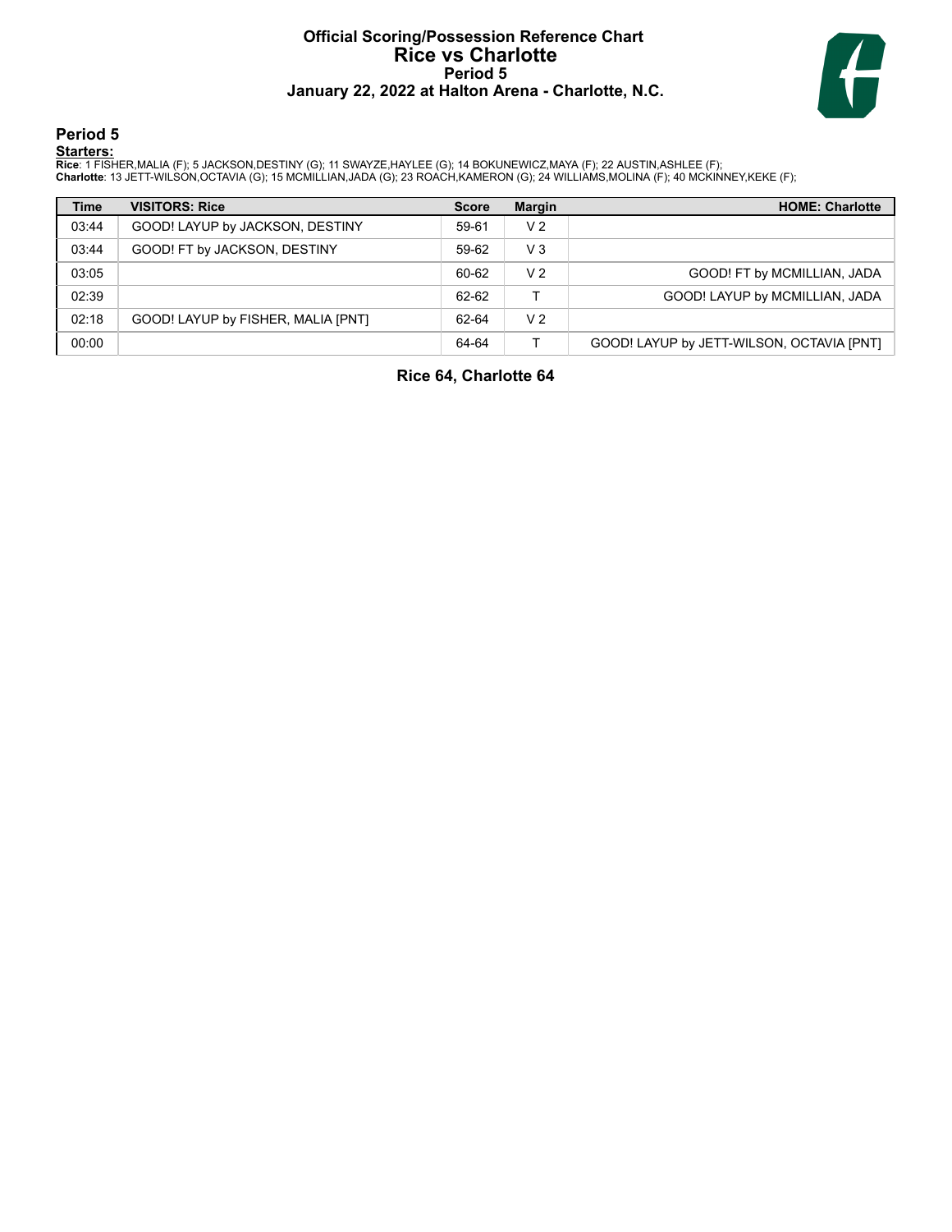# Official Scoring/Possession Reference Chart
## Rice vs Charlotte
### Period 5
### January 22, 2022 at Halton Arena - Charlotte, N.C.

## Period 5

**Starters:**

**Rice**: 1 FISHER,MALIA (F); 5 JACKSON,DESTINY (G); 11 SWAYZE,HAYLEE (G); 14 BOKUNEWICZ,MAYA (F); 22 AUSTIN,ASHLEE (F);
**Charlotte**: 13 JETT-WILSON,OCTAVIA (G); 15 MCMILLIAN,JADA (G); 23 ROACH,KAMERON (G); 24 WILLIAMS,MOLINA (F); 40 MCKINNEY,KEKE (F);

| Time | VISITORS: Rice | Score | Margin | HOME: Charlotte |
|---|---|---|---|---|
| 03:44 | GOOD! LAYUP by JACKSON, DESTINY | 59-61 | V 2 | |
| 03:44 | GOOD! FT by JACKSON, DESTINY | 59-62 | V 3 | |
| 03:05 | | 60-62 | V 2 | GOOD! FT by MCMILLIAN, JADA |
| 02:39 | | 62-62 | T | GOOD! LAYUP by MCMILLIAN, JADA |
| 02:18 | GOOD! LAYUP by FISHER, MALIA [PNT] | 62-64 | V 2 | |
| 00:00 | | 64-64 | T | GOOD! LAYUP by JETT-WILSON, OCTAVIA [PNT] |

**Rice 64, Charlotte 64**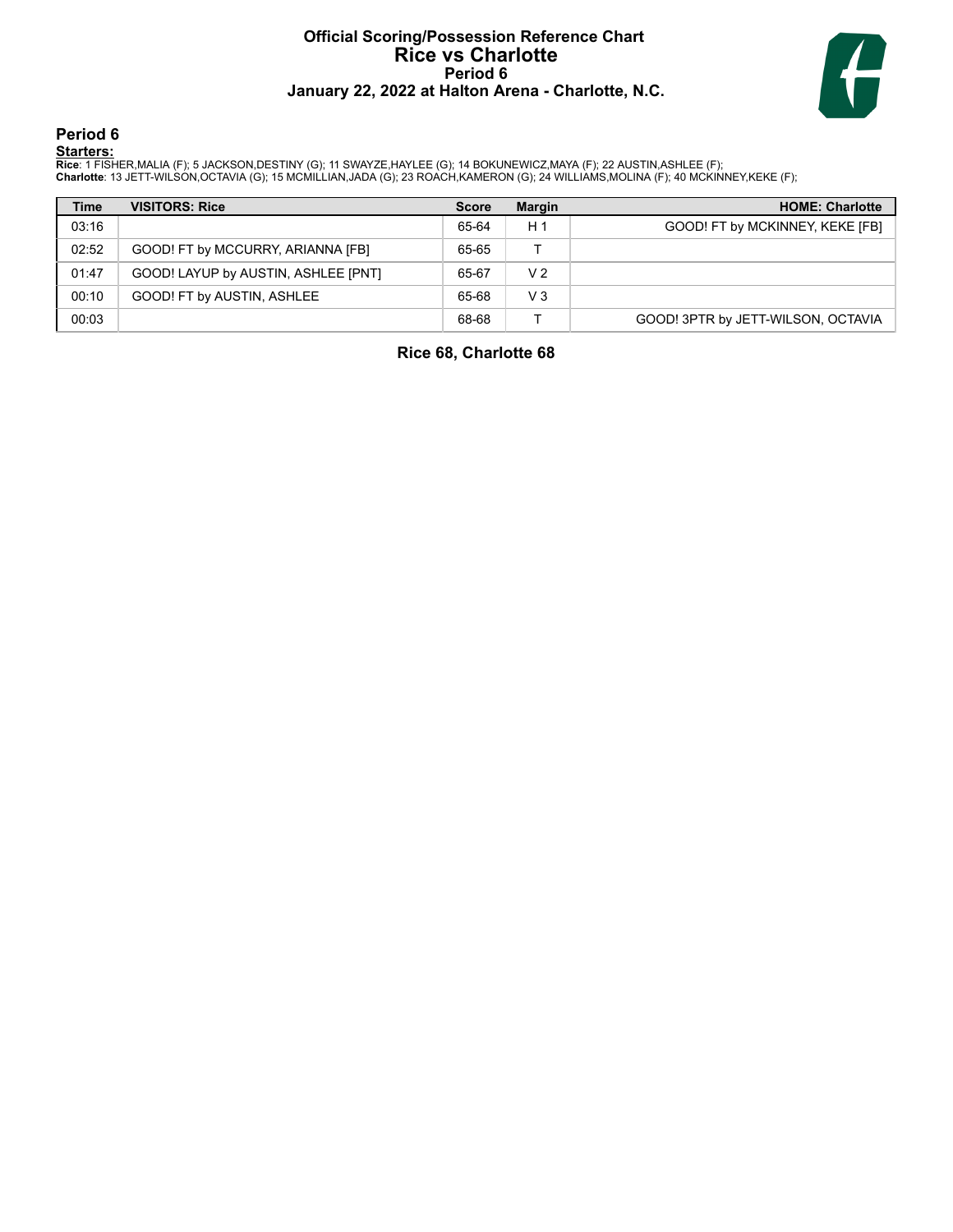# Official Scoring/Possession Reference Chart
# Rice vs Charlotte
## Period 6
### January 22, 2022 at Halton Arena - Charlotte, N.C.

## Period 6

**Starters:**

**Rice**: 1 FISHER,MALIA (F); 5 JACKSON,DESTINY (G); 11 SWAYZE,HAYLEE (G); 14 BOKUNEWICZ,MAYA (F); 22 AUSTIN,ASHLEE (F);
**Charlotte**: 13 JETT-WILSON,OCTAVIA (G); 15 MCMILLIAN,JADA (G); 23 ROACH,KAMERON (G); 24 WILLIAMS,MOLINA (F); 40 MCKINNEY,KEKE (F);

| Time | VISITORS: Rice | Score | Margin | HOME: Charlotte |
|---|---|---|---|---|
| 03:16 | | 65-64 | H 1 | GOOD! FT by MCKINNEY, KEKE [FB] |
| 02:52 | GOOD! FT by MCCURRY, ARIANNA [FB] | 65-65 | T | |
| 01:47 | GOOD! LAYUP by AUSTIN, ASHLEE [PNT] | 65-67 | V 2 | |
| 00:10 | GOOD! FT by AUSTIN, ASHLEE | 65-68 | V 3 | |
| 00:03 | | 68-68 | T | GOOD! 3PTR by JETT-WILSON, OCTAVIA |

**Rice 68, Charlotte 68**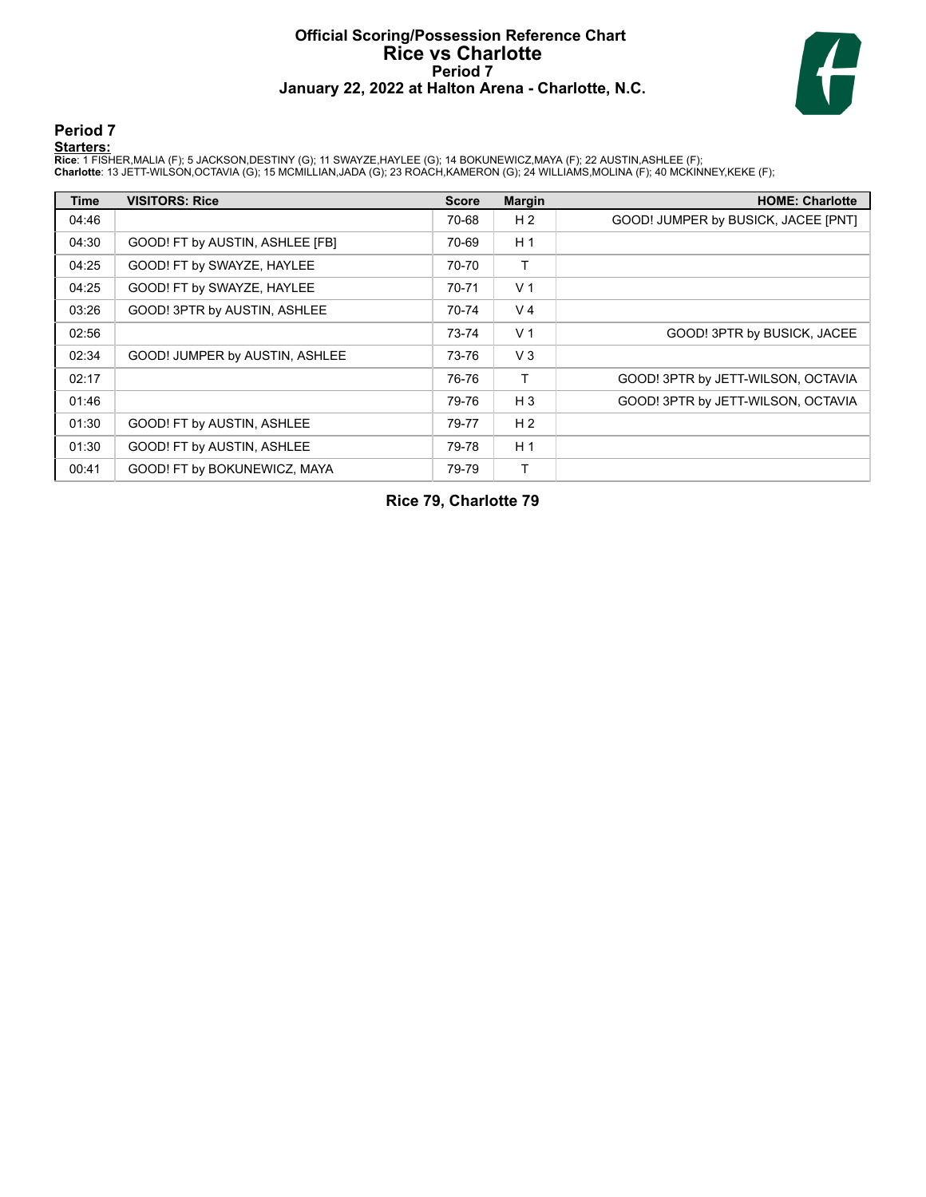# Official Scoring/Possession Reference Chart
# Rice vs Charlotte
## Period 7
### January 22, 2022 at Halton Arena - Charlotte, N.C.

## Period 7

**Starters:**

**Rice**: 1 FISHER,MALIA (F); 5 JACKSON,DESTINY (G); 11 SWAYZE,HAYLEE (G); 14 BOKUNEWICZ,MAYA (F); 22 AUSTIN,ASHLEE (F);
**Charlotte**: 13 JETT-WILSON,OCTAVIA (G); 15 MCMILLIAN,JADA (G); 23 ROACH,KAMERON (G); 24 WILLIAMS,MOLINA (F); 40 MCKINNEY,KEKE (F);

| Time | VISITORS: Rice | Score | Margin | HOME: Charlotte |
|---|---|---|---|---|
| 04:46 | | 70-68 | H 2 | GOOD! JUMPER by BUSICK, JACEE [PNT] |
| 04:30 | GOOD! FT by AUSTIN, ASHLEE [FB] | 70-69 | H 1 | |
| 04:25 | GOOD! FT by SWAYZE, HAYLEE | 70-70 | T | |
| 04:25 | GOOD! FT by SWAYZE, HAYLEE | 70-71 | V 1 | |
| 03:26 | GOOD! 3PTR by AUSTIN, ASHLEE | 70-74 | V 4 | |
| 02:56 | | 73-74 | V 1 | GOOD! 3PTR by BUSICK, JACEE |
| 02:34 | GOOD! JUMPER by AUSTIN, ASHLEE | 73-76 | V 3 | |
| 02:17 | | 76-76 | T | GOOD! 3PTR by JETT-WILSON, OCTAVIA |
| 01:46 | | 79-76 | H 3 | GOOD! 3PTR by JETT-WILSON, OCTAVIA |
| 01:30 | GOOD! FT by AUSTIN, ASHLEE | 79-77 | H 2 | |
| 01:30 | GOOD! FT by AUSTIN, ASHLEE | 79-78 | H 1 | |
| 00:41 | GOOD! FT by BOKUNEWICZ, MAYA | 79-79 | T | |

**Rice 79, Charlotte 79**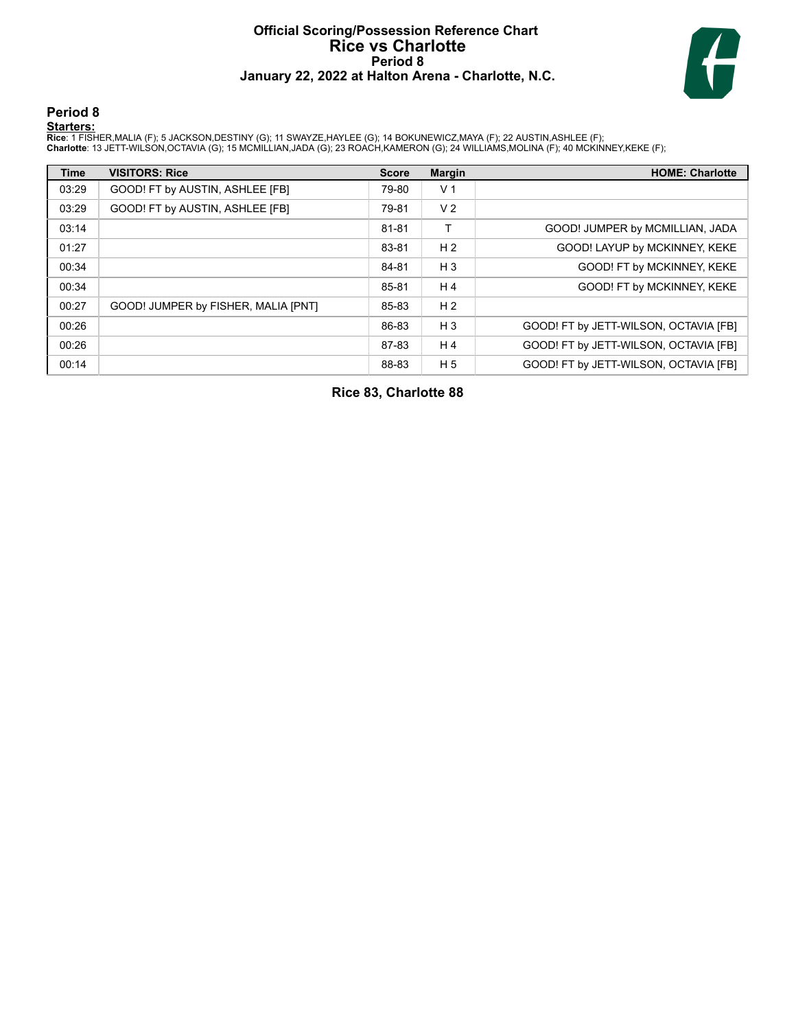# Official Scoring/Possession Reference Chart
# Rice vs Charlotte
## Period 8
## January 22, 2022 at Halton Arena - Charlotte, N.C.

### Period 8

**Starters:**

**Rice**: 1 FISHER,MALIA (F); 5 JACKSON,DESTINY (G); 11 SWAYZE,HAYLEE (G); 14 BOKUNEWICZ,MAYA (F); 22 AUSTIN,ASHLEE (F);
**Charlotte**: 13 JETT-WILSON,OCTAVIA (G); 15 MCMILLIAN,JADA (G); 23 ROACH,KAMERON (G); 24 WILLIAMS,MOLINA (F); 40 MCKINNEY,KEKE (F);

| Time | VISITORS: Rice | Score | Margin | HOME: Charlotte |
|---|---|---|---|---|
| 03:29 | GOOD! FT by AUSTIN, ASHLEE [FB] | 79-80 | V 1 | |
| 03:29 | GOOD! FT by AUSTIN, ASHLEE [FB] | 79-81 | V 2 | |
| 03:14 | | 81-81 | T | GOOD! JUMPER by MCMILLIAN, JADA |
| 01:27 | | 83-81 | H 2 | GOOD! LAYUP by MCKINNEY, KEKE |
| 00:34 | | 84-81 | H 3 | GOOD! FT by MCKINNEY, KEKE |
| 00:34 | | 85-81 | H 4 | GOOD! FT by MCKINNEY, KEKE |
| 00:27 | GOOD! JUMPER by FISHER, MALIA [PNT] | 85-83 | H 2 | |
| 00:26 | | 86-83 | H 3 | GOOD! FT by JETT-WILSON, OCTAVIA [FB] |
| 00:26 | | 87-83 | H 4 | GOOD! FT by JETT-WILSON, OCTAVIA [FB] |
| 00:14 | | 88-83 | H 5 | GOOD! FT by JETT-WILSON, OCTAVIA [FB] |

**Rice 83, Charlotte 88**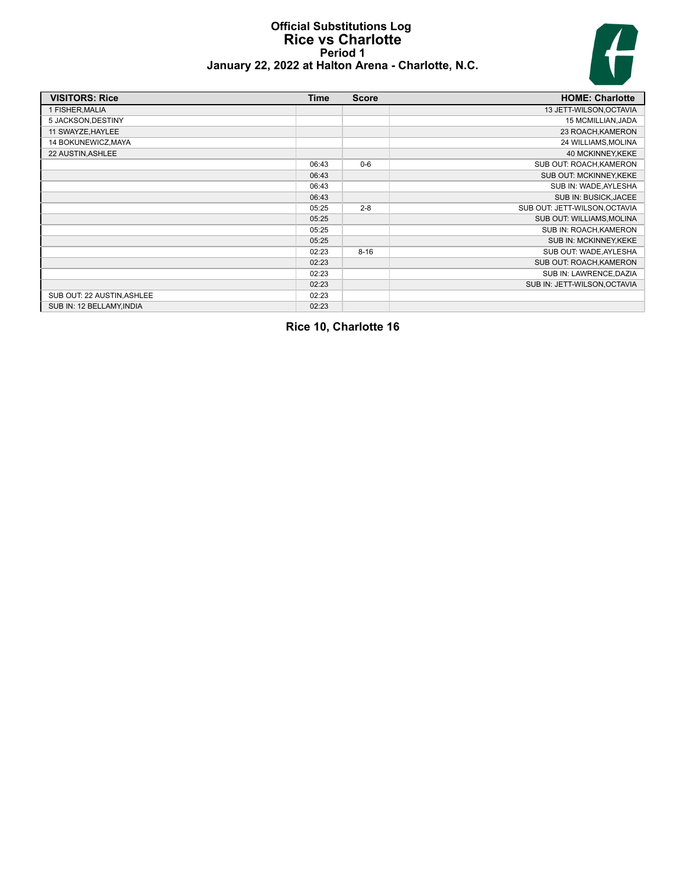# Official Substitutions Log
## Rice vs Charlotte
### Period 1
### January 22, 2022 at Halton Arena - Charlotte, N.C.

| VISITORS: Rice | Time | Score | HOME: Charlotte |
|---|---|---|---|
| 1 FISHER,MALIA | | | 13 JETT-WILSON,OCTAVIA |
| 5 JACKSON,DESTINY | | | 15 MCMILLIAN,JADA |
| 11 SWAYZE,HAYLEE | | | 23 ROACH,KAMERON |
| 14 BOKUNEWICZ,MAYA | | | 24 WILLIAMS,MOLINA |
| 22 AUSTIN,ASHLEE | | | 40 MCKINNEY,KEKE |
| | 06:43 | 0-6 | SUB OUT: ROACH,KAMERON |
| | 06:43 | | SUB OUT: MCKINNEY,KEKE |
| | 06:43 | | SUB IN: WADE,AYLESHA |
| | 06:43 | | SUB IN: BUSICK,JACEE |
| | 05:25 | 2-8 | SUB OUT: JETT-WILSON,OCTAVIA |
| | 05:25 | | SUB OUT: WILLIAMS,MOLINA |
| | 05:25 | | SUB IN: ROACH,KAMERON |
| | 05:25 | | SUB IN: MCKINNEY,KEKE |
| | 02:23 | 8-16 | SUB OUT: WADE,AYLESHA |
| | 02:23 | | SUB OUT: ROACH,KAMERON |
| | 02:23 | | SUB IN: LAWRENCE,DAZIA |
| | 02:23 | | SUB IN: JETT-WILSON,OCTAVIA |
| SUB OUT: 22 AUSTIN,ASHLEE | 02:23 | | |
| SUB IN: 12 BELLAMY,INDIA | 02:23 | | |

**Rice 10, Charlotte 16**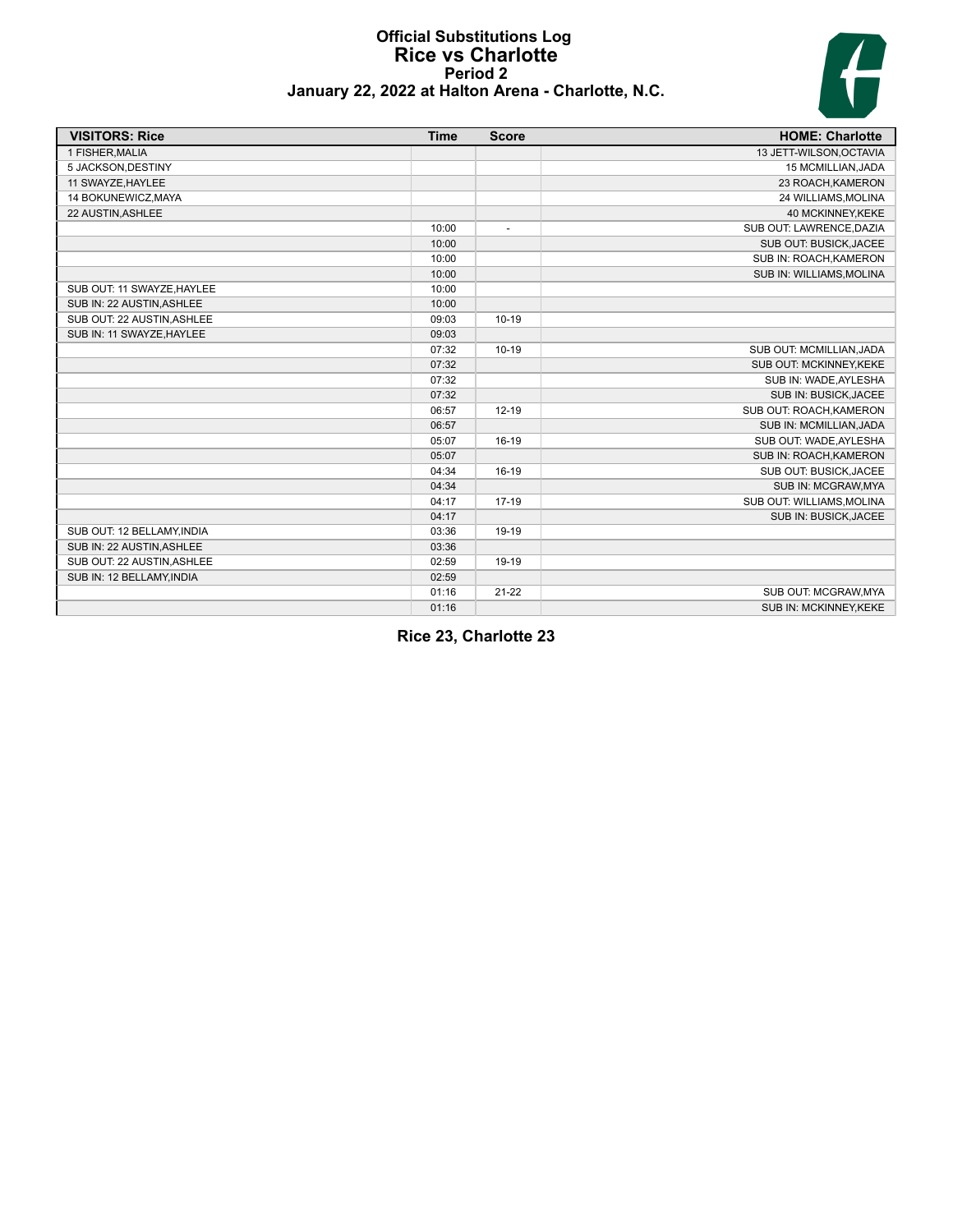# Official Substitutions Log
# Rice vs Charlotte
## Period 2
### January 22, 2022 at Halton Arena - Charlotte, N.C.

| VISITORS: Rice | Time | Score | HOME: Charlotte |
|---|---|---|---|
| 1 FISHER,MALIA | | | 13 JETT-WILSON,OCTAVIA |
| 5 JACKSON,DESTINY | | | 15 MCMILLIAN,JADA |
| 11 SWAYZE,HAYLEE | | | 23 ROACH,KAMERON |
| 14 BOKUNEWICZ,MAYA | | | 24 WILLIAMS,MOLINA |
| 22 AUSTIN,ASHLEE | | | 40 MCKINNEY,KEKE |
| | 10:00 | - | SUB OUT: LAWRENCE,DAZIA |
| | 10:00 | | SUB OUT: BUSICK,JACEE |
| | 10:00 | | SUB IN: ROACH,KAMERON |
| | 10:00 | | SUB IN: WILLIAMS,MOLINA |
| SUB OUT: 11 SWAYZE,HAYLEE | 10:00 | | |
| SUB IN: 22 AUSTIN,ASHLEE | 10:00 | | |
| SUB OUT: 22 AUSTIN,ASHLEE | 09:03 | 10-19 | |
| SUB IN: 11 SWAYZE,HAYLEE | 09:03 | | |
| | 07:32 | 10-19 | SUB OUT: MCMILLIAN,JADA |
| | 07:32 | | SUB OUT: MCKINNEY,KEKE |
| | 07:32 | | SUB IN: WADE,AYLESHA |
| | 07:32 | | SUB IN: BUSICK,JACEE |
| | 06:57 | 12-19 | SUB OUT: ROACH,KAMERON |
| | 06:57 | | SUB IN: MCMILLIAN,JADA |
| | 05:07 | 16-19 | SUB OUT: WADE,AYLESHA |
| | 05:07 | | SUB IN: ROACH,KAMERON |
| | 04:34 | 16-19 | SUB OUT: BUSICK,JACEE |
| | 04:34 | | SUB IN: MCGRAW,MYA |
| | 04:17 | 17-19 | SUB OUT: WILLIAMS,MOLINA |
| | 04:17 | | SUB IN: BUSICK,JACEE |
| SUB OUT: 12 BELLAMY,INDIA | 03:36 | 19-19 | |
| SUB IN: 22 AUSTIN,ASHLEE | 03:36 | | |
| SUB OUT: 22 AUSTIN,ASHLEE | 02:59 | 19-19 | |
| SUB IN: 12 BELLAMY,INDIA | 02:59 | | |
| | 01:16 | 21-22 | SUB OUT: MCGRAW,MYA |
| | 01:16 | | SUB IN: MCKINNEY,KEKE |

**Rice 23, Charlotte 23**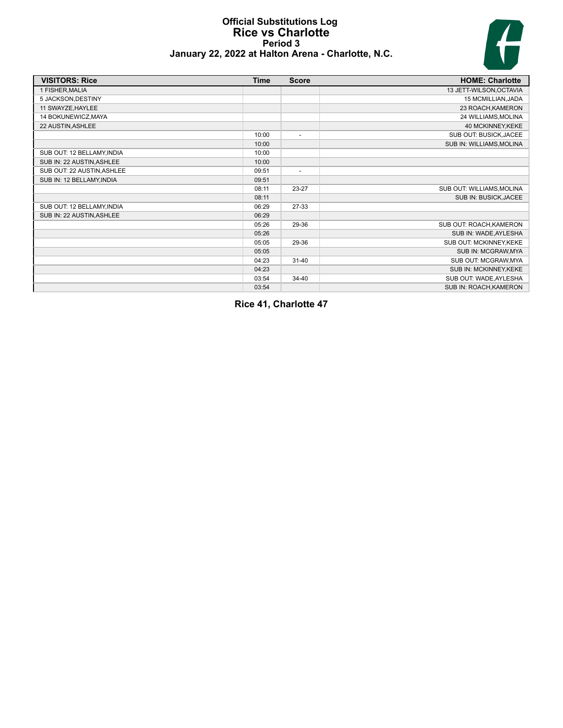# Official Substitutions Log
## Rice vs Charlotte
### Period 3
### January 22, 2022 at Halton Arena - Charlotte, N.C.

| VISITORS: Rice | Time | Score | HOME: Charlotte |
|---|---|---|---|
| 1 FISHER,MALIA | | | 13 JETT-WILSON,OCTAVIA |
| 5 JACKSON,DESTINY | | | 15 MCMILLIAN,JADA |
| 11 SWAYZE,HAYLEE | | | 23 ROACH,KAMERON |
| 14 BOKUNEWICZ,MAYA | | | 24 WILLIAMS,MOLINA |
| 22 AUSTIN,ASHLEE | | | 40 MCKINNEY,KEKE |
| | 10:00 | - | SUB OUT: BUSICK,JACEE |
| | 10:00 | | SUB IN: WILLIAMS,MOLINA |
| SUB OUT: 12 BELLAMY,INDIA | 10:00 | | |
| SUB IN: 22 AUSTIN,ASHLEE | 10:00 | | |
| SUB OUT: 22 AUSTIN,ASHLEE | 09:51 | - | |
| SUB IN: 12 BELLAMY,INDIA | 09:51 | | |
| | 08:11 | 23-27 | SUB OUT: WILLIAMS,MOLINA |
| | 08:11 | | SUB IN: BUSICK,JACEE |
| SUB OUT: 12 BELLAMY,INDIA | 06:29 | 27-33 | |
| SUB IN: 22 AUSTIN,ASHLEE | 06:29 | | |
| | 05:26 | 29-36 | SUB OUT: ROACH,KAMERON |
| | 05:26 | | SUB IN: WADE,AYLESHA |
| | 05:05 | 29-36 | SUB OUT: MCKINNEY,KEKE |
| | 05:05 | | SUB IN: MCGRAW,MYA |
| | 04:23 | 31-40 | SUB OUT: MCGRAW,MYA |
| | 04:23 | | SUB IN: MCKINNEY,KEKE |
| | 03:54 | 34-40 | SUB OUT: WADE,AYLESHA |
| | 03:54 | | SUB IN: ROACH,KAMERON |

**Rice 41, Charlotte 47**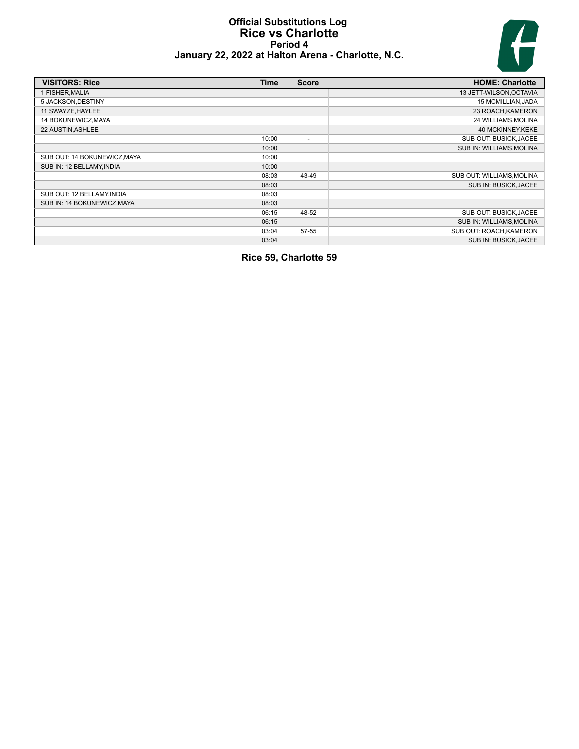# Official Substitutions Log
## Rice vs Charlotte
### Period 4
### January 22, 2022 at Halton Arena - Charlotte, N.C.

| VISITORS: Rice | Time | Score | HOME: Charlotte |
|---|---|---|---|
| 1 FISHER,MALIA | | | 13 JETT-WILSON,OCTAVIA |
| 5 JACKSON,DESTINY | | | 15 MCMILLIAN,JADA |
| 11 SWAYZE,HAYLEE | | | 23 ROACH,KAMERON |
| 14 BOKUNEWICZ,MAYA | | | 24 WILLIAMS,MOLINA |
| 22 AUSTIN,ASHLEE | | | 40 MCKINNEY,KEKE |
| | 10:00 | - | SUB OUT: BUSICK,JACEE |
| | 10:00 | | SUB IN: WILLIAMS,MOLINA |
| SUB OUT: 14 BOKUNEWICZ,MAYA | 10:00 | | |
| SUB IN: 12 BELLAMY,INDIA | 10:00 | | |
| | 08:03 | 43-49 | SUB OUT: WILLIAMS,MOLINA |
| | 08:03 | | SUB IN: BUSICK,JACEE |
| SUB OUT: 12 BELLAMY,INDIA | 08:03 | | |
| SUB IN: 14 BOKUNEWICZ,MAYA | 08:03 | | |
| | 06:15 | 48-52 | SUB OUT: BUSICK,JACEE |
| | 06:15 | | SUB IN: WILLIAMS,MOLINA |
| | 03:04 | 57-55 | SUB OUT: ROACH,KAMERON |
| | 03:04 | | SUB IN: BUSICK,JACEE |

**Rice 59, Charlotte 59**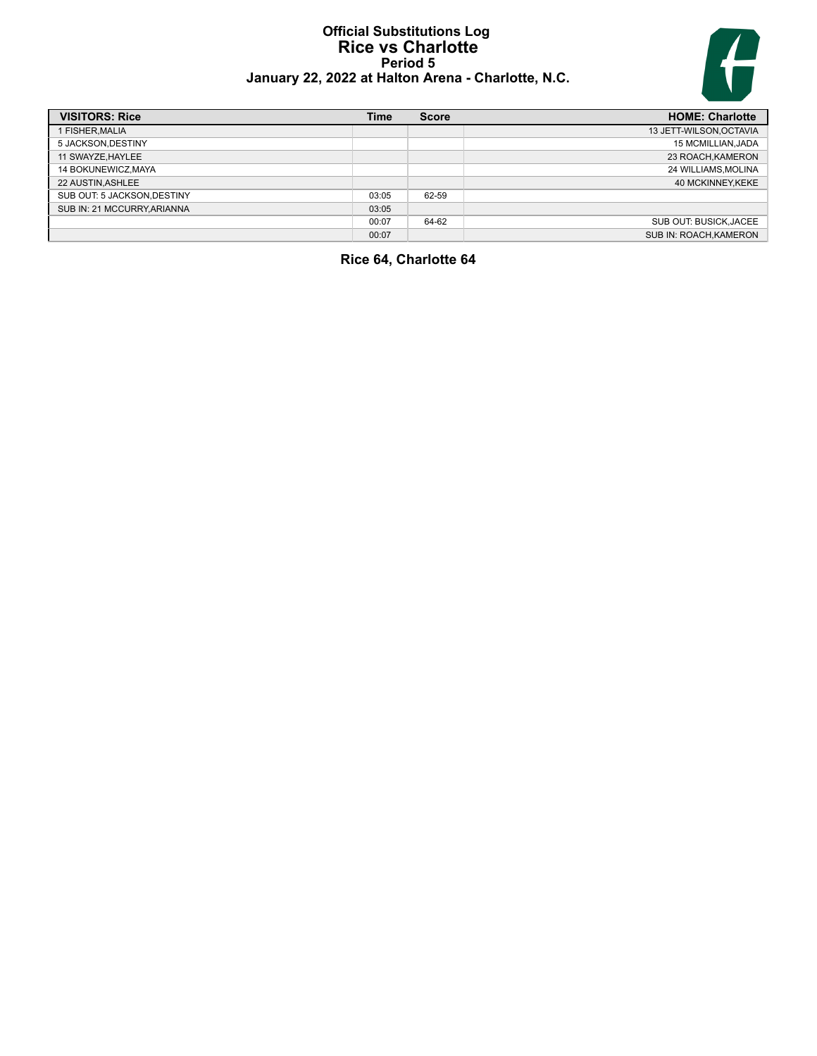# Official Substitutions Log
## Rice vs Charlotte
### Period 5
### January 22, 2022 at Halton Arena - Charlotte, N.C.

| VISITORS: Rice | Time | Score | HOME: Charlotte |
|---|---|---|---|
| 1 FISHER,MALIA | | | 13 JETT-WILSON,OCTAVIA |
| 5 JACKSON,DESTINY | | | 15 MCMILLIAN,JADA |
| 11 SWAYZE,HAYLEE | | | 23 ROACH,KAMERON |
| 14 BOKUNEWICZ,MAYA | | | 24 WILLIAMS,MOLINA |
| 22 AUSTIN,ASHLEE | | | 40 MCKINNEY,KEKE |
| SUB OUT: 5 JACKSON,DESTINY | 03:05 | 62-59 | |
| SUB IN: 21 MCCURRY,ARIANNA | 03:05 | | |
| | 00:07 | 64-62 | SUB OUT: BUSICK,JACEE |
| | 00:07 | | SUB IN: ROACH,KAMERON |

**Rice 64, Charlotte 64**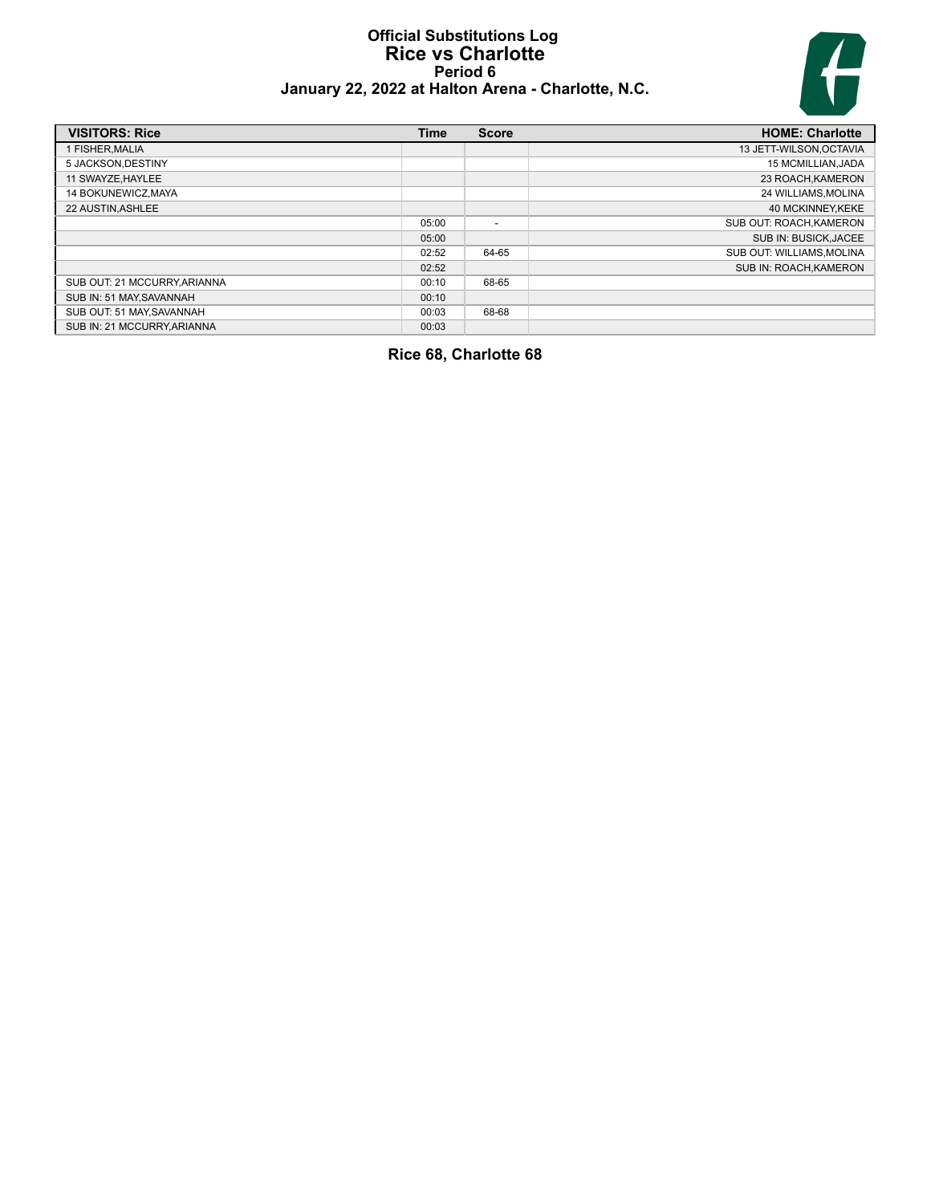# Official Substitutions Log
## Rice vs Charlotte
### Period 6
### January 22, 2022 at Halton Arena - Charlotte, N.C.

| VISITORS: Rice | Time | Score | HOME: Charlotte |
|---|---|---|---|
| 1 FISHER,MALIA | | | 13 JETT-WILSON,OCTAVIA |
| 5 JACKSON,DESTINY | | | 15 MCMILLIAN,JADA |
| 11 SWAYZE,HAYLEE | | | 23 ROACH,KAMERON |
| 14 BOKUNEWICZ,MAYA | | | 24 WILLIAMS,MOLINA |
| 22 AUSTIN,ASHLEE | | | 40 MCKINNEY,KEKE |
| | 05:00 | - | SUB OUT: ROACH,KAMERON |
| | 05:00 | | SUB IN: BUSICK,JACEE |
| | 02:52 | 64-65 | SUB OUT: WILLIAMS,MOLINA |
| | 02:52 | | SUB IN: ROACH,KAMERON |
| SUB OUT: 21 MCCURRY,ARIANNA | 00:10 | 68-65 | |
| SUB IN: 51 MAY,SAVANNAH | 00:10 | | |
| SUB OUT: 51 MAY,SAVANNAH | 00:03 | 68-68 | |
| SUB IN: 21 MCCURRY,ARIANNA | 00:03 | | |

**Rice 68, Charlotte 68**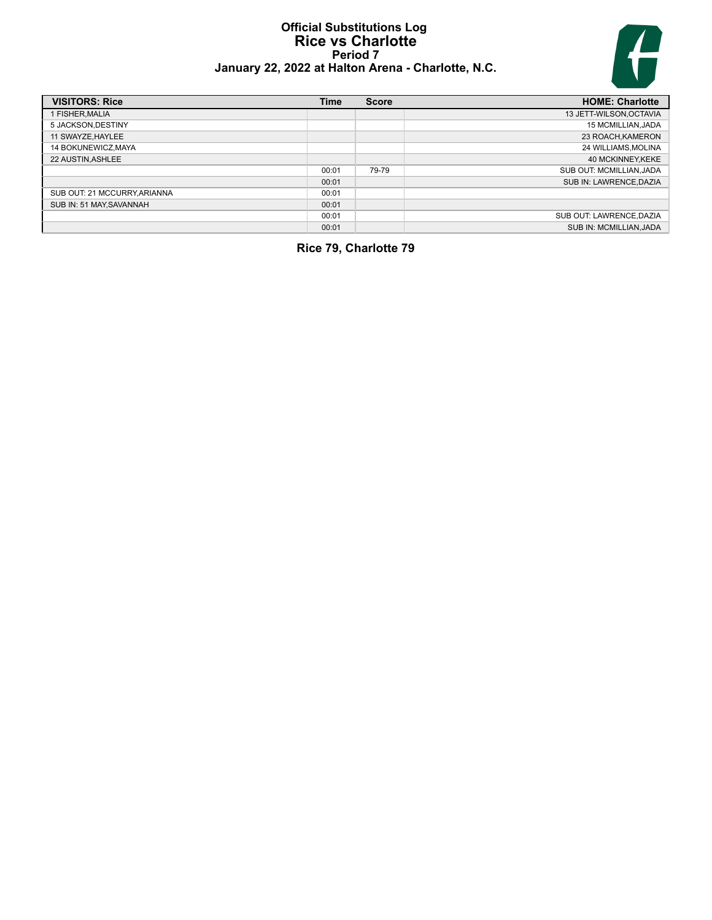# Official Substitutions Log
## Rice vs Charlotte
### Period 7
### January 22, 2022 at Halton Arena - Charlotte, N.C.

| VISITORS: Rice | Time | Score | HOME: Charlotte |
|---|---|---|---|
| 1 FISHER,MALIA | | | 13 JETT-WILSON,OCTAVIA |
| 5 JACKSON,DESTINY | | | 15 MCMILLIAN,JADA |
| 11 SWAYZE,HAYLEE | | | 23 ROACH,KAMERON |
| 14 BOKUNEWICZ,MAYA | | | 24 WILLIAMS,MOLINA |
| 22 AUSTIN,ASHLEE | | | 40 MCKINNEY,KEKE |
| | 00:01 | 79-79 | SUB OUT: MCMILLIAN,JADA |
| | 00:01 | | SUB IN: LAWRENCE,DAZIA |
| SUB OUT: 21 MCCURRY,ARIANNA | 00:01 | | |
| SUB IN: 51 MAY,SAVANNAH | 00:01 | | |
| | 00:01 | | SUB OUT: LAWRENCE,DAZIA |
| | 00:01 | | SUB IN: MCMILLIAN,JADA |

**Rice 79, Charlotte 79**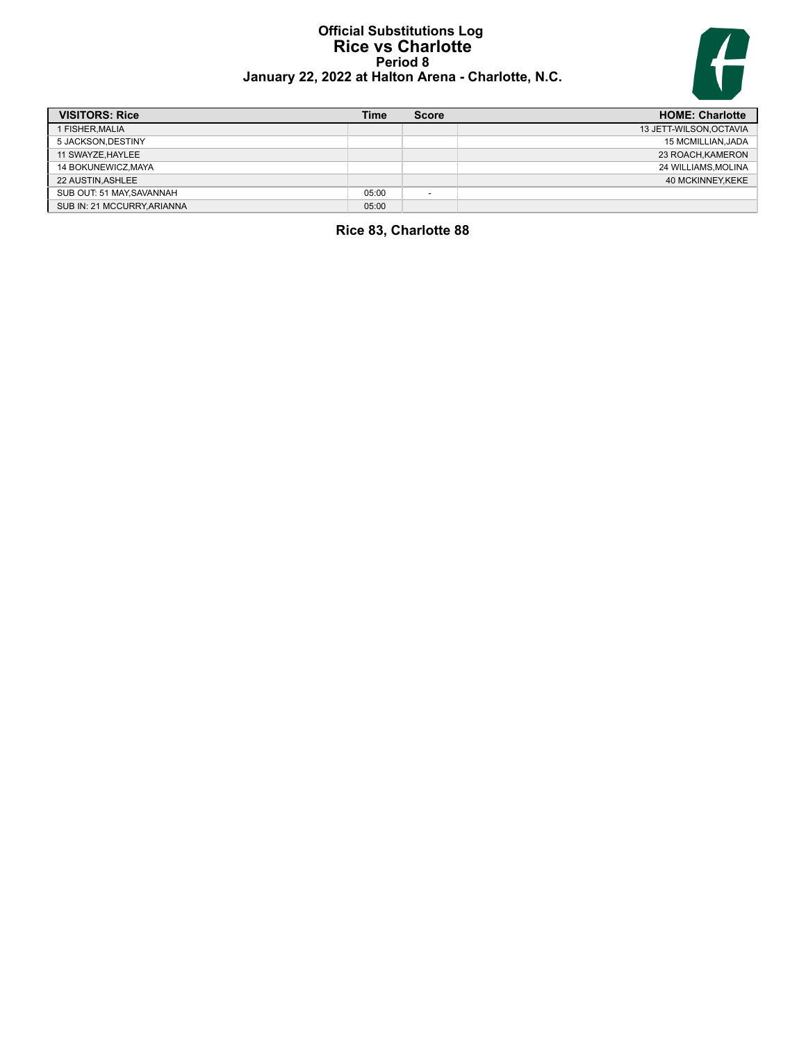# Official Substitutions Log
## Rice vs Charlotte
### Period 8
### January 22, 2022 at Halton Arena - Charlotte, N.C.

| VISITORS: Rice | Time | Score | HOME: Charlotte |
|---|---|---|---|
| 1 FISHER,MALIA | | | 13 JETT-WILSON,OCTAVIA |
| 5 JACKSON,DESTINY | | | 15 MCMILLIAN,JADA |
| 11 SWAYZE,HAYLEE | | | 23 ROACH,KAMERON |
| 14 BOKUNEWICZ,MAYA | | | 24 WILLIAMS,MOLINA |
| 22 AUSTIN,ASHLEE | | | 40 MCKINNEY,KEKE |
| SUB OUT: 51 MAY,SAVANNAH | 05:00 | - | |
| SUB IN: 21 MCCURRY,ARIANNA | 05:00 | | |

**Rice 83, Charlotte 88**